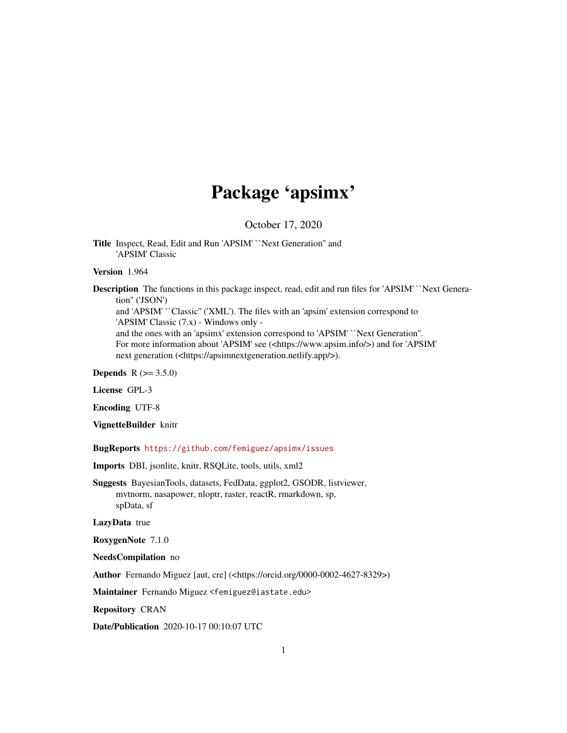# Package 'apsimx'

October 17, 2020

**Title** Inspect, Read, Edit and Run 'APSIM' ``Next Generation'' and 'APSIM' Classic

**Version** 1.964

**Description** The functions in this package inspect, read, edit and run files for 'APSIM' ``Next Generation'' ('JSON') and 'APSIM' ``Classic'' ('XML'). The files with an 'apsim' extension correspond to 'APSIM' Classic (7.x) - Windows only - and the ones with an 'apsimx' extension correspond to 'APSIM' ``Next Generation''. For more information about 'APSIM' see (<https://www.apsim.info/>) and for 'APSIM' next generation (<https://apsimnextgeneration.netlify.app/>).

**Depends** R (>= 3.5.0)

**License** GPL-3

**Encoding** UTF-8

**VignetteBuilder** knitr

**BugReports** https://github.com/femiguez/apsimx/issues

**Imports** DBI, jsonlite, knitr, RSQLite, tools, utils, xml2

**Suggests** BayesianTools, datasets, FedData, ggplot2, GSODR, listviewer, mvtnorm, nasapower, nloptr, raster, reactR, rmarkdown, sp, spData, sf

**LazyData** true

**RoxygenNote** 7.1.0

**NeedsCompilation** no

**Author** Fernando Miguez [aut, cre] (<https://orcid.org/0000-0002-4627-8329>)

**Maintainer** Fernando Miguez <femiguez@iastate.edu>

**Repository** CRAN

**Date/Publication** 2020-10-17 00:10:07 UTC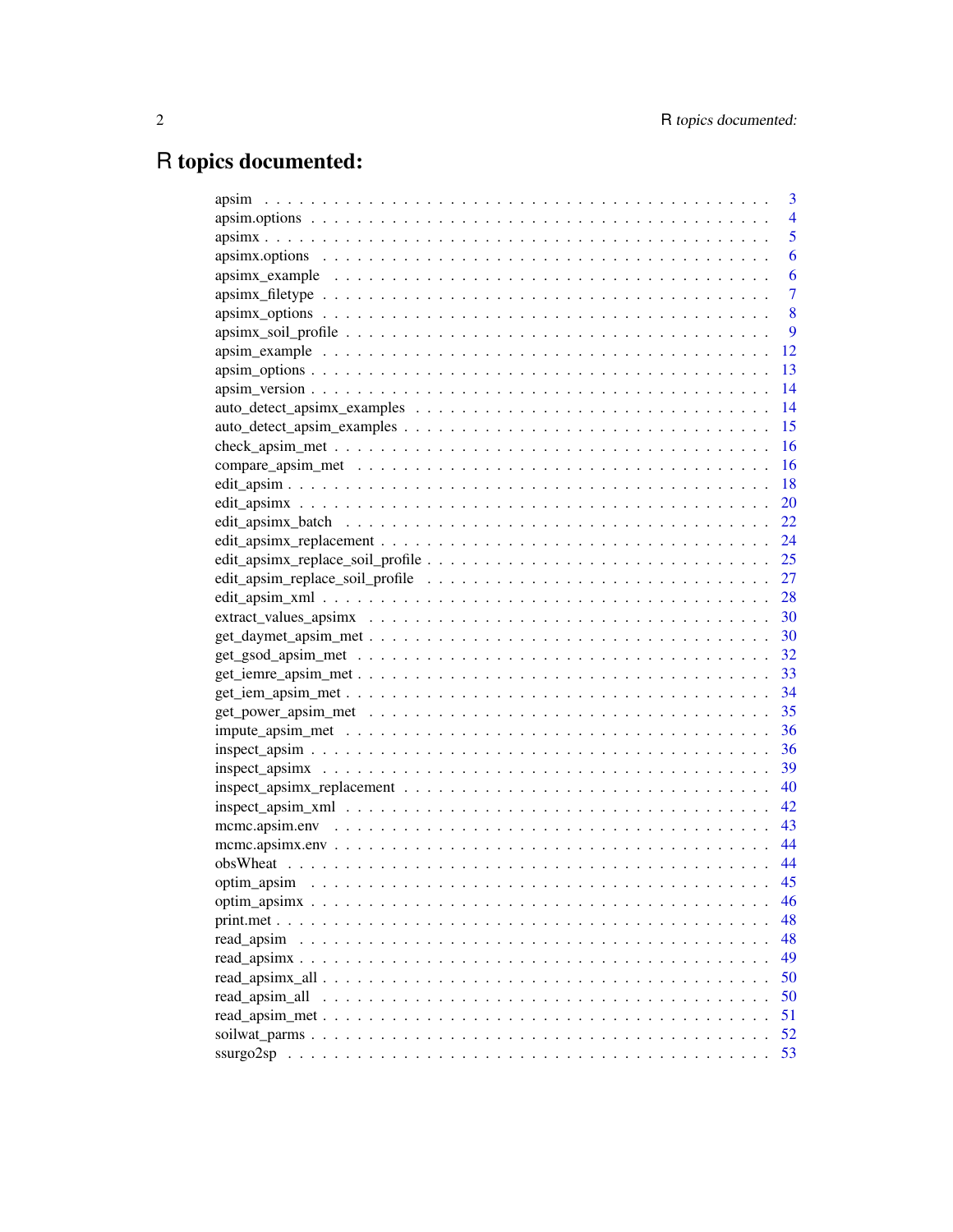# R topics documented:

| | |
|---|---|
| apsim | 3 |
| apsim.options | 4 |
| apsimx | 5 |
| apsimx.options | 6 |
| apsimx_example | 6 |
| apsimx_filetype | 7 |
| apsimx_options | 8 |
| apsimx_soil_profile | 9 |
| apsim_example | 12 |
| apsim_options | 13 |
| apsim_version | 14 |
| auto_detect_apsimx_examples | 14 |
| auto_detect_apsim_examples | 15 |
| check_apsim_met | 16 |
| compare_apsim_met | 16 |
| edit_apsim | 18 |
| edit_apsimx | 20 |
| edit_apsimx_batch | 22 |
| edit_apsimx_replacement | 24 |
| edit_apsimx_replace_soil_profile | 25 |
| edit_apsim_replace_soil_profile | 27 |
| edit_apsim_xml | 28 |
| extract_values_apsimx | 30 |
| get_daymet_apsim_met | 30 |
| get_gsod_apsim_met | 32 |
| get_iemre_apsim_met | 33 |
| get_iem_apsim_met | 34 |
| get_power_apsim_met | 35 |
| impute_apsim_met | 36 |
| inspect_apsim | 36 |
| inspect_apsimx | 39 |
| inspect_apsimx_replacement | 40 |
| inspect_apsim_xml | 42 |
| mcmc.apsim.env | 43 |
| mcmc.apsimx.env | 44 |
| obsWheat | 44 |
| optim_apsim | 45 |
| optim_apsimx | 46 |
| print.met | 48 |
| read_apsim | 48 |
| read_apsimx | 49 |
| read_apsimx_all | 50 |
| read_apsim_all | 50 |
| read_apsim_met | 51 |
| soilwat_parms | 52 |
| ssurgo2sp | 53 |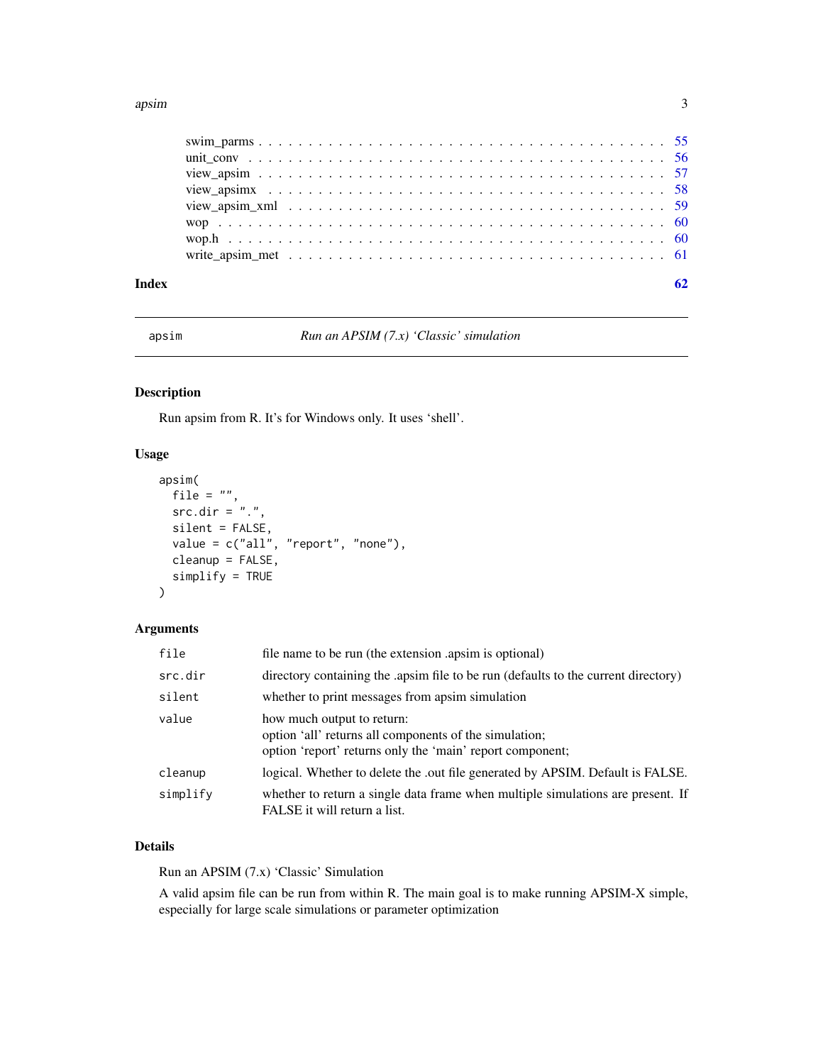swim_parms . . . . . . . . . . . . . . . . . . . . . . . . . . . . . . . . . . . . . . 55
unit_conv . . . . . . . . . . . . . . . . . . . . . . . . . . . . . . . . . . . . . . 56
view_apsim . . . . . . . . . . . . . . . . . . . . . . . . . . . . . . . . . . . . . . 57
view_apsimx . . . . . . . . . . . . . . . . . . . . . . . . . . . . . . . . . . . . . . 58
view_apsim_xml . . . . . . . . . . . . . . . . . . . . . . . . . . . . . . . . . . . . 59
wop . . . . . . . . . . . . . . . . . . . . . . . . . . . . . . . . . . . . . . . . . 60
wop.h . . . . . . . . . . . . . . . . . . . . . . . . . . . . . . . . . . . . . . . . 60
write_apsim_met . . . . . . . . . . . . . . . . . . . . . . . . . . . . . . . . . . . 61

**Index** **62**

---

`apsim` *Run an APSIM (7.x) 'Classic' simulation*

---

### Description

Run apsim from R. It's for Windows only. It uses 'shell'.

### Usage

```
apsim(
  file = "",
  src.dir = ".",
  silent = FALSE,
  value = c("all", "report", "none"),
  cleanup = FALSE,
  simplify = TRUE
)
```

### Arguments

| | |
|---|---|
| `file` | file name to be run (the extension .apsim is optional) |
| `src.dir` | directory containing the .apsim file to be run (defaults to the current directory) |
| `silent` | whether to print messages from apsim simulation |
| `value` | how much output to return:<br>option 'all' returns all components of the simulation;<br>option 'report' returns only the 'main' report component; |
| `cleanup` | logical. Whether to delete the .out file generated by APSIM. Default is FALSE. |
| `simplify` | whether to return a single data frame when multiple simulations are present. If FALSE it will return a list. |

### Details

Run an APSIM (7.x) 'Classic' Simulation

A valid apsim file can be run from within R. The main goal is to make running APSIM-X simple, especially for large scale simulations or parameter optimization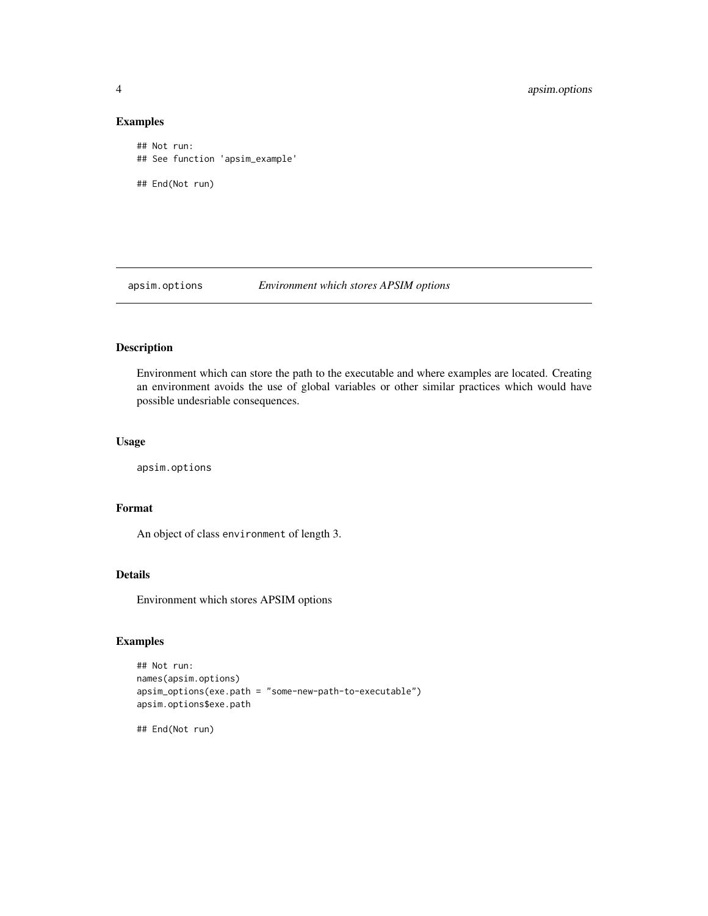## Examples

```
## Not run:
## See function 'apsim_example'

## End(Not run)
```

---

## apsim.options — *Environment which stores APSIM options*

### Description

Environment which can store the path to the executable and where examples are located. Creating an environment avoids the use of global variables or other similar practices which would have possible undesriable consequences.

### Usage

```
apsim.options
```

### Format

An object of class environment of length 3.

### Details

Environment which stores APSIM options

### Examples

```
## Not run:
names(apsim.options)
apsim_options(exe.path = "some-new-path-to-executable")
apsim.options$exe.path

## End(Not run)
```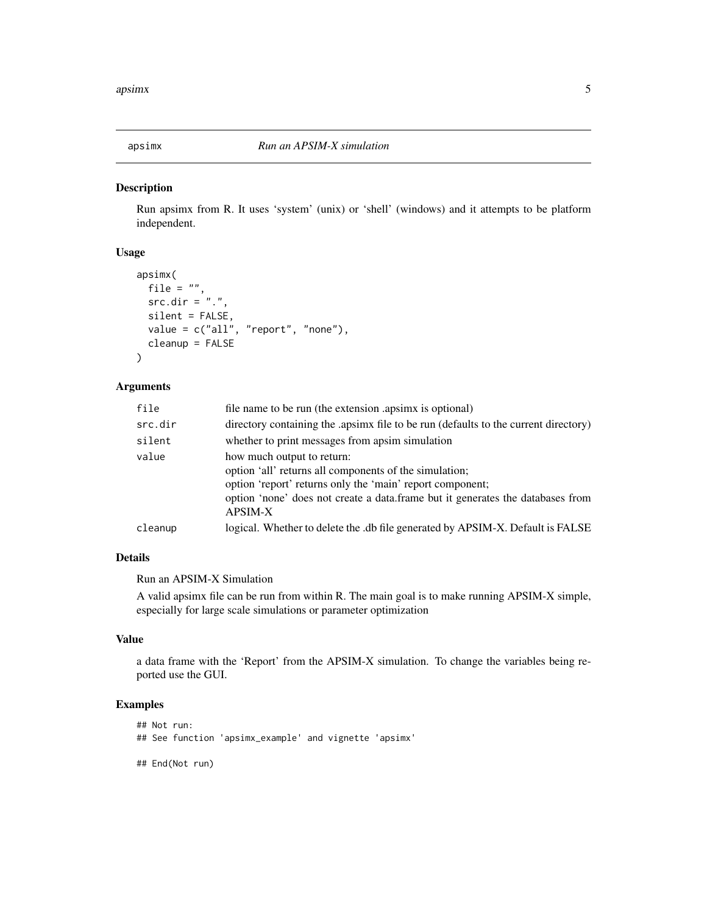## apsimx *Run an APSIM-X simulation*

### Description

Run apsimx from R. It uses 'system' (unix) or 'shell' (windows) and it attempts to be platform independent.

### Usage

```
apsimx(
  file = "",
  src.dir = ".",
  silent = FALSE,
  value = c("all", "report", "none"),
  cleanup = FALSE
)
```

### Arguments

| | |
|---|---|
| `file` | file name to be run (the extension .apsimx is optional) |
| `src.dir` | directory containing the .apsimx file to be run (defaults to the current directory) |
| `silent` | whether to print messages from apsim simulation |
| `value` | how much output to return:<br>option 'all' returns all components of the simulation;<br>option 'report' returns only the 'main' report component;<br>option 'none' does not create a data.frame but it generates the databases from APSIM-X |
| `cleanup` | logical. Whether to delete the .db file generated by APSIM-X. Default is FALSE |

### Details

Run an APSIM-X Simulation

A valid apsimx file can be run from within R. The main goal is to make running APSIM-X simple, especially for large scale simulations or parameter optimization

### Value

a data frame with the 'Report' from the APSIM-X simulation. To change the variables being reported use the GUI.

### Examples

```
## Not run:
## See function 'apsimx_example' and vignette 'apsimx'

## End(Not run)
```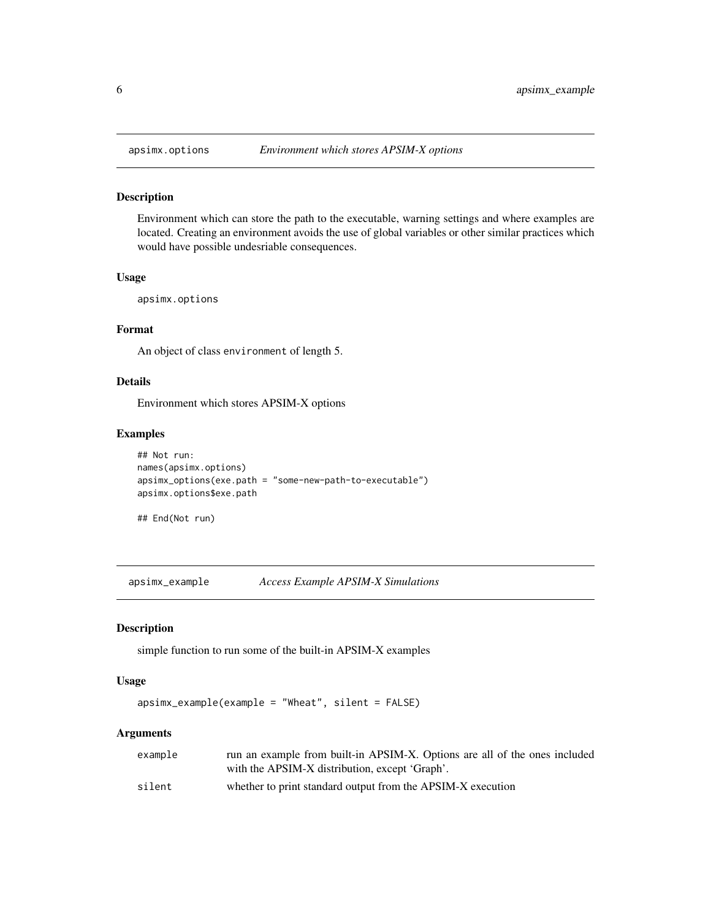## apsimx.options *Environment which stores APSIM-X options*

### Description

Environment which can store the path to the executable, warning settings and where examples are located. Creating an environment avoids the use of global variables or other similar practices which would have possible undesriable consequences.

### Usage

```
apsimx.options
```

### Format

An object of class environment of length 5.

### Details

Environment which stores APSIM-X options

### Examples

```
## Not run:
names(apsimx.options)
apsimx_options(exe.path = "some-new-path-to-executable")
apsimx.options$exe.path

## End(Not run)
```

## apsimx_example *Access Example APSIM-X Simulations*

### Description

simple function to run some of the built-in APSIM-X examples

### Usage

```
apsimx_example(example = "Wheat", silent = FALSE)
```

### Arguments

| | |
|---|---|
| example | run an example from built-in APSIM-X. Options are all of the ones included with the APSIM-X distribution, except 'Graph'. |
| silent | whether to print standard output from the APSIM-X execution |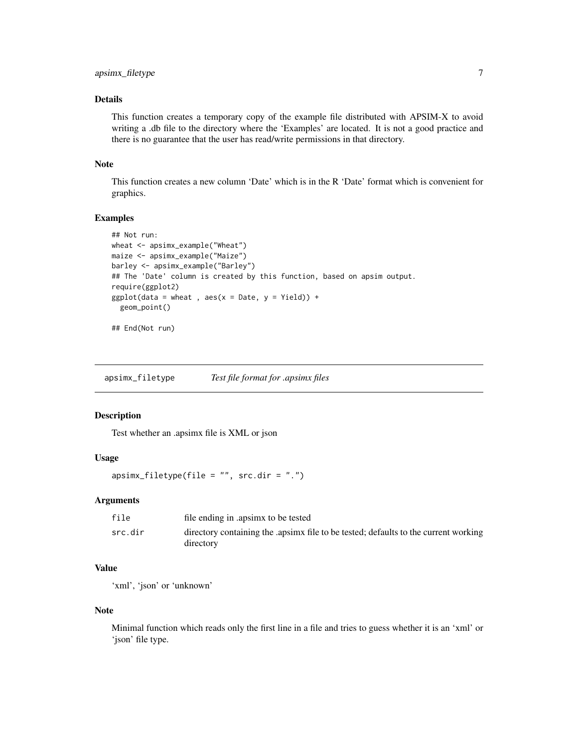### Details

This function creates a temporary copy of the example file distributed with APSIM-X to avoid writing a .db file to the directory where the 'Examples' are located. It is not a good practice and there is no guarantee that the user has read/write permissions in that directory.

### Note

This function creates a new column 'Date' which is in the R 'Date' format which is convenient for graphics.

### Examples

```
## Not run:
wheat <- apsimx_example("Wheat")
maize <- apsimx_example("Maize")
barley <- apsimx_example("Barley")
## The 'Date' column is created by this function, based on apsim output.
require(ggplot2)
ggplot(data = wheat , aes(x = Date, y = Yield)) +
  geom_point()

## End(Not run)
```

---

## apsimx_filetype — *Test file format for .apsimx files*

### Description

Test whether an .apsimx file is XML or json

### Usage

```
apsimx_filetype(file = "", src.dir = ".")
```

### Arguments

| | |
|---|---|
| file | file ending in .apsimx to be tested |
| src.dir | directory containing the .apsimx file to be tested; defaults to the current working directory |

### Value

'xml', 'json' or 'unknown'

### Note

Minimal function which reads only the first line in a file and tries to guess whether it is an 'xml' or 'json' file type.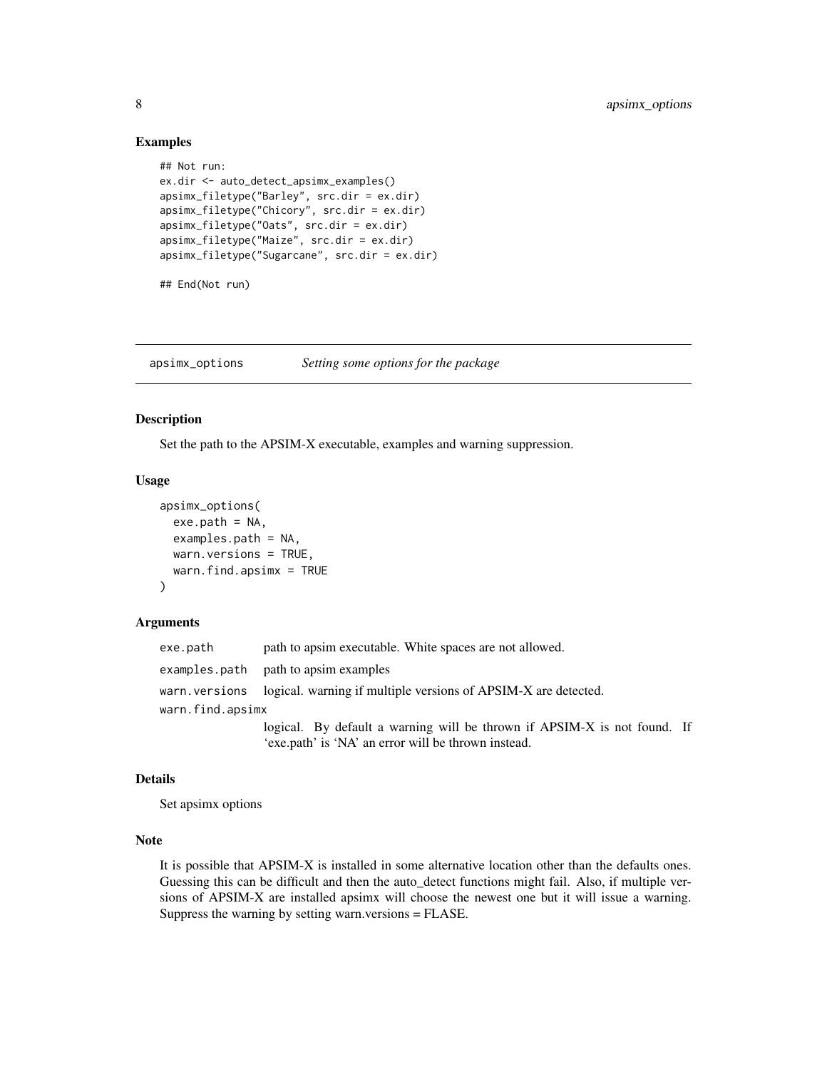### Examples

```
## Not run:
ex.dir <- auto_detect_apsimx_examples()
apsimx_filetype("Barley", src.dir = ex.dir)
apsimx_filetype("Chicory", src.dir = ex.dir)
apsimx_filetype("Oats", src.dir = ex.dir)
apsimx_filetype("Maize", src.dir = ex.dir)
apsimx_filetype("Sugarcane", src.dir = ex.dir)

## End(Not run)
```

---

## apsimx_options *Setting some options for the package*

### Description

Set the path to the APSIM-X executable, examples and warning suppression.

### Usage

```
apsimx_options(
  exe.path = NA,
  examples.path = NA,
  warn.versions = TRUE,
  warn.find.apsimx = TRUE
)
```

### Arguments

| | |
|---|---|
| `exe.path` | path to apsim executable. White spaces are not allowed. |
| `examples.path` | path to apsim examples |
| `warn.versions` | logical. warning if multiple versions of APSIM-X are detected. |
| `warn.find.apsimx` | logical. By default a warning will be thrown if APSIM-X is not found. If 'exe.path' is 'NA' an error will be thrown instead. |

### Details

Set apsimx options

### Note

It is possible that APSIM-X is installed in some alternative location other than the defaults ones. Guessing this can be difficult and then the auto_detect functions might fail. Also, if multiple versions of APSIM-X are installed apsimx will choose the newest one but it will issue a warning. Suppress the warning by setting warn.versions = FLASE.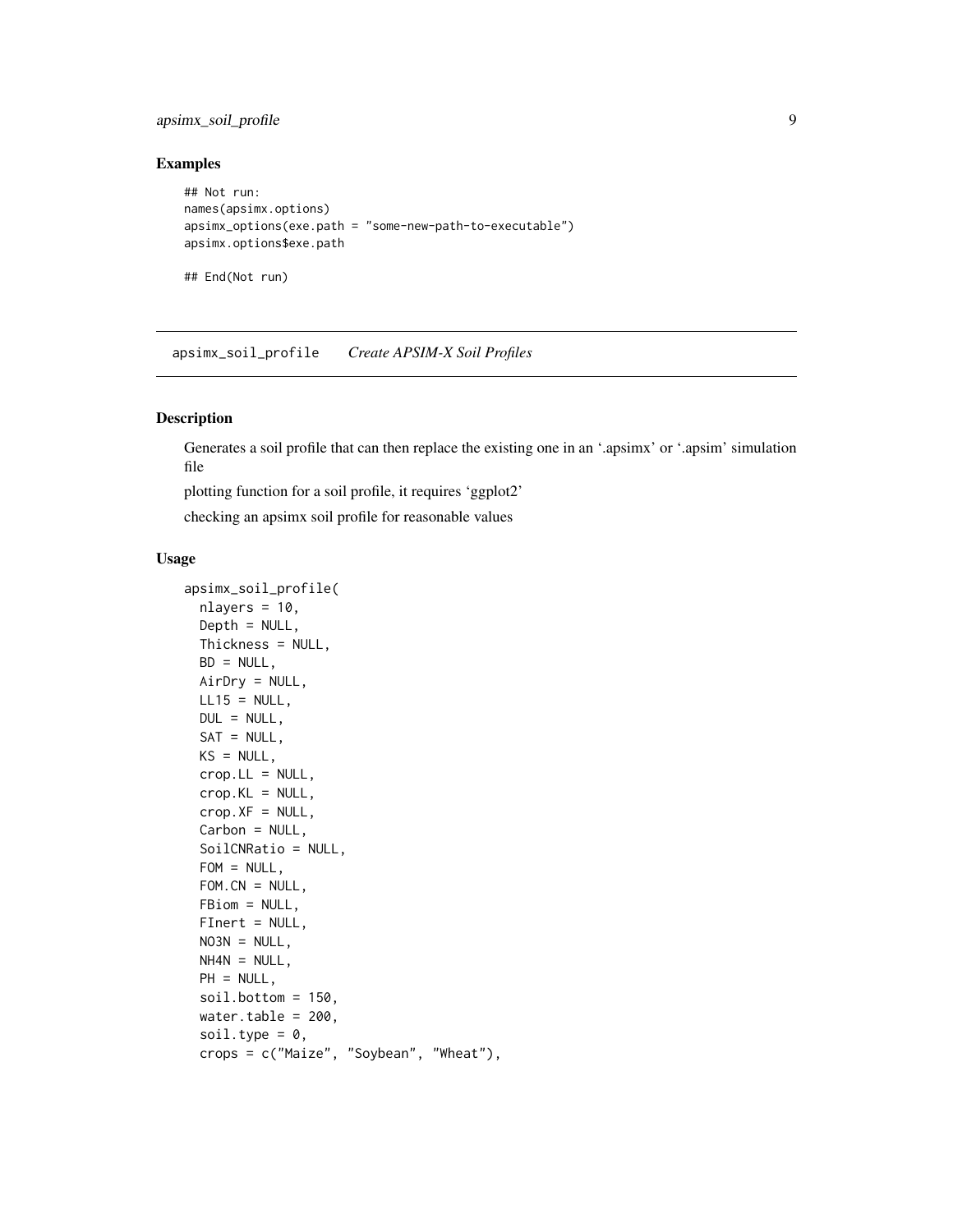### Examples

```
## Not run:
names(apsimx.options)
apsimx_options(exe.path = "some-new-path-to-executable")
apsimx.options$exe.path

## End(Not run)
```

---

## apsimx_soil_profile *Create APSIM-X Soil Profiles*

---

### Description

Generates a soil profile that can then replace the existing one in an '.apsimx' or '.apsim' simulation file

plotting function for a soil profile, it requires 'ggplot2'

checking an apsimx soil profile for reasonable values

### Usage

```
apsimx_soil_profile(
  nlayers = 10,
  Depth = NULL,
  Thickness = NULL,
  BD = NULL,
  AirDry = NULL,
  LL15 = NULL,
  DUL = NULL,
  SAT = NULL,
  KS = NULL,
  crop.LL = NULL,
  crop.KL = NULL,
  crop.XF = NULL,
  Carbon = NULL,
  SoilCNRatio = NULL,
  FOM = NULL,
  FOM.CN = NULL,
  FBiom = NULL,
  FInert = NULL,
  NO3N = NULL,
  NH4N = NULL,
  PH = NULL,
  soil.bottom = 150,
  water.table = 200,
  soil.type = 0,
  crops = c("Maize", "Soybean", "Wheat"),
```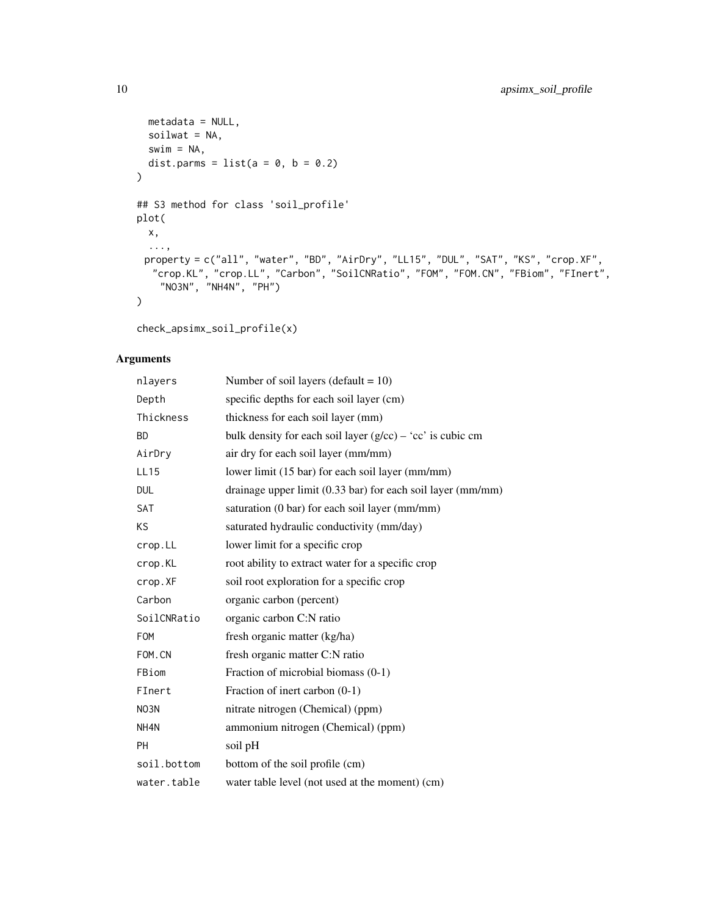```
  metadata = NULL,
  soilwat = NA,
  swim = NA,
  dist.parms = list(a = 0, b = 0.2)
)

## S3 method for class 'soil_profile'
plot(
  x,
  ...,
 property = c("all", "water", "BD", "AirDry", "LL15", "DUL", "SAT", "KS", "crop.XF",
   "crop.KL", "crop.LL", "Carbon", "SoilCNRatio", "FOM", "FOM.CN", "FBiom", "FInert",
    "NO3N", "NH4N", "PH")
)

check_apsimx_soil_profile(x)
```

## Arguments

| | |
|---|---|
| nlayers | Number of soil layers (default = 10) |
| Depth | specific depths for each soil layer (cm) |
| Thickness | thickness for each soil layer (mm) |
| BD | bulk density for each soil layer (g/cc) – 'cc' is cubic cm |
| AirDry | air dry for each soil layer (mm/mm) |
| LL15 | lower limit (15 bar) for each soil layer (mm/mm) |
| DUL | drainage upper limit (0.33 bar) for each soil layer (mm/mm) |
| SAT | saturation (0 bar) for each soil layer (mm/mm) |
| KS | saturated hydraulic conductivity (mm/day) |
| crop.LL | lower limit for a specific crop |
| crop.KL | root ability to extract water for a specific crop |
| crop.XF | soil root exploration for a specific crop |
| Carbon | organic carbon (percent) |
| SoilCNRatio | organic carbon C:N ratio |
| FOM | fresh organic matter (kg/ha) |
| FOM.CN | fresh organic matter C:N ratio |
| FBiom | Fraction of microbial biomass (0-1) |
| FInert | Fraction of inert carbon (0-1) |
| NO3N | nitrate nitrogen (Chemical) (ppm) |
| NH4N | ammonium nitrogen (Chemical) (ppm) |
| PH | soil pH |
| soil.bottom | bottom of the soil profile (cm) |
| water.table | water table level (not used at the moment) (cm) |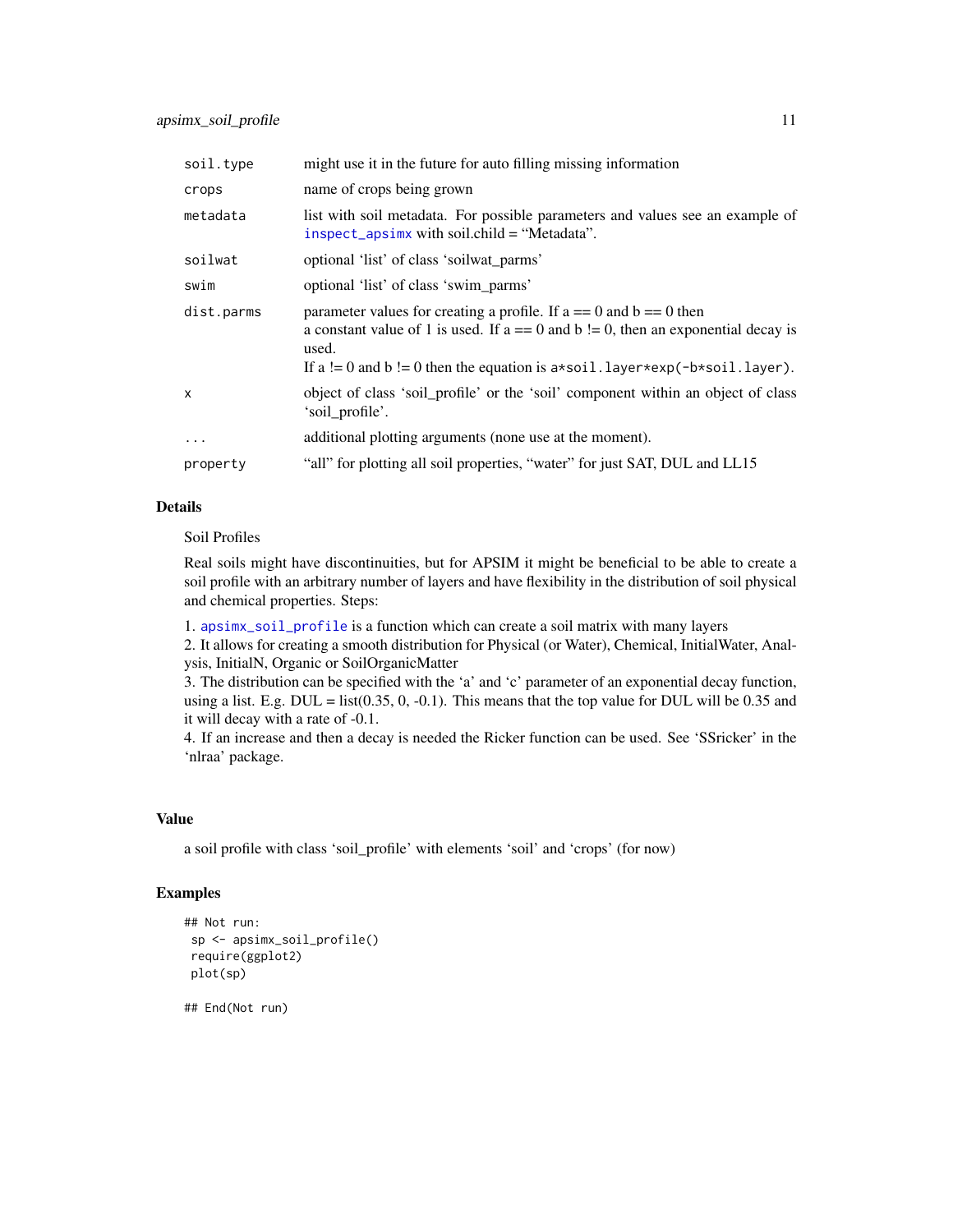| | |
|---|---|
| soil.type | might use it in the future for auto filling missing information |
| crops | name of crops being grown |
| metadata | list with soil metadata. For possible parameters and values see an example of inspect_apsimx with soil.child = "Metadata". |
| soilwat | optional 'list' of class 'soilwat_parms' |
| swim | optional 'list' of class 'swim_parms' |
| dist.parms | parameter values for creating a profile. If a == 0 and b == 0 then a constant value of 1 is used. If a == 0 and b != 0, then an exponential decay is used. If a != 0 and b != 0 then the equation is `a*soil.layer*exp(-b*soil.layer)`. |
| x | object of class 'soil_profile' or the 'soil' component within an object of class 'soil_profile'. |
| ... | additional plotting arguments (none use at the moment). |
| property | "all" for plotting all soil properties, "water" for just SAT, DUL and LL15 |

## Details

Soil Profiles

Real soils might have discontinuities, but for APSIM it might be beneficial to be able to create a soil profile with an arbitrary number of layers and have flexibility in the distribution of soil physical and chemical properties. Steps:

1. apsimx_soil_profile is a function which can create a soil matrix with many layers
2. It allows for creating a smooth distribution for Physical (or Water), Chemical, InitialWater, Analysis, InitialN, Organic or SoilOrganicMatter
3. The distribution can be specified with the 'a' and 'c' parameter of an exponential decay function, using a list. E.g. DUL = list(0.35, 0, -0.1). This means that the top value for DUL will be 0.35 and it will decay with a rate of -0.1.
4. If an increase and then a decay is needed the Ricker function can be used. See 'SSricker' in the 'nlraa' package.

## Value

a soil profile with class 'soil_profile' with elements 'soil' and 'crops' (for now)

## Examples

```
## Not run:
 sp <- apsimx_soil_profile()
 require(ggplot2)
 plot(sp)

## End(Not run)
```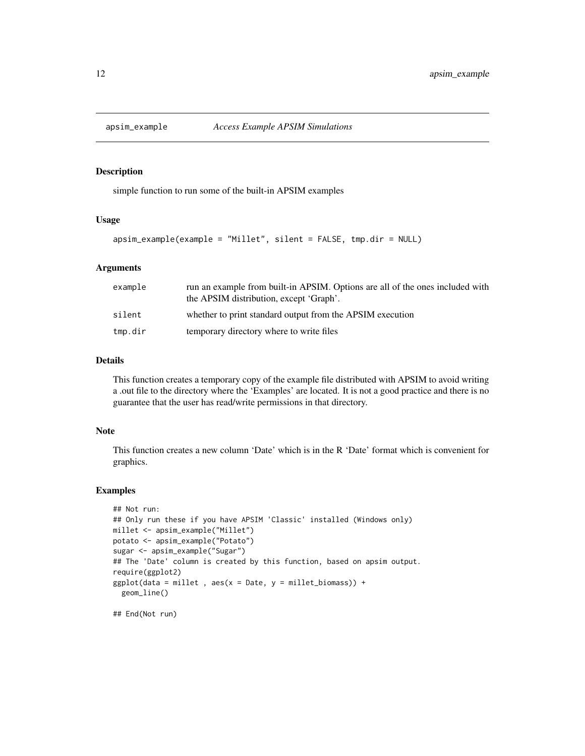## apsim_example — *Access Example APSIM Simulations*

### Description

simple function to run some of the built-in APSIM examples

### Usage

```
apsim_example(example = "Millet", silent = FALSE, tmp.dir = NULL)
```

### Arguments

| | |
|---|---|
| `example` | run an example from built-in APSIM. Options are all of the ones included with the APSIM distribution, except 'Graph'. |
| `silent` | whether to print standard output from the APSIM execution |
| `tmp.dir` | temporary directory where to write files |

### Details

This function creates a temporary copy of the example file distributed with APSIM to avoid writing a .out file to the directory where the 'Examples' are located. It is not a good practice and there is no guarantee that the user has read/write permissions in that directory.

### Note

This function creates a new column 'Date' which is in the R 'Date' format which is convenient for graphics.

### Examples

```
## Not run:
## Only run these if you have APSIM 'Classic' installed (Windows only)
millet <- apsim_example("Millet")
potato <- apsim_example("Potato")
sugar <- apsim_example("Sugar")
## The 'Date' column is created by this function, based on apsim output.
require(ggplot2)
ggplot(data = millet , aes(x = Date, y = millet_biomass)) +
  geom_line()

## End(Not run)
```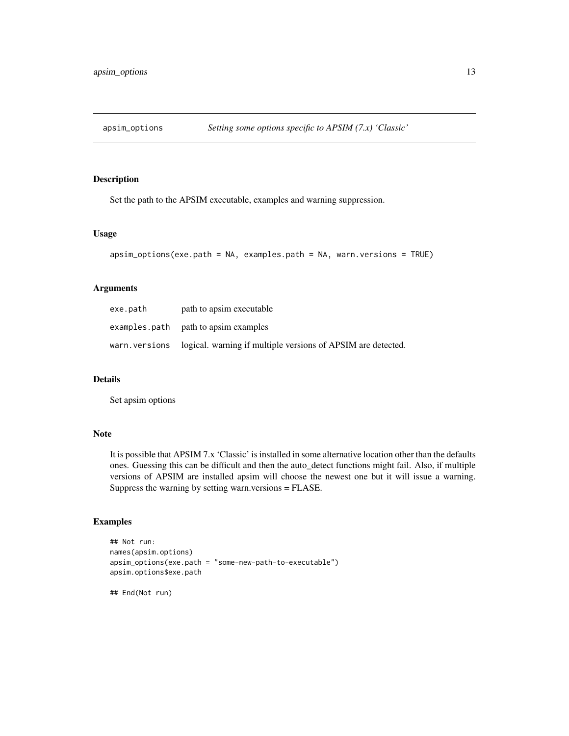# apsim_options — *Setting some options specific to APSIM (7.x) 'Classic'*

## Description

Set the path to the APSIM executable, examples and warning suppression.

## Usage

```
apsim_options(exe.path = NA, examples.path = NA, warn.versions = TRUE)
```

## Arguments

| | |
|---|---|
| `exe.path` | path to apsim executable |
| `examples.path` | path to apsim examples |
| `warn.versions` | logical. warning if multiple versions of APSIM are detected. |

## Details

Set apsim options

## Note

It is possible that APSIM 7.x 'Classic' is installed in some alternative location other than the defaults ones. Guessing this can be difficult and then the auto_detect functions might fail. Also, if multiple versions of APSIM are installed apsim will choose the newest one but it will issue a warning. Suppress the warning by setting warn.versions = FLASE.

## Examples

```
## Not run:
names(apsim.options)
apsim_options(exe.path = "some-new-path-to-executable")
apsim.options$exe.path

## End(Not run)
```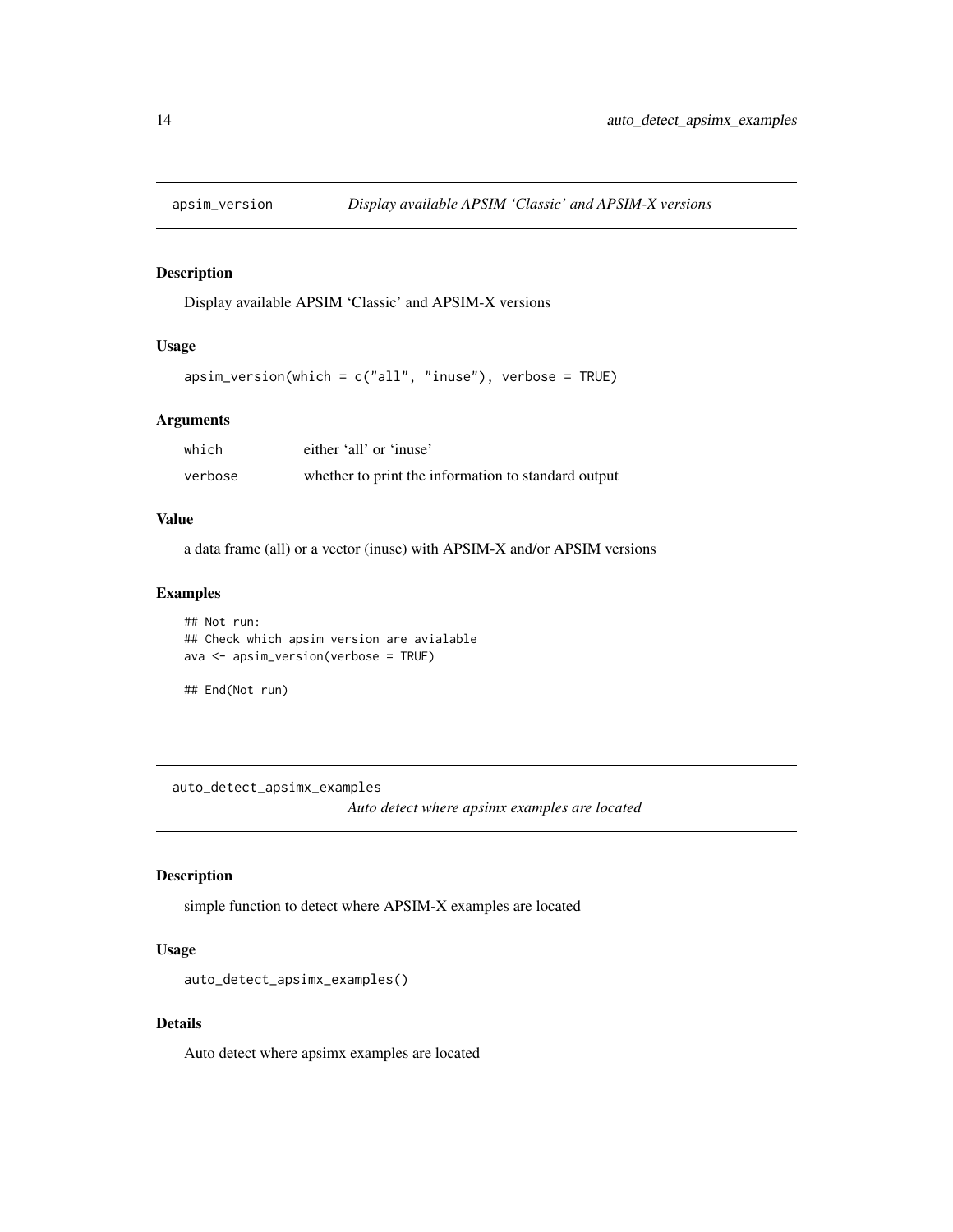## apsim_version    *Display available APSIM 'Classic' and APSIM-X versions*

### Description

Display available APSIM 'Classic' and APSIM-X versions

### Usage

```
apsim_version(which = c("all", "inuse"), verbose = TRUE)
```

### Arguments

| | |
|---|---|
| which | either 'all' or 'inuse' |
| verbose | whether to print the information to standard output |

### Value

a data frame (all) or a vector (inuse) with APSIM-X and/or APSIM versions

### Examples

```
## Not run:
## Check which apsim version are avialable
ava <- apsim_version(verbose = TRUE)

## End(Not run)
```

## auto_detect_apsimx_examples    *Auto detect where apsimx examples are located*

### Description

simple function to detect where APSIM-X examples are located

### Usage

```
auto_detect_apsimx_examples()
```

### Details

Auto detect where apsimx examples are located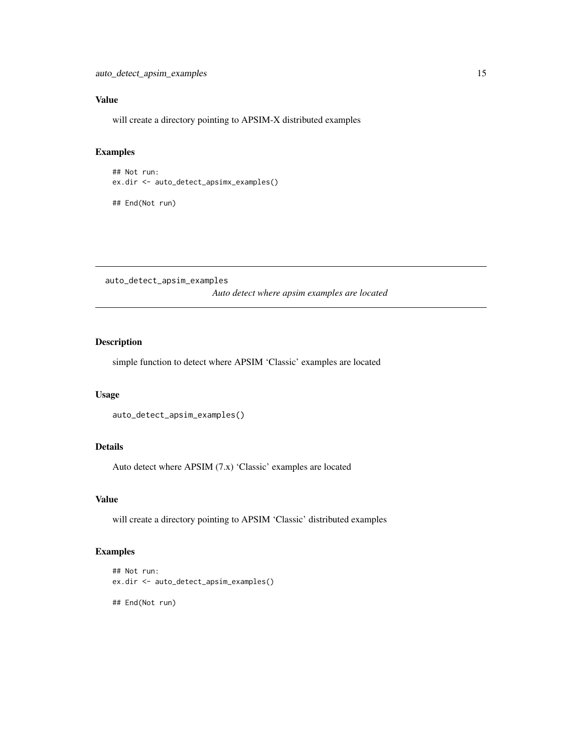### Value

will create a directory pointing to APSIM-X distributed examples

### Examples

```
## Not run:
ex.dir <- auto_detect_apsimx_examples()

## End(Not run)
```

---

## auto_detect_apsim_examples

*Auto detect where apsim examples are located*

---

### Description

simple function to detect where APSIM 'Classic' examples are located

### Usage

```
auto_detect_apsim_examples()
```

### Details

Auto detect where APSIM (7.x) 'Classic' examples are located

### Value

will create a directory pointing to APSIM 'Classic' distributed examples

### Examples

```
## Not run:
ex.dir <- auto_detect_apsim_examples()

## End(Not run)
```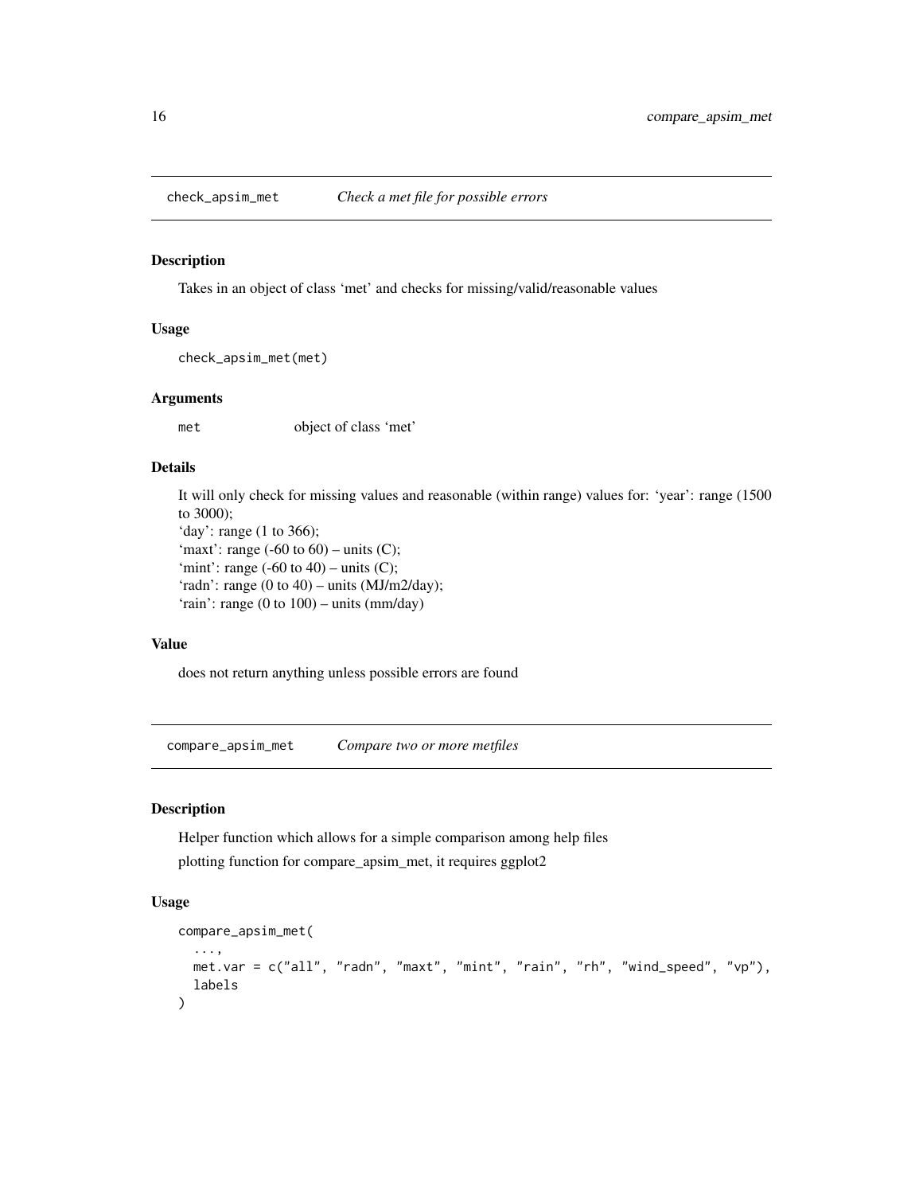## check_apsim_met — *Check a met file for possible errors*

### Description

Takes in an object of class 'met' and checks for missing/valid/reasonable values

### Usage

```
check_apsim_met(met)
```

### Arguments

| | |
|---|---|
| met | object of class 'met' |

### Details

It will only check for missing values and reasonable (within range) values for: 'year': range (1500 to 3000);
'day': range (1 to 366);
'maxt': range (-60 to 60) – units (C);
'mint': range (-60 to 40) – units (C);
'radn': range (0 to 40) – units (MJ/m2/day);
'rain': range (0 to 100) – units (mm/day)

### Value

does not return anything unless possible errors are found

## compare_apsim_met — *Compare two or more metfiles*

### Description

Helper function which allows for a simple comparison among help files

plotting function for compare_apsim_met, it requires ggplot2

### Usage

```
compare_apsim_met(
  ...,
  met.var = c("all", "radn", "maxt", "mint", "rain", "rh", "wind_speed", "vp"),
  labels
)
```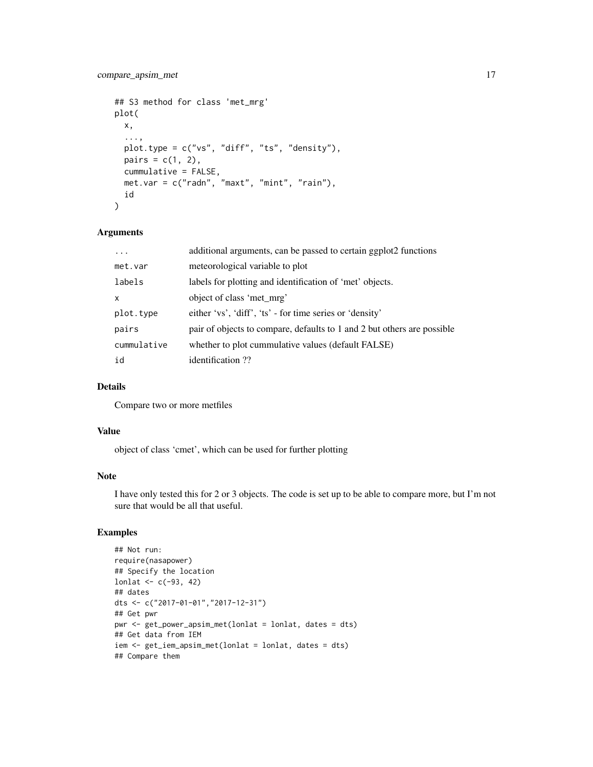```
## S3 method for class 'met_mrg'
plot(
  x,
  ...,
  plot.type = c("vs", "diff", "ts", "density"),
  pairs = c(1, 2),
  cummulative = FALSE,
  met.var = c("radn", "maxt", "mint", "rain"),
  id
)
```

### Arguments

| | |
|---|---|
| `...` | additional arguments, can be passed to certain ggplot2 functions |
| `met.var` | meteorological variable to plot |
| `labels` | labels for plotting and identification of 'met' objects. |
| `x` | object of class 'met_mrg' |
| `plot.type` | either 'vs', 'diff', 'ts' - for time series or 'density' |
| `pairs` | pair of objects to compare, defaults to 1 and 2 but others are possible |
| `cummulative` | whether to plot cummulative values (default FALSE) |
| `id` | identification ?? |

### Details

Compare two or more metfiles

### Value

object of class 'cmet', which can be used for further plotting

### Note

I have only tested this for 2 or 3 objects. The code is set up to be able to compare more, but I'm not sure that would be all that useful.

### Examples

```
## Not run:
require(nasapower)
## Specify the location
lonlat <- c(-93, 42)
## dates
dts <- c("2017-01-01","2017-12-31")
## Get pwr
pwr <- get_power_apsim_met(lonlat = lonlat, dates = dts)
## Get data from IEM
iem <- get_iem_apsim_met(lonlat = lonlat, dates = dts)
## Compare them
```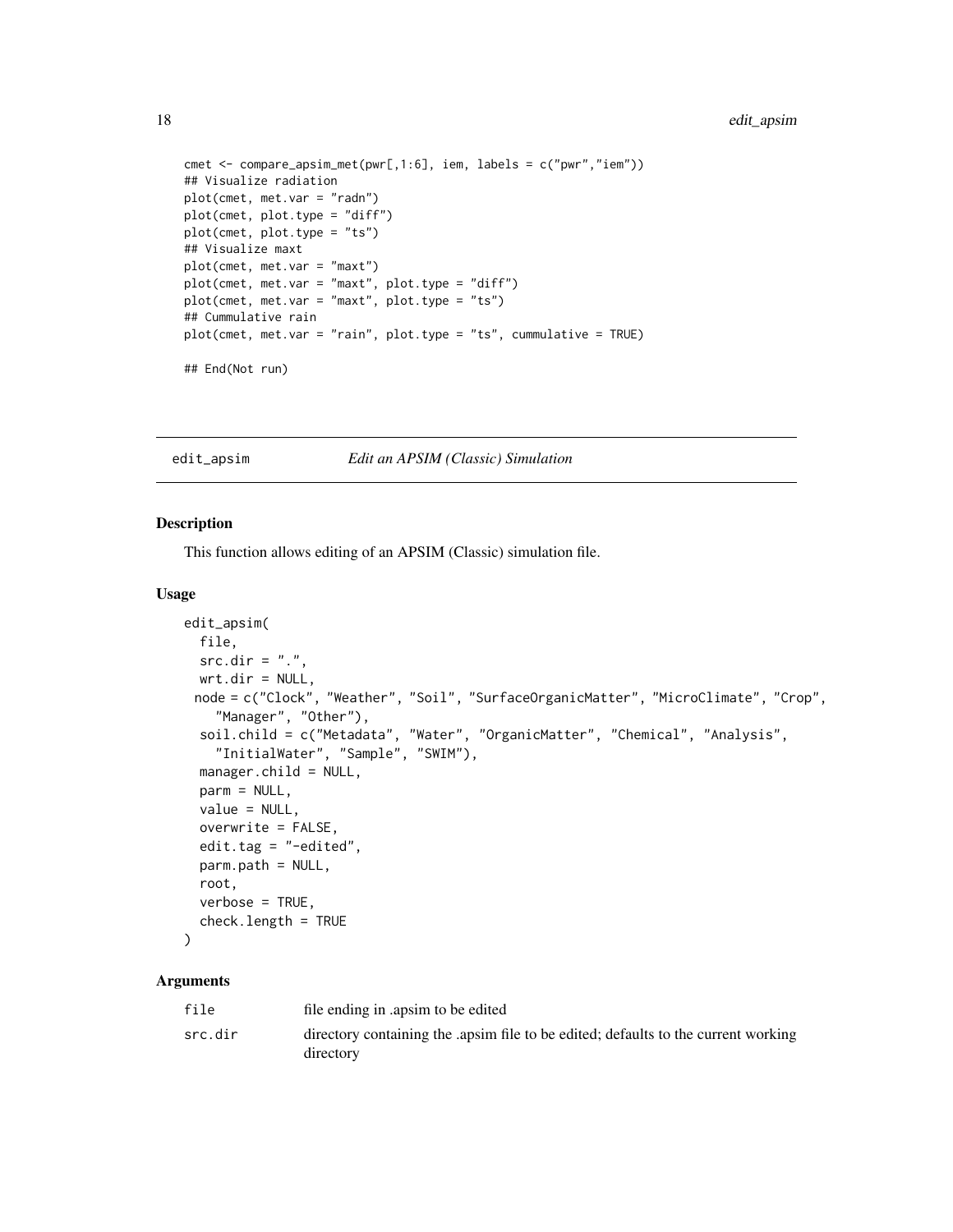```
cmet <- compare_apsim_met(pwr[,1:6], iem, labels = c("pwr","iem"))
## Visualize radiation
plot(cmet, met.var = "radn")
plot(cmet, plot.type = "diff")
plot(cmet, plot.type = "ts")
## Visualize maxt
plot(cmet, met.var = "maxt")
plot(cmet, met.var = "maxt", plot.type = "diff")
plot(cmet, met.var = "maxt", plot.type = "ts")
## Cummulative rain
plot(cmet, met.var = "rain", plot.type = "ts", cummulative = TRUE)

## End(Not run)
```

---

## edit_apsim — *Edit an APSIM (Classic) Simulation*

---

### Description

This function allows editing of an APSIM (Classic) simulation file.

### Usage

```
edit_apsim(
  file,
  src.dir = ".",
  wrt.dir = NULL,
  node = c("Clock", "Weather", "Soil", "SurfaceOrganicMatter", "MicroClimate", "Crop",
    "Manager", "Other"),
  soil.child = c("Metadata", "Water", "OrganicMatter", "Chemical", "Analysis",
    "InitialWater", "Sample", "SWIM"),
  manager.child = NULL,
  parm = NULL,
  value = NULL,
  overwrite = FALSE,
  edit.tag = "-edited",
  parm.path = NULL,
  root,
  verbose = TRUE,
  check.length = TRUE
)
```

### Arguments

| | |
|---|---|
| file | file ending in .apsim to be edited |
| src.dir | directory containing the .apsim file to be edited; defaults to the current working directory |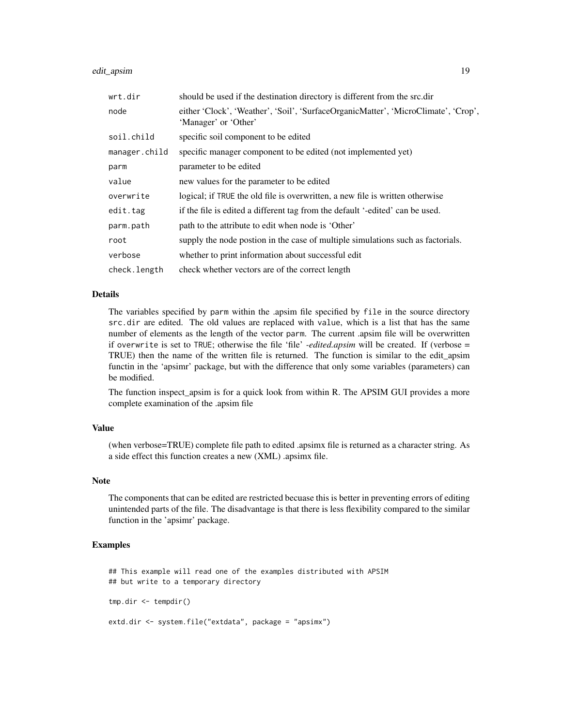| | |
|---|---|
| `wrt.dir` | should be used if the destination directory is different from the src.dir |
| `node` | either 'Clock', 'Weather', 'Soil', 'SurfaceOrganicMatter', 'MicroClimate', 'Crop', 'Manager' or 'Other' |
| `soil.child` | specific soil component to be edited |
| `manager.child` | specific manager component to be edited (not implemented yet) |
| `parm` | parameter to be edited |
| `value` | new values for the parameter to be edited |
| `overwrite` | logical; if `TRUE` the old file is overwritten, a new file is written otherwise |
| `edit.tag` | if the file is edited a different tag from the default '-edited' can be used. |
| `parm.path` | path to the attribute to edit when node is 'Other' |
| `root` | supply the node postion in the case of multiple simulations such as factorials. |
| `verbose` | whether to print information about successful edit |
| `check.length` | check whether vectors are of the correct length |

### Details

The variables specified by `parm` within the .apsim file specified by `file` in the source directory `src.dir` are edited. The old values are replaced with `value`, which is a list that has the same number of elements as the length of the vector `parm`. The current .apsim file will be overwritten if `overwrite` is set to `TRUE`; otherwise the file 'file' *-edited.apsim* will be created. If (verbose = TRUE) then the name of the written file is returned. The function is similar to the edit_apsim functin in the 'apsimr' package, but with the difference that only some variables (parameters) can be modified.

The function inspect_apsim is for a quick look from within R. The APSIM GUI provides a more complete examination of the .apsim file

### Value

(when verbose=TRUE) complete file path to edited .apsimx file is returned as a character string. As a side effect this function creates a new (XML) .apsimx file.

### Note

The components that can be edited are restricted becuase this is better in preventing errors of editing unintended parts of the file. The disadvantage is that there is less flexibility compared to the similar function in the 'apsimr' package.

### Examples

```
## This example will read one of the examples distributed with APSIM
## but write to a temporary directory

tmp.dir <- tempdir()

extd.dir <- system.file("extdata", package = "apsimx")
```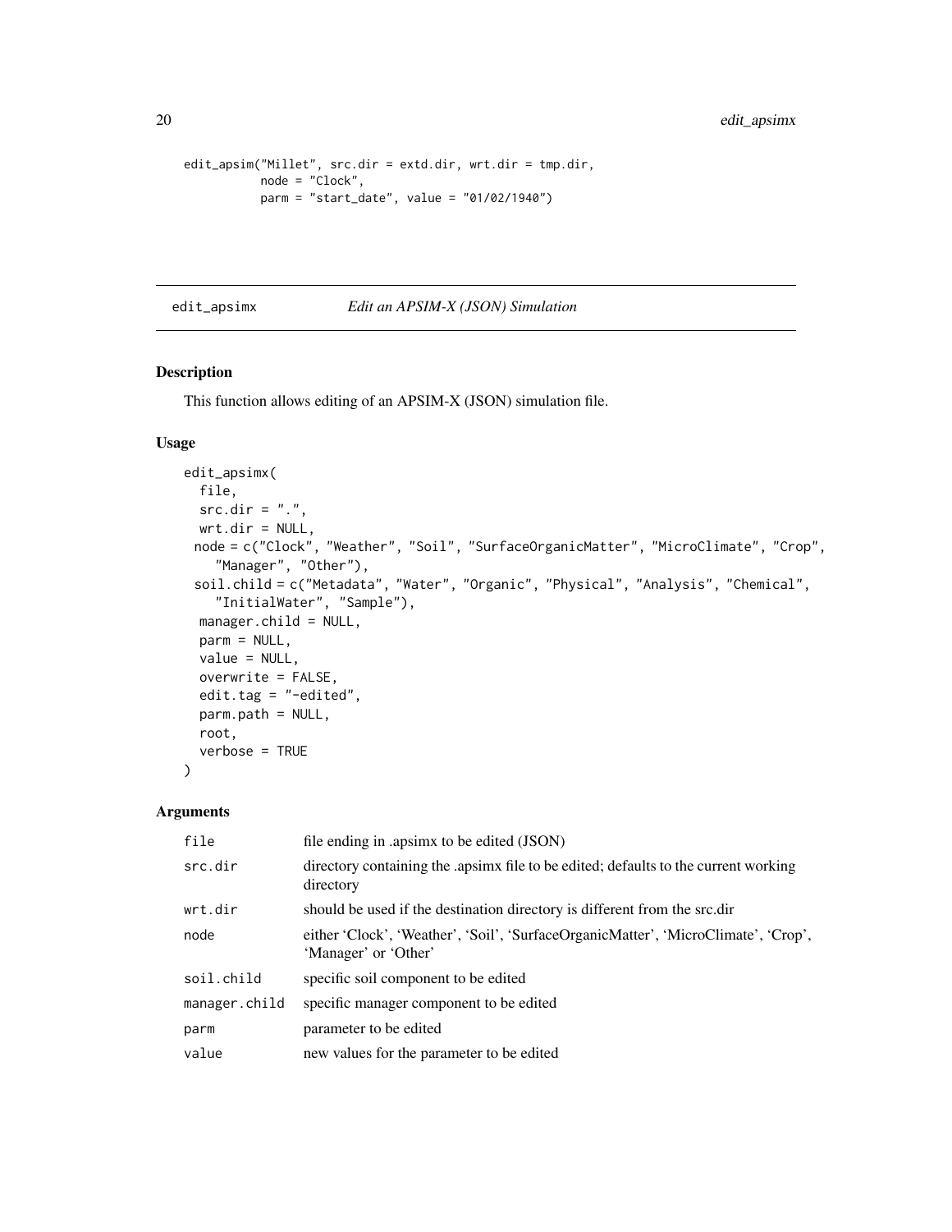```
edit_apsim("Millet", src.dir = extd.dir, wrt.dir = tmp.dir,
           node = "Clock",
           parm = "start_date", value = "01/02/1940")
```

## edit_apsimx — *Edit an APSIM-X (JSON) Simulation*

### Description

This function allows editing of an APSIM-X (JSON) simulation file.

### Usage

```
edit_apsimx(
  file,
  src.dir = ".",
  wrt.dir = NULL,
  node = c("Clock", "Weather", "Soil", "SurfaceOrganicMatter", "MicroClimate", "Crop",
    "Manager", "Other"),
  soil.child = c("Metadata", "Water", "Organic", "Physical", "Analysis", "Chemical",
    "InitialWater", "Sample"),
  manager.child = NULL,
  parm = NULL,
  value = NULL,
  overwrite = FALSE,
  edit.tag = "-edited",
  parm.path = NULL,
  root,
  verbose = TRUE
)
```

### Arguments

| | |
|---|---|
| file | file ending in .apsimx to be edited (JSON) |
| src.dir | directory containing the .apsimx file to be edited; defaults to the current working directory |
| wrt.dir | should be used if the destination directory is different from the src.dir |
| node | either 'Clock', 'Weather', 'Soil', 'SurfaceOrganicMatter', 'MicroClimate', 'Crop', 'Manager' or 'Other' |
| soil.child | specific soil component to be edited |
| manager.child | specific manager component to be edited |
| parm | parameter to be edited |
| value | new values for the parameter to be edited |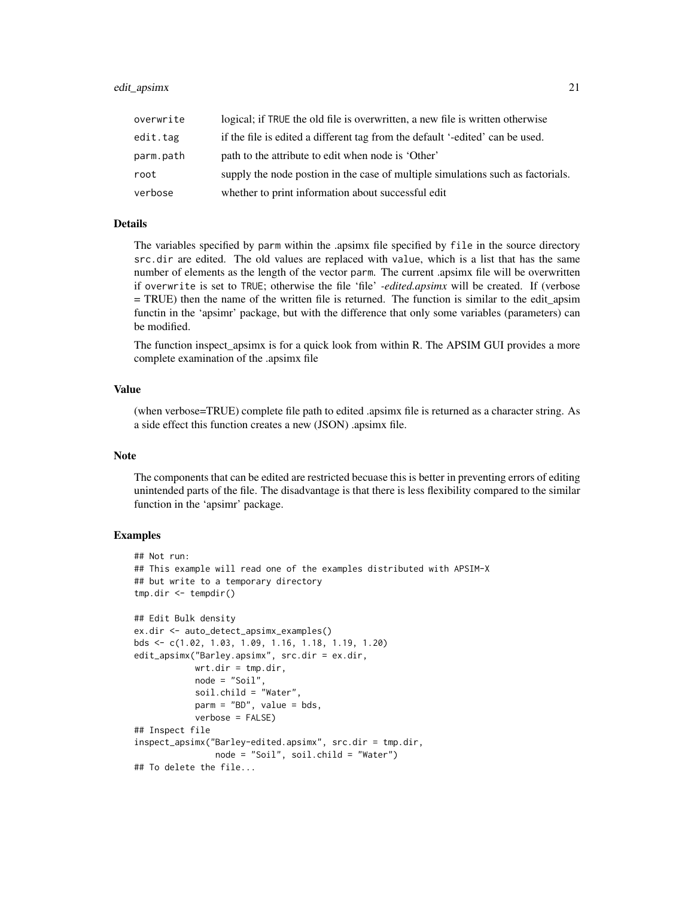| | |
|---|---|
| overwrite | logical; if TRUE the old file is overwritten, a new file is written otherwise |
| edit.tag | if the file is edited a different tag from the default '-edited' can be used. |
| parm.path | path to the attribute to edit when node is 'Other' |
| root | supply the node postion in the case of multiple simulations such as factorials. |
| verbose | whether to print information about successful edit |

### Details

The variables specified by parm within the .apsimx file specified by file in the source directory src.dir are edited. The old values are replaced with value, which is a list that has the same number of elements as the length of the vector parm. The current .apsimx file will be overwritten if overwrite is set to TRUE; otherwise the file 'file' *-edited.apsimx* will be created. If (verbose = TRUE) then the name of the written file is returned. The function is similar to the edit_apsim functin in the 'apsimr' package, but with the difference that only some variables (parameters) can be modified.

The function inspect_apsimx is for a quick look from within R. The APSIM GUI provides a more complete examination of the .apsimx file

### Value

(when verbose=TRUE) complete file path to edited .apsimx file is returned as a character string. As a side effect this function creates a new (JSON) .apsimx file.

### Note

The components that can be edited are restricted becuase this is better in preventing errors of editing unintended parts of the file. The disadvantage is that there is less flexibility compared to the similar function in the 'apsimr' package.

### Examples

```
## Not run:
## This example will read one of the examples distributed with APSIM-X
## but write to a temporary directory
tmp.dir <- tempdir()

## Edit Bulk density
ex.dir <- auto_detect_apsimx_examples()
bds <- c(1.02, 1.03, 1.09, 1.16, 1.18, 1.19, 1.20)
edit_apsimx("Barley.apsimx", src.dir = ex.dir,
            wrt.dir = tmp.dir,
            node = "Soil",
            soil.child = "Water",
            parm = "BD", value = bds,
            verbose = FALSE)
## Inspect file
inspect_apsimx("Barley-edited.apsimx", src.dir = tmp.dir,
                node = "Soil", soil.child = "Water")
## To delete the file...
```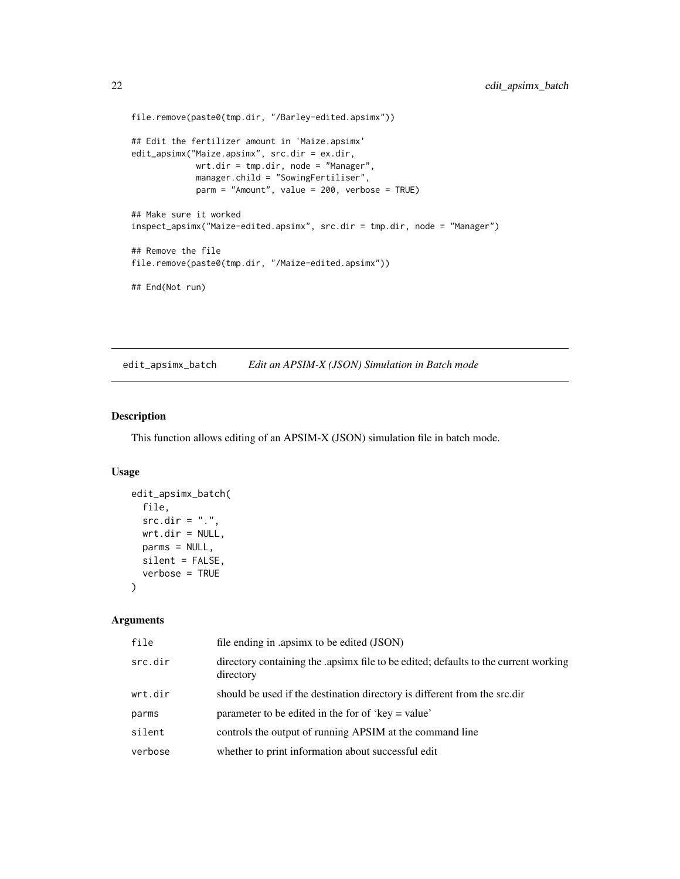```
file.remove(paste0(tmp.dir, "/Barley-edited.apsimx"))

## Edit the fertilizer amount in 'Maize.apsimx'
edit_apsimx("Maize.apsimx", src.dir = ex.dir,
            wrt.dir = tmp.dir, node = "Manager",
            manager.child = "SowingFertiliser",
            parm = "Amount", value = 200, verbose = TRUE)

## Make sure it worked
inspect_apsimx("Maize-edited.apsimx", src.dir = tmp.dir, node = "Manager")

## Remove the file
file.remove(paste0(tmp.dir, "/Maize-edited.apsimx"))

## End(Not run)
```

---

## edit_apsimx_batch — *Edit an APSIM-X (JSON) Simulation in Batch mode*

---

### Description

This function allows editing of an APSIM-X (JSON) simulation file in batch mode.

### Usage

```
edit_apsimx_batch(
  file,
  src.dir = ".",
  wrt.dir = NULL,
  parms = NULL,
  silent = FALSE,
  verbose = TRUE
)
```

### Arguments

| | |
|---|---|
| file | file ending in .apsimx to be edited (JSON) |
| src.dir | directory containing the .apsimx file to be edited; defaults to the current working directory |
| wrt.dir | should be used if the destination directory is different from the src.dir |
| parms | parameter to be edited in the for of 'key = value' |
| silent | controls the output of running APSIM at the command line |
| verbose | whether to print information about successful edit |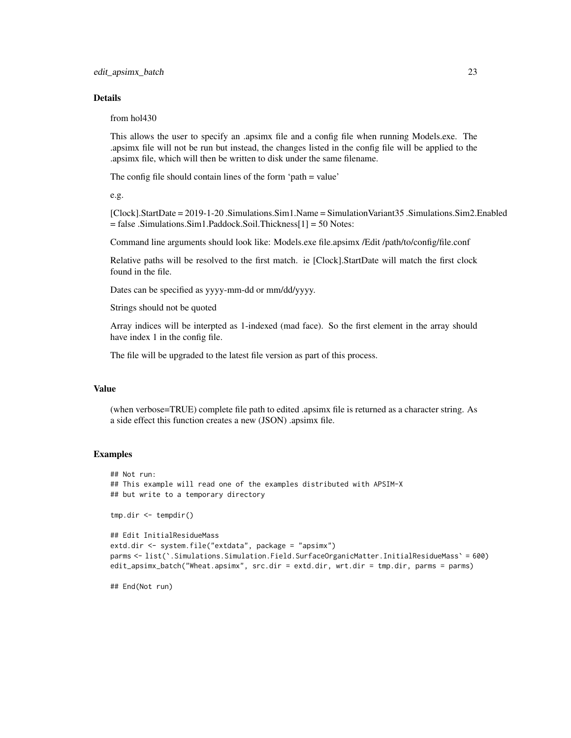### Details

from hol430

This allows the user to specify an .apsimx file and a config file when running Models.exe. The .apsimx file will not be run but instead, the changes listed in the config file will be applied to the .apsimx file, which will then be written to disk under the same filename.

The config file should contain lines of the form 'path = value'

e.g.

[Clock].StartDate = 2019-1-20 .Simulations.Sim1.Name = SimulationVariant35 .Simulations.Sim2.Enabled = false .Simulations.Sim1.Paddock.Soil.Thickness[1] = 50 Notes:

Command line arguments should look like: Models.exe file.apsimx /Edit /path/to/config/file.conf

Relative paths will be resolved to the first match. ie [Clock].StartDate will match the first clock found in the file.

Dates can be specified as yyyy-mm-dd or mm/dd/yyyy.

Strings should not be quoted

Array indices will be interpted as 1-indexed (mad face). So the first element in the array should have index 1 in the config file.

The file will be upgraded to the latest file version as part of this process.

### Value

(when verbose=TRUE) complete file path to edited .apsimx file is returned as a character string. As a side effect this function creates a new (JSON) .apsimx file.

### Examples

```
## Not run:
## This example will read one of the examples distributed with APSIM-X
## but write to a temporary directory

tmp.dir <- tempdir()

## Edit InitialResidueMass
extd.dir <- system.file("extdata", package = "apsimx")
parms <- list(`.Simulations.Simulation.Field.SurfaceOrganicMatter.InitialResidueMass` = 600)
edit_apsimx_batch("Wheat.apsimx", src.dir = extd.dir, wrt.dir = tmp.dir, parms = parms)

## End(Not run)
```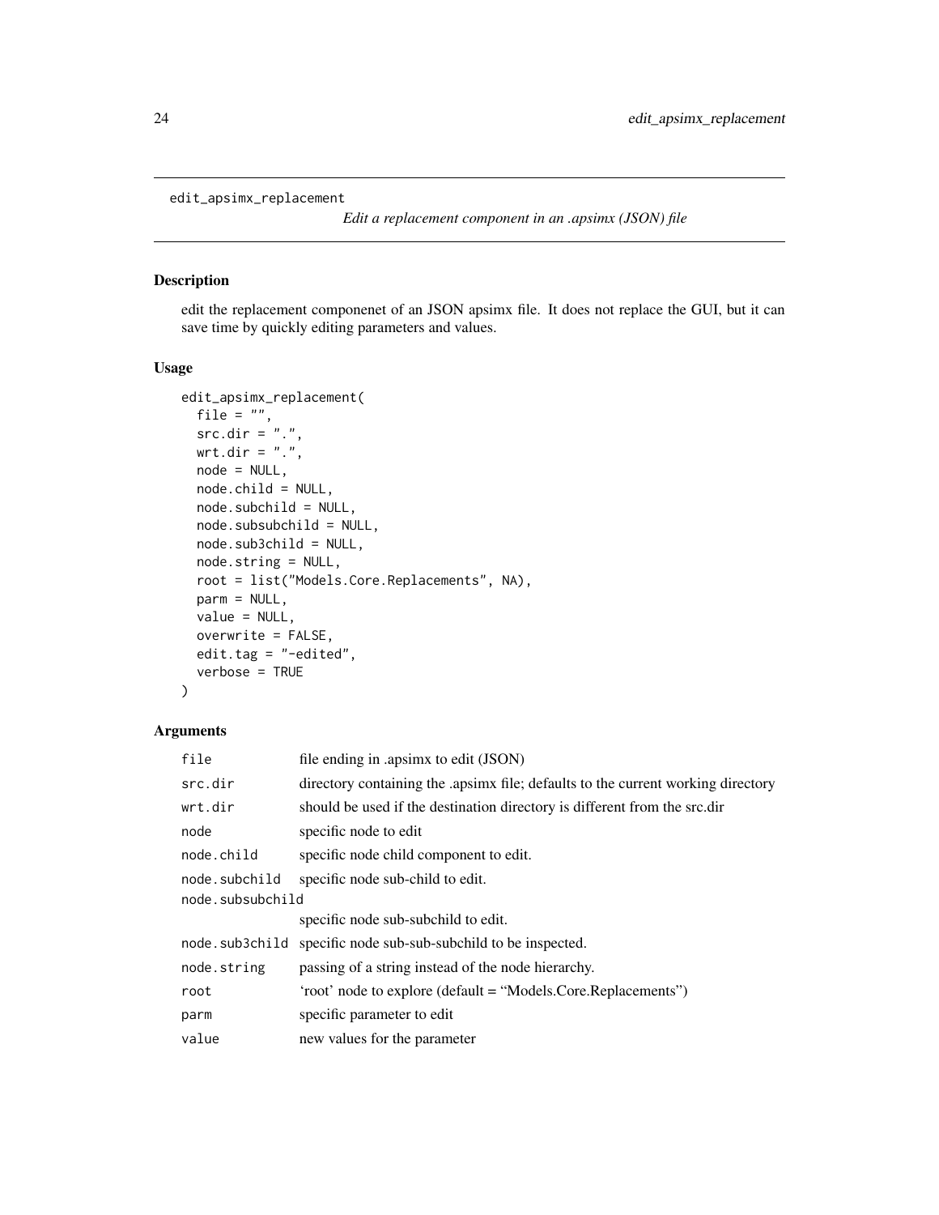```
edit_apsimx_replacement
```

*Edit a replacement component in an .apsimx (JSON) file*

### Description

edit the replacement componenet of an JSON apsimx file. It does not replace the GUI, but it can save time by quickly editing parameters and values.

### Usage

```
edit_apsimx_replacement(
  file = "",
  src.dir = ".",
  wrt.dir = ".",
  node = NULL,
  node.child = NULL,
  node.subchild = NULL,
  node.subsubchild = NULL,
  node.sub3child = NULL,
  node.string = NULL,
  root = list("Models.Core.Replacements", NA),
  parm = NULL,
  value = NULL,
  overwrite = FALSE,
  edit.tag = "-edited",
  verbose = TRUE
)
```

### Arguments

| | |
|---|---|
| `file` | file ending in .apsimx to edit (JSON) |
| `src.dir` | directory containing the .apsimx file; defaults to the current working directory |
| `wrt.dir` | should be used if the destination directory is different from the src.dir |
| `node` | specific node to edit |
| `node.child` | specific node child component to edit. |
| `node.subchild` | specific node sub-child to edit. |
| `node.subsubchild` | specific node sub-subchild to edit. |
| `node.sub3child` | specific node sub-sub-subchild to be inspected. |
| `node.string` | passing of a string instead of the node hierarchy. |
| `root` | 'root' node to explore (default = "Models.Core.Replacements") |
| `parm` | specific parameter to edit |
| `value` | new values for the parameter |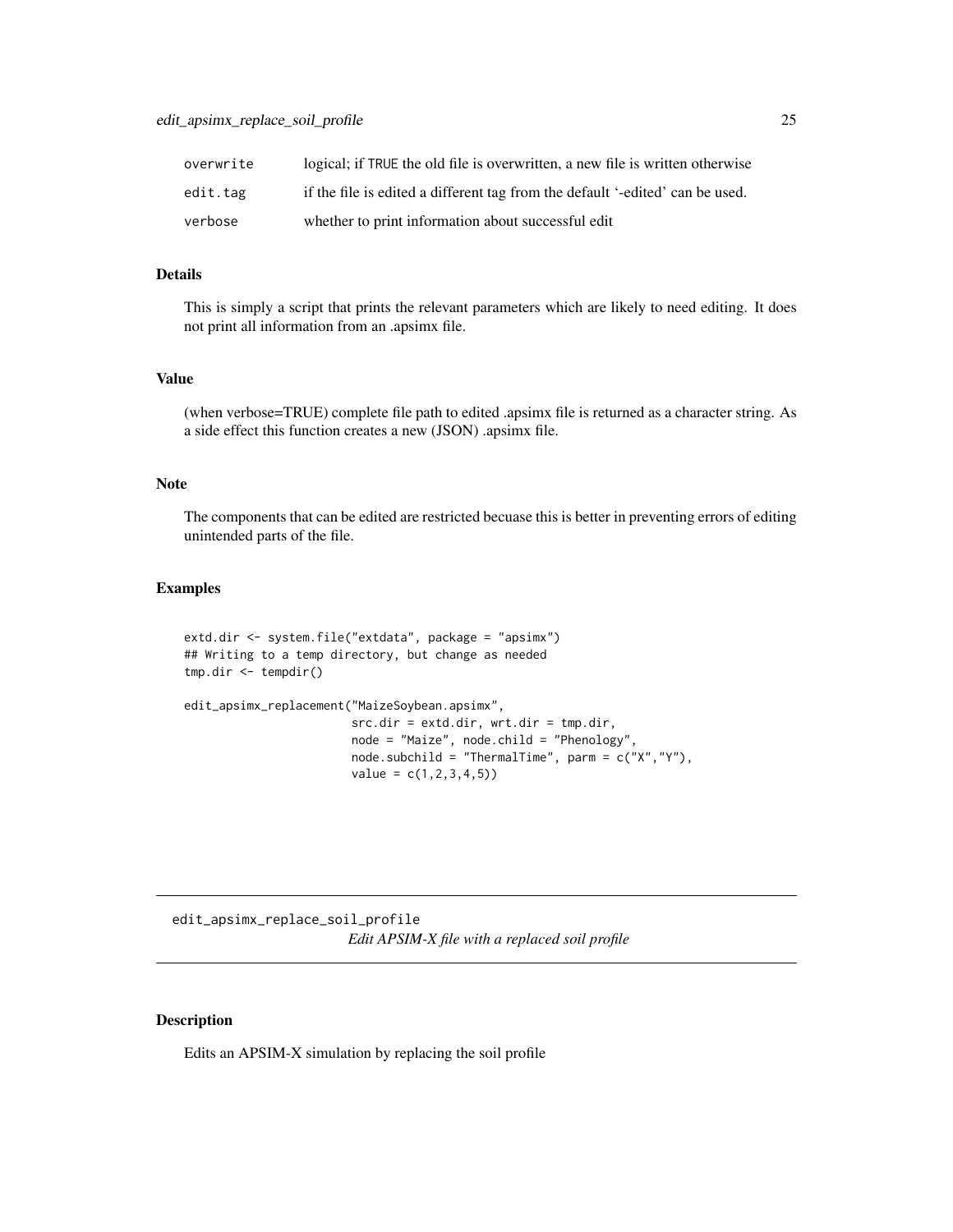| | |
|---|---|
| `overwrite` | logical; if TRUE the old file is overwritten, a new file is written otherwise |
| `edit.tag` | if the file is edited a different tag from the default '-edited' can be used. |
| `verbose` | whether to print information about successful edit |

### Details

This is simply a script that prints the relevant parameters which are likely to need editing. It does not print all information from an .apsimx file.

### Value

(when verbose=TRUE) complete file path to edited .apsimx file is returned as a character string. As a side effect this function creates a new (JSON) .apsimx file.

### Note

The components that can be edited are restricted becuase this is better in preventing errors of editing unintended parts of the file.

### Examples

```
extd.dir <- system.file("extdata", package = "apsimx")
## Writing to a temp directory, but change as needed
tmp.dir <- tempdir()

edit_apsimx_replacement("MaizeSoybean.apsimx",
                        src.dir = extd.dir, wrt.dir = tmp.dir,
                        node = "Maize", node.child = "Phenology",
                        node.subchild = "ThermalTime", parm = c("X","Y"),
                        value = c(1,2,3,4,5))
```

---

## edit_apsimx_replace_soil_profile

*Edit APSIM-X file with a replaced soil profile*

---

### Description

Edits an APSIM-X simulation by replacing the soil profile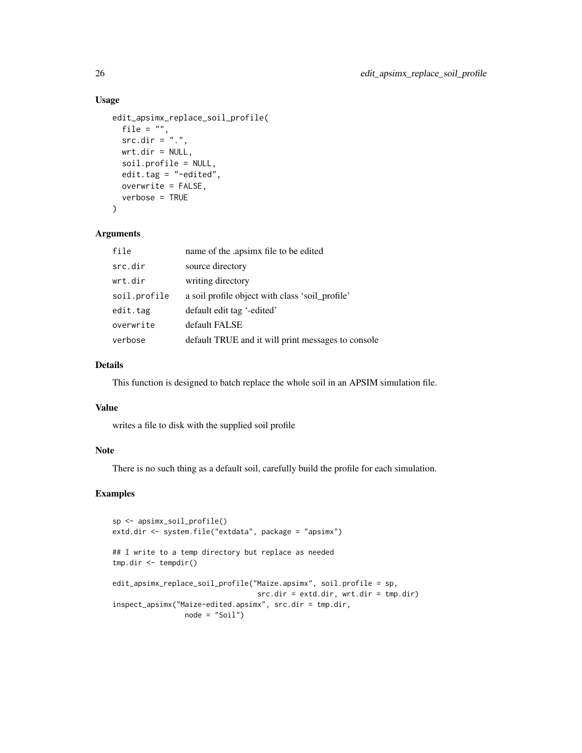## Usage

```
edit_apsimx_replace_soil_profile(
  file = "",
  src.dir = ".",
  wrt.dir = NULL,
  soil.profile = NULL,
  edit.tag = "-edited",
  overwrite = FALSE,
  verbose = TRUE
)
```

## Arguments

| | |
|---|---|
| file | name of the .apsimx file to be edited |
| src.dir | source directory |
| wrt.dir | writing directory |
| soil.profile | a soil profile object with class 'soil_profile' |
| edit.tag | default edit tag '-edited' |
| overwrite | default FALSE |
| verbose | default TRUE and it will print messages to console |

## Details

This function is designed to batch replace the whole soil in an APSIM simulation file.

## Value

writes a file to disk with the supplied soil profile

## Note

There is no such thing as a default soil, carefully build the profile for each simulation.

## Examples

```
sp <- apsimx_soil_profile()
extd.dir <- system.file("extdata", package = "apsimx")

## I write to a temp directory but replace as needed
tmp.dir <- tempdir()

edit_apsimx_replace_soil_profile("Maize.apsimx", soil.profile = sp,
                                 src.dir = extd.dir, wrt.dir = tmp.dir)
inspect_apsimx("Maize-edited.apsimx", src.dir = tmp.dir,
               node = "Soil")
```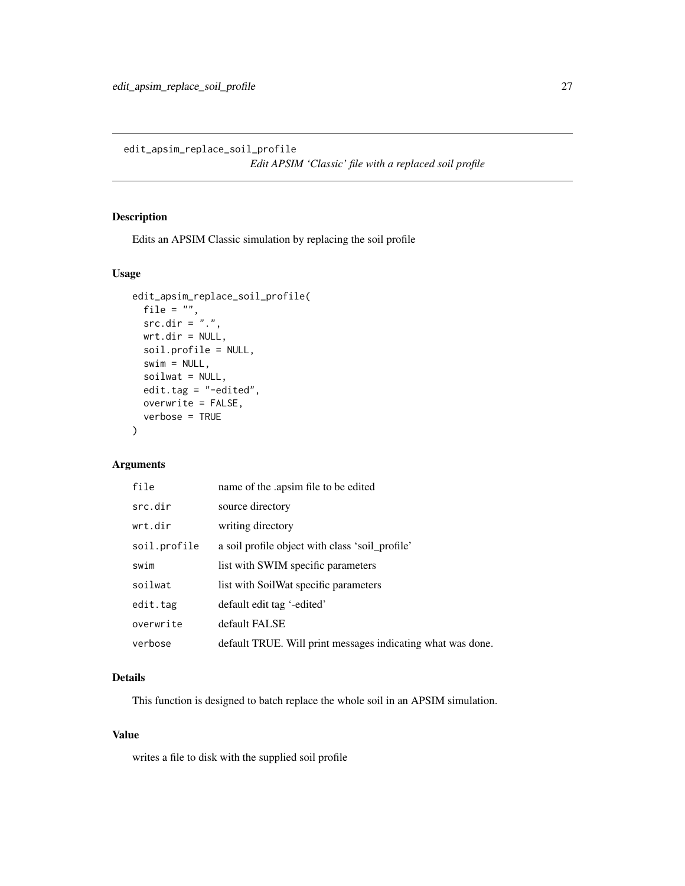edit_apsim_replace_soil_profile
*Edit APSIM 'Classic' file with a replaced soil profile*

## Description

Edits an APSIM Classic simulation by replacing the soil profile

## Usage

```
edit_apsim_replace_soil_profile(
  file = "",
  src.dir = ".",
  wrt.dir = NULL,
  soil.profile = NULL,
  swim = NULL,
  soilwat = NULL,
  edit.tag = "-edited",
  overwrite = FALSE,
  verbose = TRUE
)
```

## Arguments

| | |
|---|---|
| `file` | name of the .apsim file to be edited |
| `src.dir` | source directory |
| `wrt.dir` | writing directory |
| `soil.profile` | a soil profile object with class 'soil_profile' |
| `swim` | list with SWIM specific parameters |
| `soilwat` | list with SoilWat specific parameters |
| `edit.tag` | default edit tag '-edited' |
| `overwrite` | default FALSE |
| `verbose` | default TRUE. Will print messages indicating what was done. |

## Details

This function is designed to batch replace the whole soil in an APSIM simulation.

## Value

writes a file to disk with the supplied soil profile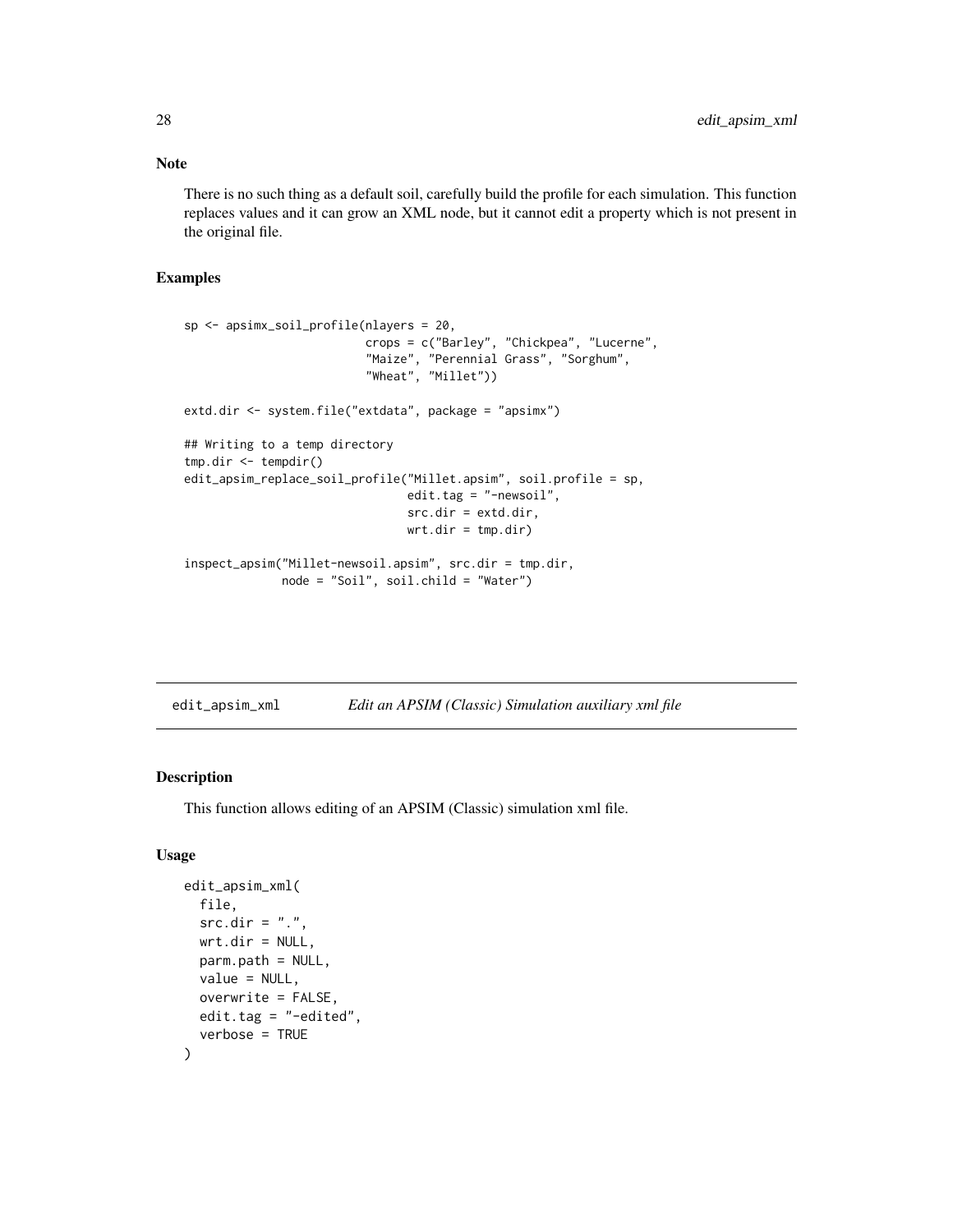## Note

There is no such thing as a default soil, carefully build the profile for each simulation. This function replaces values and it can grow an XML node, but it cannot edit a property which is not present in the original file.

## Examples

```
sp <- apsimx_soil_profile(nlayers = 20,
                          crops = c("Barley", "Chickpea", "Lucerne",
                          "Maize", "Perennial Grass", "Sorghum",
                          "Wheat", "Millet"))

extd.dir <- system.file("extdata", package = "apsimx")

## Writing to a temp directory
tmp.dir <- tempdir()
edit_apsim_replace_soil_profile("Millet.apsim", soil.profile = sp,
                                edit.tag = "-newsoil",
                                src.dir = extd.dir,
                                wrt.dir = tmp.dir)

inspect_apsim("Millet-newsoil.apsim", src.dir = tmp.dir,
              node = "Soil", soil.child = "Water")
```

---

# edit_apsim_xml — *Edit an APSIM (Classic) Simulation auxiliary xml file*

## Description

This function allows editing of an APSIM (Classic) simulation xml file.

## Usage

```
edit_apsim_xml(
  file,
  src.dir = ".",
  wrt.dir = NULL,
  parm.path = NULL,
  value = NULL,
  overwrite = FALSE,
  edit.tag = "-edited",
  verbose = TRUE
)
```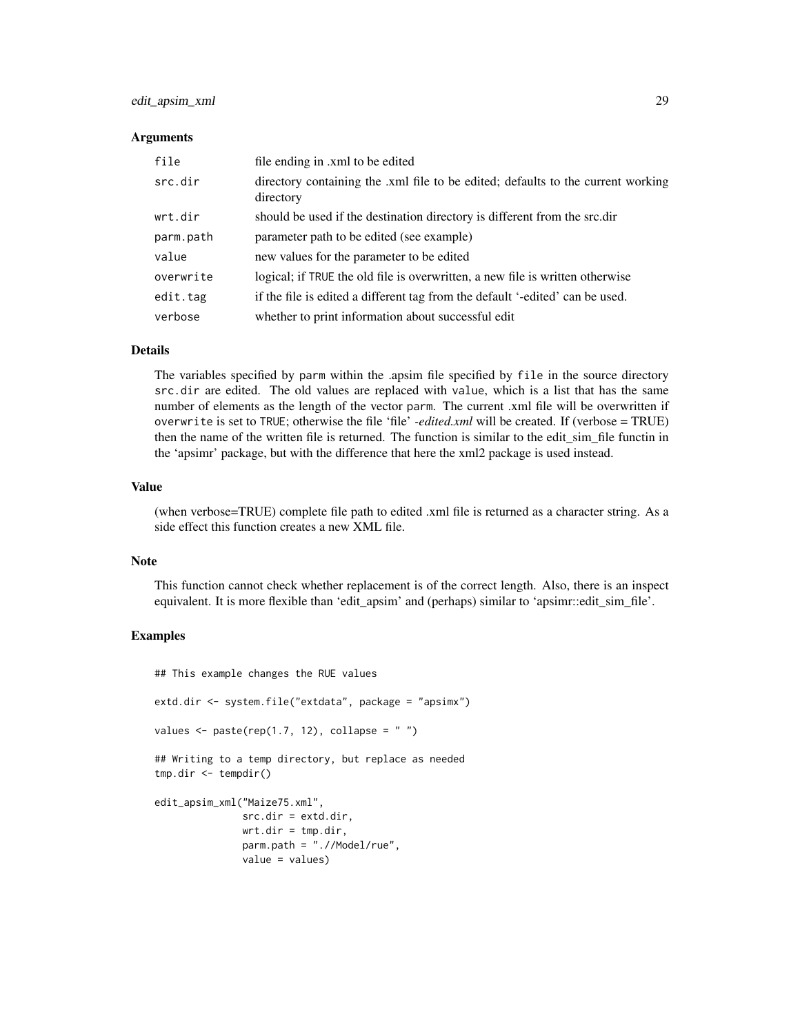## Arguments

| | |
|---|---|
| `file` | file ending in .xml to be edited |
| `src.dir` | directory containing the .xml file to be edited; defaults to the current working directory |
| `wrt.dir` | should be used if the destination directory is different from the src.dir |
| `parm.path` | parameter path to be edited (see example) |
| `value` | new values for the parameter to be edited |
| `overwrite` | logical; if `TRUE` the old file is overwritten, a new file is written otherwise |
| `edit.tag` | if the file is edited a different tag from the default '-edited' can be used. |
| `verbose` | whether to print information about successful edit |

## Details

The variables specified by `parm` within the .apsim file specified by `file` in the source directory `src.dir` are edited. The old values are replaced with `value`, which is a list that has the same number of elements as the length of the vector `parm`. The current .xml file will be overwritten if `overwrite` is set to `TRUE`; otherwise the file 'file' *-edited.xml* will be created. If (verbose = TRUE) then the name of the written file is returned. The function is similar to the edit_sim_file functin in the 'apsimr' package, but with the difference that here the xml2 package is used instead.

## Value

(when verbose=TRUE) complete file path to edited .xml file is returned as a character string. As a side effect this function creates a new XML file.

## Note

This function cannot check whether replacement is of the correct length. Also, there is an inspect equivalent. It is more flexible than 'edit_apsim' and (perhaps) similar to 'apsimr::edit_sim_file'.

## Examples

```
## This example changes the RUE values

extd.dir <- system.file("extdata", package = "apsimx")

values <- paste(rep(1.7, 12), collapse = " ")

## Writing to a temp directory, but replace as needed
tmp.dir <- tempdir()

edit_apsim_xml("Maize75.xml",
               src.dir = extd.dir,
               wrt.dir = tmp.dir,
               parm.path = ".//Model/rue",
               value = values)
```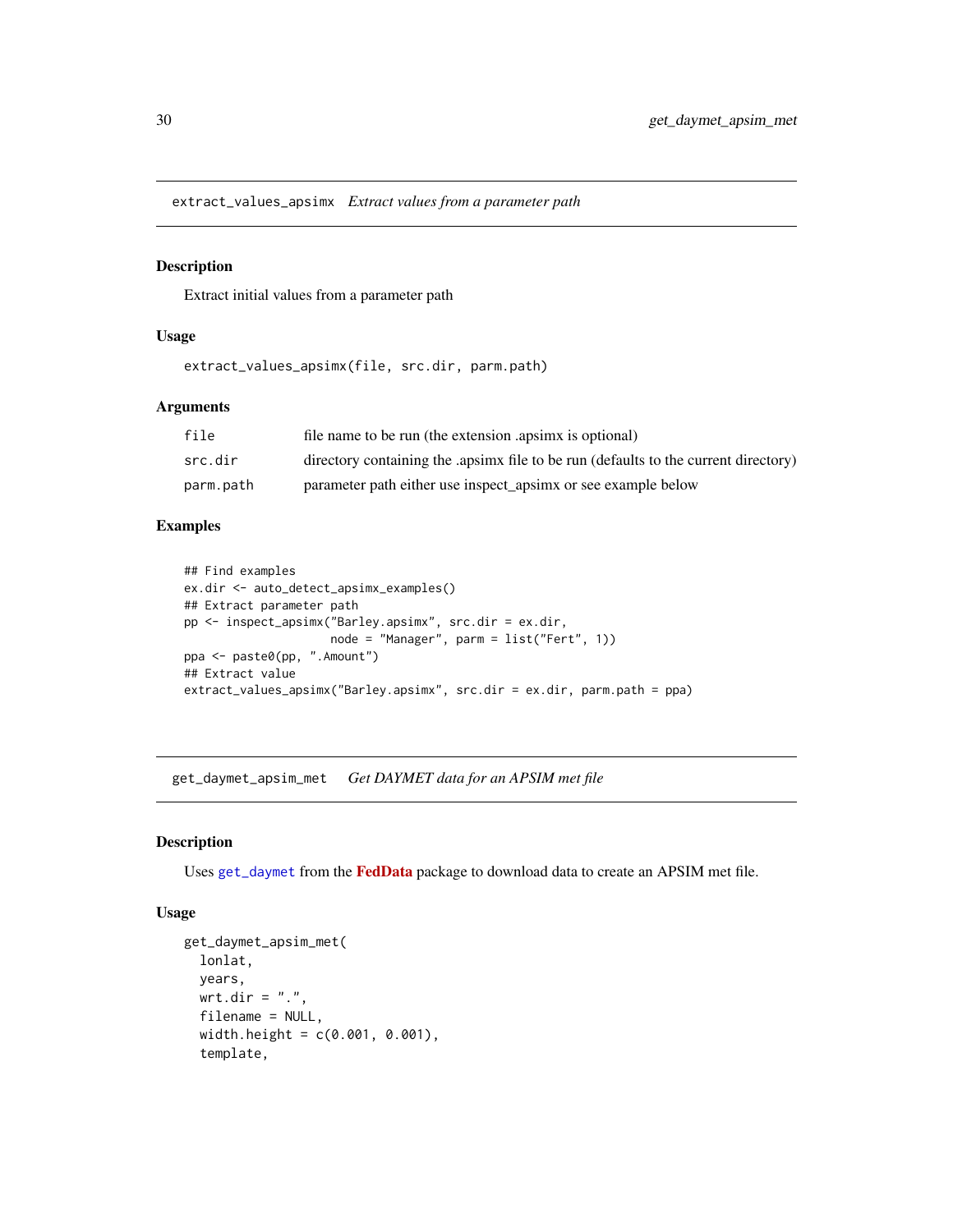## extract_values_apsimx *Extract values from a parameter path*

### Description

Extract initial values from a parameter path

### Usage

```
extract_values_apsimx(file, src.dir, parm.path)
```

### Arguments

| | |
|---|---|
| file | file name to be run (the extension .apsimx is optional) |
| src.dir | directory containing the .apsimx file to be run (defaults to the current directory) |
| parm.path | parameter path either use inspect_apsimx or see example below |

### Examples

```
## Find examples
ex.dir <- auto_detect_apsimx_examples()
## Extract parameter path
pp <- inspect_apsimx("Barley.apsimx", src.dir = ex.dir,
                     node = "Manager", parm = list("Fert", 1))
ppa <- paste0(pp, ".Amount")
## Extract value
extract_values_apsimx("Barley.apsimx", src.dir = ex.dir, parm.path = ppa)
```

## get_daymet_apsim_met *Get DAYMET data for an APSIM met file*

### Description

Uses get_daymet from the **FedData** package to download data to create an APSIM met file.

### Usage

```
get_daymet_apsim_met(
  lonlat,
  years,
  wrt.dir = ".",
  filename = NULL,
  width.height = c(0.001, 0.001),
  template,
```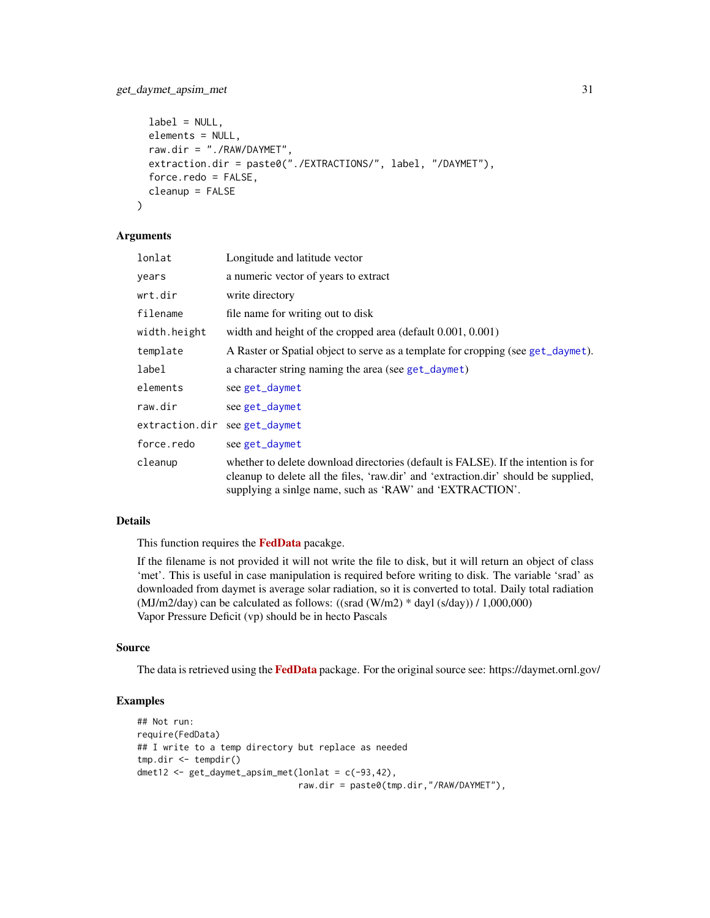```
  label = NULL,
  elements = NULL,
  raw.dir = "./RAW/DAYMET",
  extraction.dir = paste0("./EXTRACTIONS/", label, "/DAYMET"),
  force.redo = FALSE,
  cleanup = FALSE
)
```

## Arguments

| | |
|---|---|
| lonlat | Longitude and latitude vector |
| years | a numeric vector of years to extract |
| wrt.dir | write directory |
| filename | file name for writing out to disk |
| width.height | width and height of the cropped area (default 0.001, 0.001) |
| template | A Raster or Spatial object to serve as a template for cropping (see get_daymet). |
| label | a character string naming the area (see get_daymet) |
| elements | see get_daymet |
| raw.dir | see get_daymet |
| extraction.dir | see get_daymet |
| force.redo | see get_daymet |
| cleanup | whether to delete download directories (default is FALSE). If the intention is for cleanup to delete all the files, 'raw.dir' and 'extraction.dir' should be supplied, supplying a sinlge name, such as 'RAW' and 'EXTRACTION'. |

## Details

This function requires the **FedData** pacakge.

If the filename is not provided it will not write the file to disk, but it will return an object of class 'met'. This is useful in case manipulation is required before writing to disk. The variable 'srad' as downloaded from daymet is average solar radiation, so it is converted to total. Daily total radiation (MJ/m2/day) can be calculated as follows: ((srad (W/m2) * dayl (s/day)) / 1,000,000)
Vapor Pressure Deficit (vp) should be in hecto Pascals

## Source

The data is retrieved using the **FedData** package. For the original source see: https://daymet.ornl.gov/

## Examples

```
## Not run:
require(FedData)
## I write to a temp directory but replace as needed
tmp.dir <- tempdir()
dmet12 <- get_daymet_apsim_met(lonlat = c(-93,42),
                              raw.dir = paste0(tmp.dir,"/RAW/DAYMET"),
```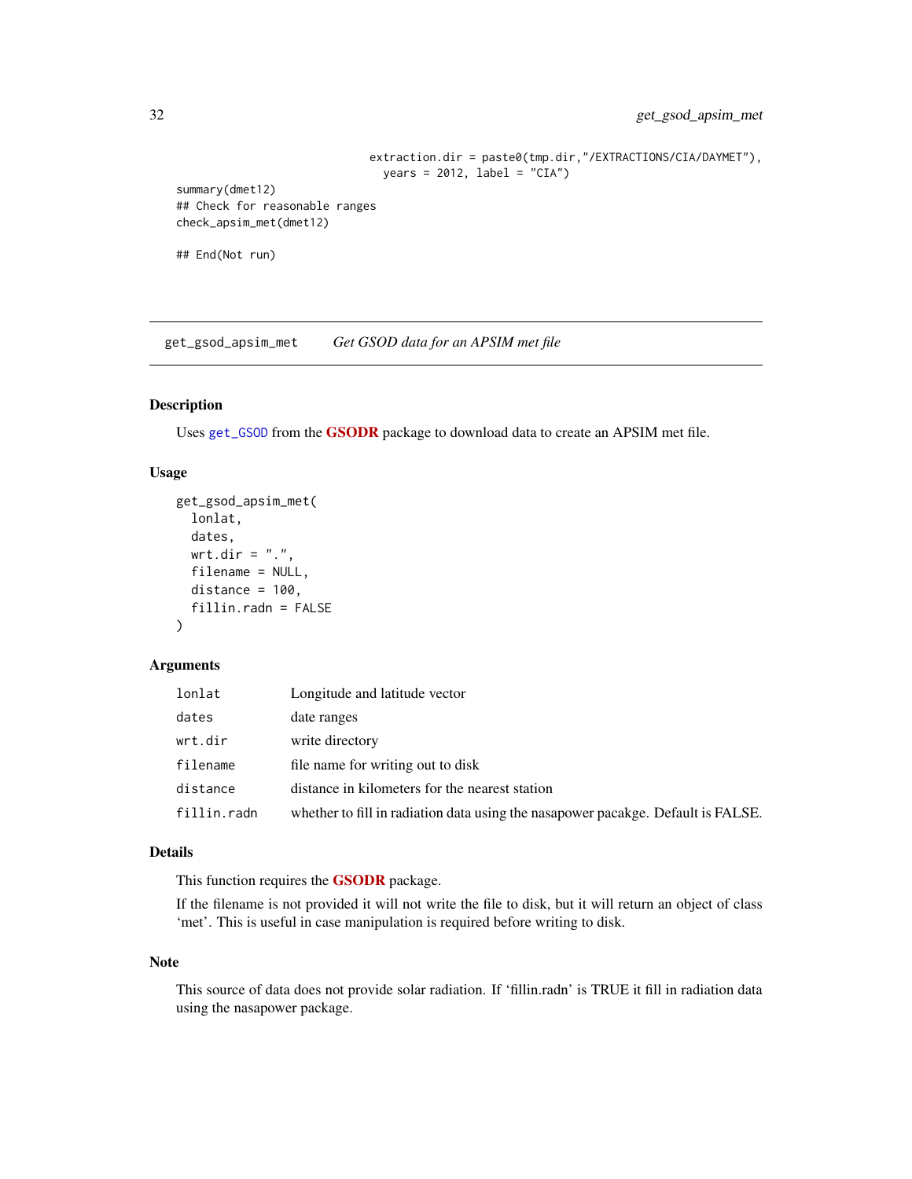```
                                extraction.dir = paste0(tmp.dir,"/EXTRACTIONS/CIA/DAYMET"),
                                  years = 2012, label = "CIA")
summary(dmet12)
## Check for reasonable ranges
check_apsim_met(dmet12)

## End(Not run)
```

---

## get_gsod_apsim_met    *Get GSOD data for an APSIM met file*

### Description

Uses `get_GSOD` from the **GSODR** package to download data to create an APSIM met file.

### Usage

```
get_gsod_apsim_met(
  lonlat,
  dates,
  wrt.dir = ".",
  filename = NULL,
  distance = 100,
  fillin.radn = FALSE
)
```

### Arguments

| | |
|---|---|
| `lonlat` | Longitude and latitude vector |
| `dates` | date ranges |
| `wrt.dir` | write directory |
| `filename` | file name for writing out to disk |
| `distance` | distance in kilometers for the nearest station |
| `fillin.radn` | whether to fill in radiation data using the nasapower pacakge. Default is FALSE. |

### Details

This function requires the **GSODR** package.

If the filename is not provided it will not write the file to disk, but it will return an object of class 'met'. This is useful in case manipulation is required before writing to disk.

### Note

This source of data does not provide solar radiation. If 'fillin.radn' is TRUE it fill in radiation data using the nasapower package.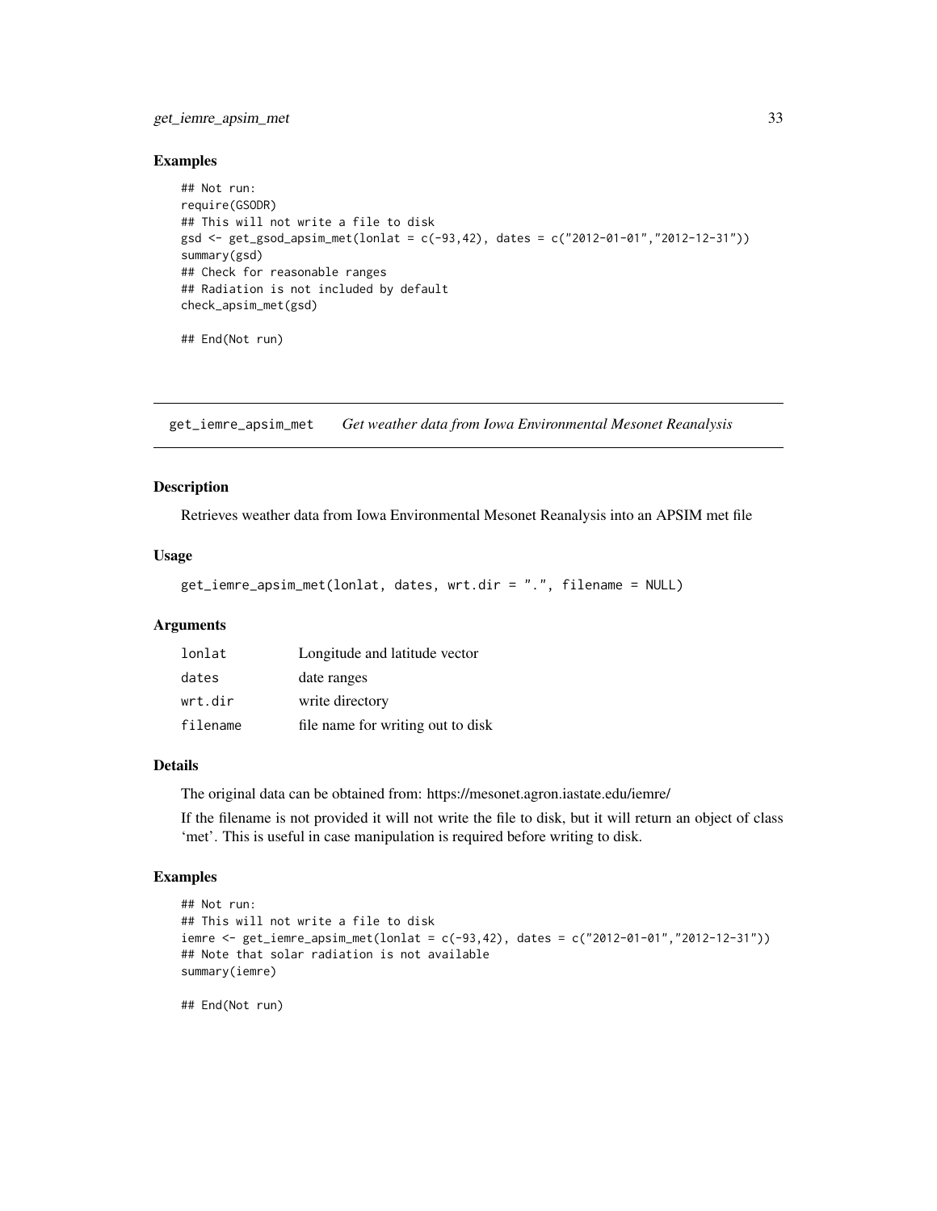### Examples

```
## Not run:
require(GSODR)
## This will not write a file to disk
gsd <- get_gsod_apsim_met(lonlat = c(-93,42), dates = c("2012-01-01","2012-12-31"))
summary(gsd)
## Check for reasonable ranges
## Radiation is not included by default
check_apsim_met(gsd)

## End(Not run)
```

---

## get_iemre_apsim_met    *Get weather data from Iowa Environmental Mesonet Reanalysis*

### Description

Retrieves weather data from Iowa Environmental Mesonet Reanalysis into an APSIM met file

### Usage

```
get_iemre_apsim_met(lonlat, dates, wrt.dir = ".", filename = NULL)
```

### Arguments

| | |
|---|---|
| `lonlat` | Longitude and latitude vector |
| `dates` | date ranges |
| `wrt.dir` | write directory |
| `filename` | file name for writing out to disk |

### Details

The original data can be obtained from: https://mesonet.agron.iastate.edu/iemre/

If the filename is not provided it will not write the file to disk, but it will return an object of class 'met'. This is useful in case manipulation is required before writing to disk.

### Examples

```
## Not run:
## This will not write a file to disk
iemre <- get_iemre_apsim_met(lonlat = c(-93,42), dates = c("2012-01-01","2012-12-31"))
## Note that solar radiation is not available
summary(iemre)

## End(Not run)
```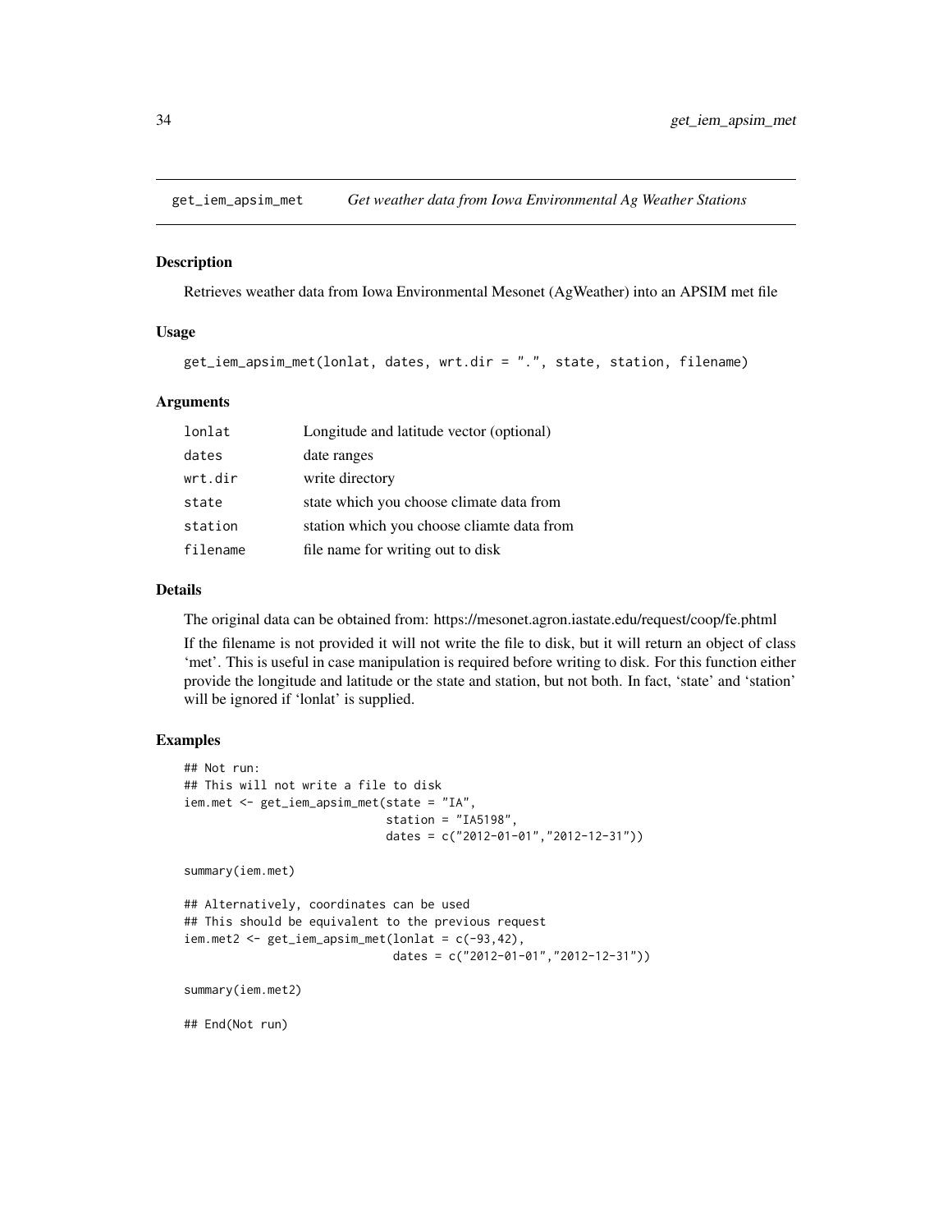## get_iem_apsim_met — *Get weather data from Iowa Environmental Ag Weather Stations*

### Description

Retrieves weather data from Iowa Environmental Mesonet (AgWeather) into an APSIM met file

### Usage

```
get_iem_apsim_met(lonlat, dates, wrt.dir = ".", state, station, filename)
```

### Arguments

| | |
|---|---|
| `lonlat` | Longitude and latitude vector (optional) |
| `dates` | date ranges |
| `wrt.dir` | write directory |
| `state` | state which you choose climate data from |
| `station` | station which you choose cliamte data from |
| `filename` | file name for writing out to disk |

### Details

The original data can be obtained from: https://mesonet.agron.iastate.edu/request/coop/fe.phtml

If the filename is not provided it will not write the file to disk, but it will return an object of class 'met'. This is useful in case manipulation is required before writing to disk. For this function either provide the longitude and latitude or the state and station, but not both. In fact, 'state' and 'station' will be ignored if 'lonlat' is supplied.

### Examples

```
## Not run:
## This will not write a file to disk
iem.met <- get_iem_apsim_met(state = "IA",
                             station = "IA5198",
                             dates = c("2012-01-01","2012-12-31"))

summary(iem.met)

## Alternatively, coordinates can be used
## This should be equivalent to the previous request
iem.met2 <- get_iem_apsim_met(lonlat = c(-93,42),
                              dates = c("2012-01-01","2012-12-31"))

summary(iem.met2)

## End(Not run)
```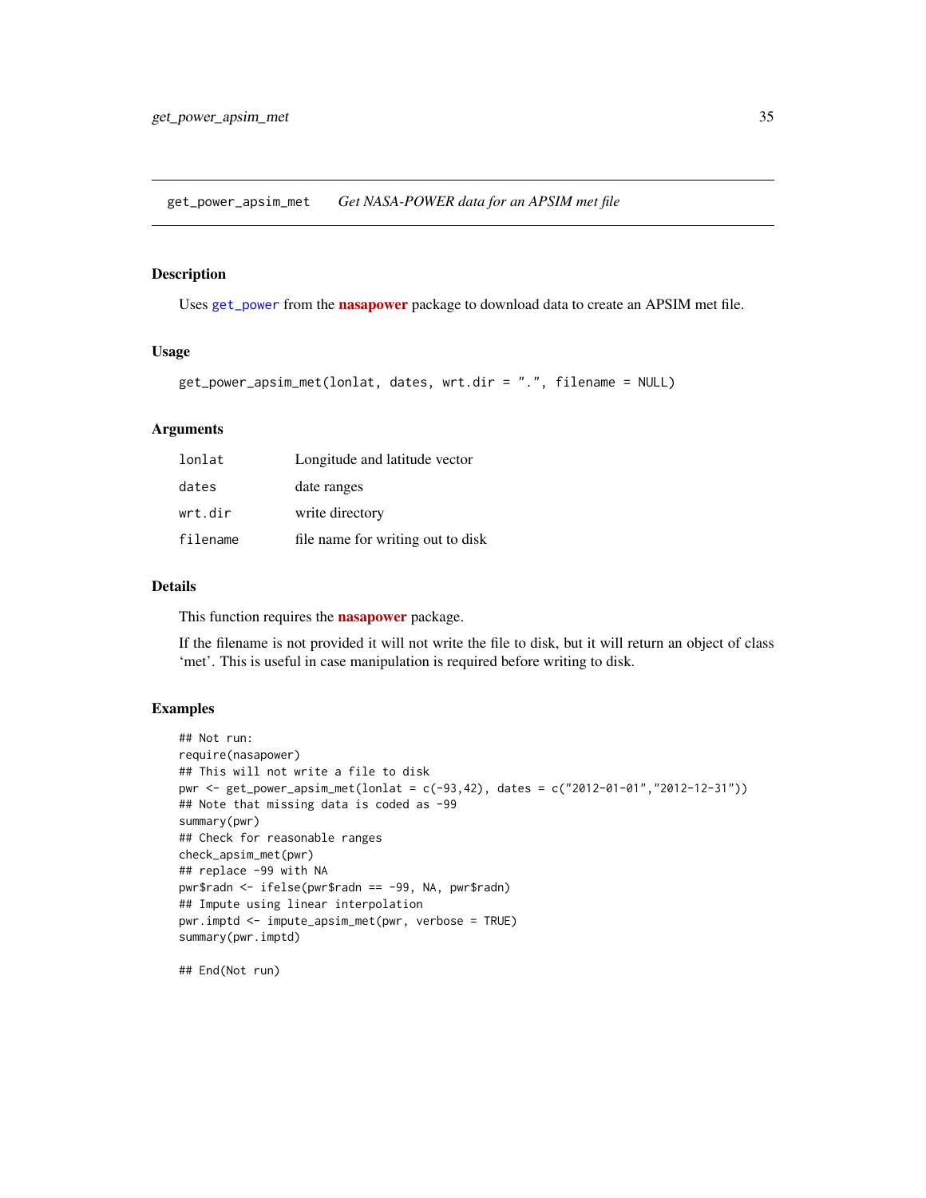# get_power_apsim_met &nbsp;&nbsp;&nbsp; *Get NASA-POWER data for an APSIM met file*

## Description

Uses `get_power` from the **nasapower** package to download data to create an APSIM met file.

## Usage

```
get_power_apsim_met(lonlat, dates, wrt.dir = ".", filename = NULL)
```

## Arguments

| | |
|---|---|
| `lonlat` | Longitude and latitude vector |
| `dates` | date ranges |
| `wrt.dir` | write directory |
| `filename` | file name for writing out to disk |

## Details

This function requires the **nasapower** package.

If the filename is not provided it will not write the file to disk, but it will return an object of class 'met'. This is useful in case manipulation is required before writing to disk.

## Examples

```
## Not run:
require(nasapower)
## This will not write a file to disk
pwr <- get_power_apsim_met(lonlat = c(-93,42), dates = c("2012-01-01","2012-12-31"))
## Note that missing data is coded as -99
summary(pwr)
## Check for reasonable ranges
check_apsim_met(pwr)
## replace -99 with NA
pwr$radn <- ifelse(pwr$radn == -99, NA, pwr$radn)
## Impute using linear interpolation
pwr.imptd <- impute_apsim_met(pwr, verbose = TRUE)
summary(pwr.imptd)

## End(Not run)
```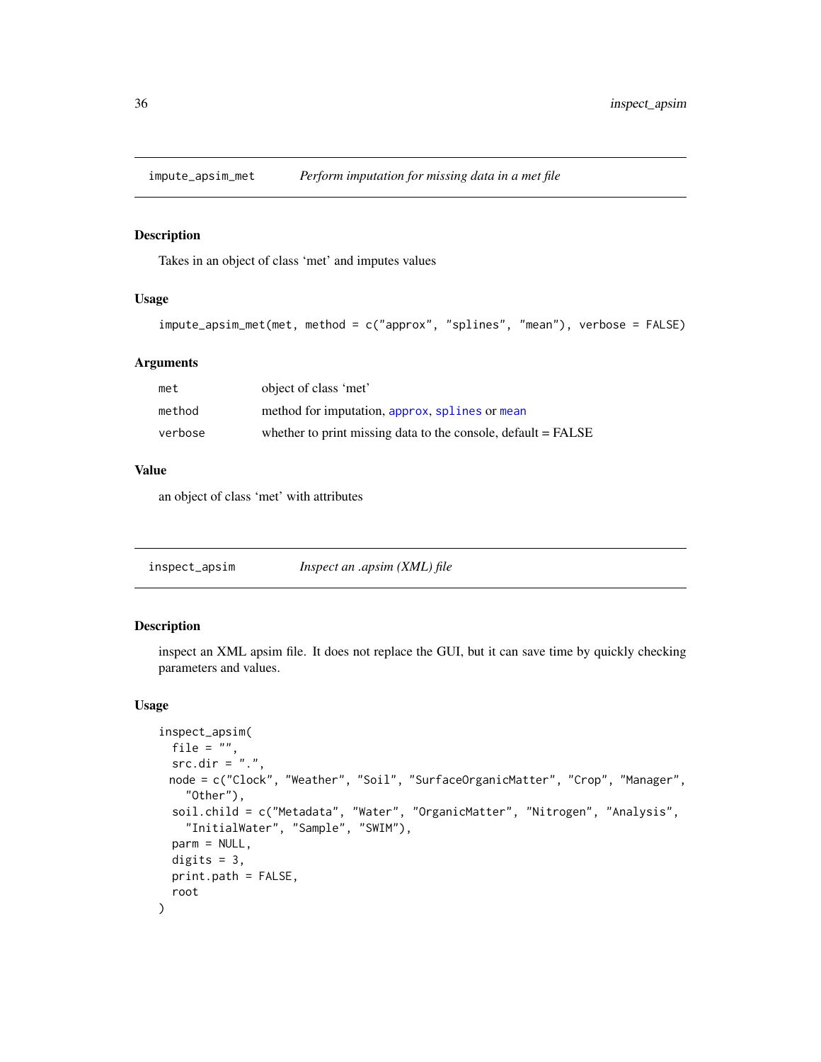## impute_apsim_met — *Perform imputation for missing data in a met file*

### Description

Takes in an object of class 'met' and imputes values

### Usage

```
impute_apsim_met(met, method = c("approx", "splines", "mean"), verbose = FALSE)
```

### Arguments

| | |
|---|---|
| met | object of class 'met' |
| method | method for imputation, approx, splines or mean |
| verbose | whether to print missing data to the console, default = FALSE |

### Value

an object of class 'met' with attributes

## inspect_apsim — *Inspect an .apsim (XML) file*

### Description

inspect an XML apsim file. It does not replace the GUI, but it can save time by quickly checking parameters and values.

### Usage

```
inspect_apsim(
  file = "",
  src.dir = ".",
  node = c("Clock", "Weather", "Soil", "SurfaceOrganicMatter", "Crop", "Manager",
    "Other"),
  soil.child = c("Metadata", "Water", "OrganicMatter", "Nitrogen", "Analysis",
    "InitialWater", "Sample", "SWIM"),
  parm = NULL,
  digits = 3,
  print.path = FALSE,
  root
)
```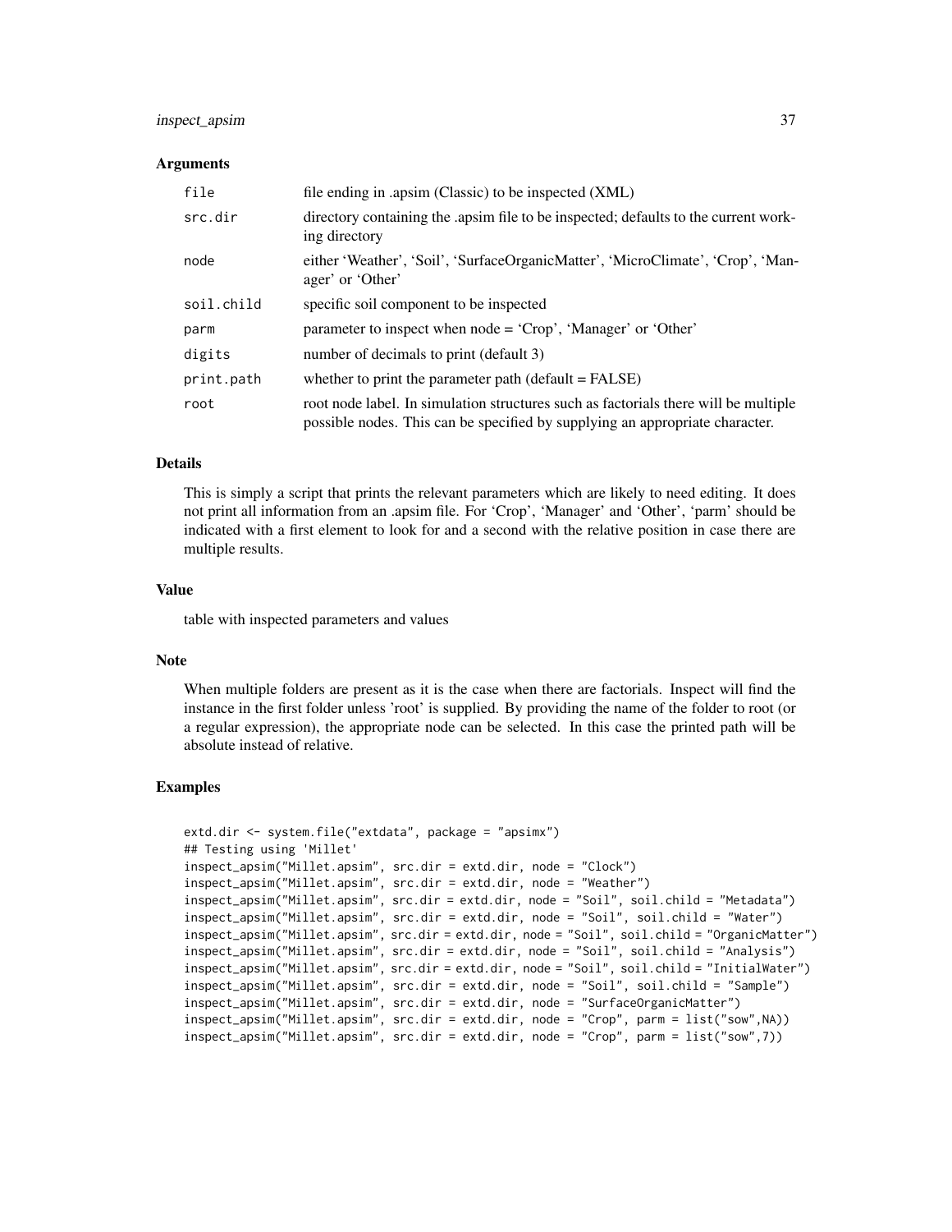## Arguments

| | |
|---|---|
| file | file ending in .apsim (Classic) to be inspected (XML) |
| src.dir | directory containing the .apsim file to be inspected; defaults to the current working directory |
| node | either 'Weather', 'Soil', 'SurfaceOrganicMatter', 'MicroClimate', 'Crop', 'Manager' or 'Other' |
| soil.child | specific soil component to be inspected |
| parm | parameter to inspect when node = 'Crop', 'Manager' or 'Other' |
| digits | number of decimals to print (default 3) |
| print.path | whether to print the parameter path (default = FALSE) |
| root | root node label. In simulation structures such as factorials there will be multiple possible nodes. This can be specified by supplying an appropriate character. |

## Details

This is simply a script that prints the relevant parameters which are likely to need editing. It does not print all information from an .apsim file. For 'Crop', 'Manager' and 'Other', 'parm' should be indicated with a first element to look for and a second with the relative position in case there are multiple results.

## Value

table with inspected parameters and values

## Note

When multiple folders are present as it is the case when there are factorials. Inspect will find the instance in the first folder unless 'root' is supplied. By providing the name of the folder to root (or a regular expression), the appropriate node can be selected. In this case the printed path will be absolute instead of relative.

## Examples

```
extd.dir <- system.file("extdata", package = "apsimx")
## Testing using 'Millet'
inspect_apsim("Millet.apsim", src.dir = extd.dir, node = "Clock")
inspect_apsim("Millet.apsim", src.dir = extd.dir, node = "Weather")
inspect_apsim("Millet.apsim", src.dir = extd.dir, node = "Soil", soil.child = "Metadata")
inspect_apsim("Millet.apsim", src.dir = extd.dir, node = "Soil", soil.child = "Water")
inspect_apsim("Millet.apsim", src.dir = extd.dir, node = "Soil", soil.child = "OrganicMatter")
inspect_apsim("Millet.apsim", src.dir = extd.dir, node = "Soil", soil.child = "Analysis")
inspect_apsim("Millet.apsim", src.dir = extd.dir, node = "Soil", soil.child = "InitialWater")
inspect_apsim("Millet.apsim", src.dir = extd.dir, node = "Soil", soil.child = "Sample")
inspect_apsim("Millet.apsim", src.dir = extd.dir, node = "SurfaceOrganicMatter")
inspect_apsim("Millet.apsim", src.dir = extd.dir, node = "Crop", parm = list("sow",NA))
inspect_apsim("Millet.apsim", src.dir = extd.dir, node = "Crop", parm = list("sow",7))
```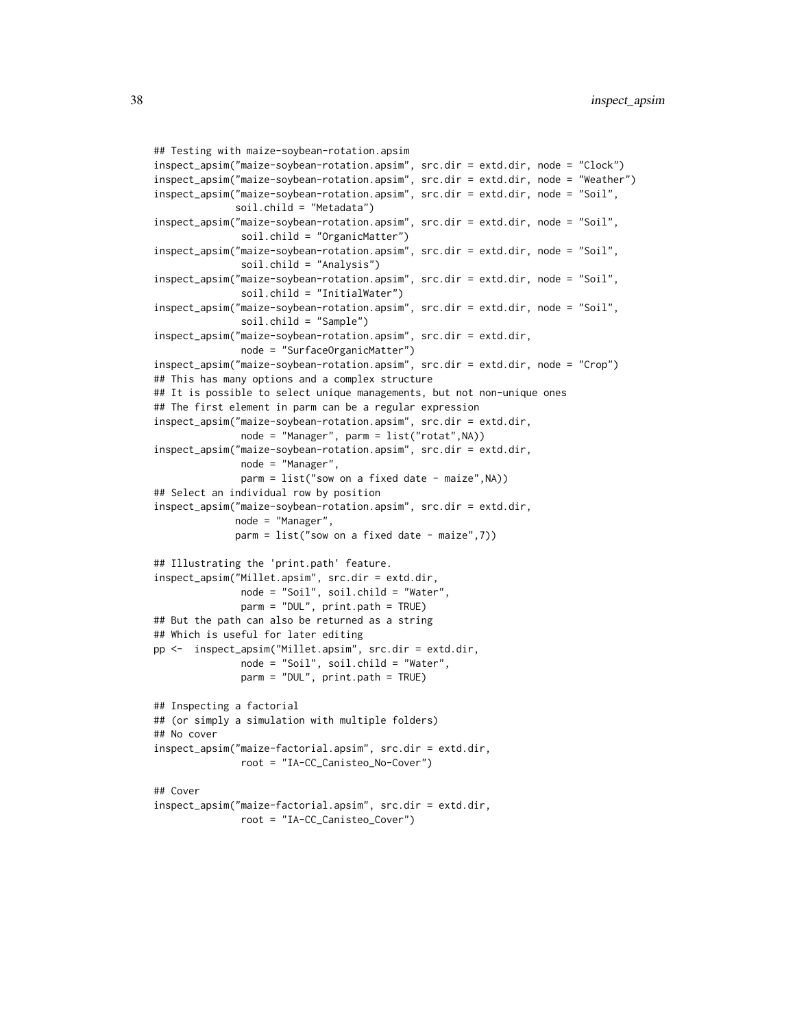```
## Testing with maize-soybean-rotation.apsim
inspect_apsim("maize-soybean-rotation.apsim", src.dir = extd.dir, node = "Clock")
inspect_apsim("maize-soybean-rotation.apsim", src.dir = extd.dir, node = "Weather")
inspect_apsim("maize-soybean-rotation.apsim", src.dir = extd.dir, node = "Soil",
              soil.child = "Metadata")
inspect_apsim("maize-soybean-rotation.apsim", src.dir = extd.dir, node = "Soil",
               soil.child = "OrganicMatter")
inspect_apsim("maize-soybean-rotation.apsim", src.dir = extd.dir, node = "Soil",
               soil.child = "Analysis")
inspect_apsim("maize-soybean-rotation.apsim", src.dir = extd.dir, node = "Soil",
               soil.child = "InitialWater")
inspect_apsim("maize-soybean-rotation.apsim", src.dir = extd.dir, node = "Soil",
               soil.child = "Sample")
inspect_apsim("maize-soybean-rotation.apsim", src.dir = extd.dir,
               node = "SurfaceOrganicMatter")
inspect_apsim("maize-soybean-rotation.apsim", src.dir = extd.dir, node = "Crop")
## This has many options and a complex structure
## It is possible to select unique managements, but not non-unique ones
## The first element in parm can be a regular expression
inspect_apsim("maize-soybean-rotation.apsim", src.dir = extd.dir,
               node = "Manager", parm = list("rotat",NA))
inspect_apsim("maize-soybean-rotation.apsim", src.dir = extd.dir,
               node = "Manager",
               parm = list("sow on a fixed date - maize",NA))
## Select an individual row by position
inspect_apsim("maize-soybean-rotation.apsim", src.dir = extd.dir,
              node = "Manager",
              parm = list("sow on a fixed date - maize",7))

## Illustrating the 'print.path' feature.
inspect_apsim("Millet.apsim", src.dir = extd.dir,
               node = "Soil", soil.child = "Water",
               parm = "DUL", print.path = TRUE)
## But the path can also be returned as a string
## Which is useful for later editing
pp <-  inspect_apsim("Millet.apsim", src.dir = extd.dir,
               node = "Soil", soil.child = "Water",
               parm = "DUL", print.path = TRUE)

## Inspecting a factorial
## (or simply a simulation with multiple folders)
## No cover
inspect_apsim("maize-factorial.apsim", src.dir = extd.dir,
               root = "IA-CC_Canisteo_No-Cover")

## Cover
inspect_apsim("maize-factorial.apsim", src.dir = extd.dir,
               root = "IA-CC_Canisteo_Cover")
```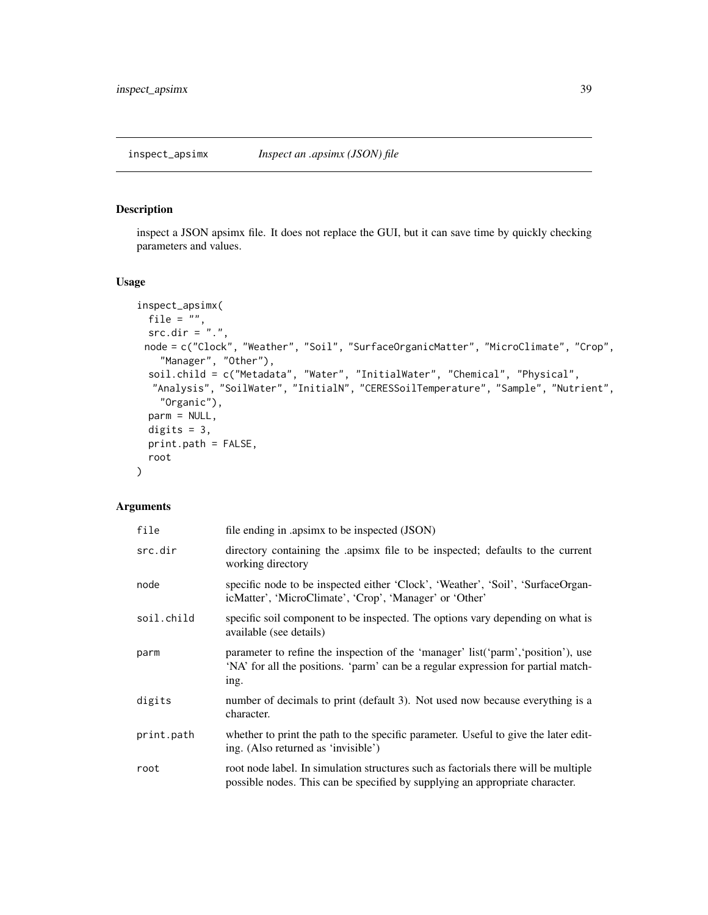## inspect_apsimx *Inspect an .apsimx (JSON) file*

### Description

inspect a JSON apsimx file. It does not replace the GUI, but it can save time by quickly checking parameters and values.

### Usage

```
inspect_apsimx(
  file = "",
  src.dir = ".",
 node = c("Clock", "Weather", "Soil", "SurfaceOrganicMatter", "MicroClimate", "Crop",
    "Manager", "Other"),
  soil.child = c("Metadata", "Water", "InitialWater", "Chemical", "Physical",
   "Analysis", "SoilWater", "InitialN", "CERESSoilTemperature", "Sample", "Nutrient",
    "Organic"),
  parm = NULL,
  digits = 3,
  print.path = FALSE,
  root
)
```

### Arguments

| | |
|---|---|
| file | file ending in .apsimx to be inspected (JSON) |
| src.dir | directory containing the .apsimx file to be inspected; defaults to the current working directory |
| node | specific node to be inspected either 'Clock', 'Weather', 'Soil', 'SurfaceOrganicMatter', 'MicroClimate', 'Crop', 'Manager' or 'Other' |
| soil.child | specific soil component to be inspected. The options vary depending on what is available (see details) |
| parm | parameter to refine the inspection of the 'manager' list('parm','position'), use 'NA' for all the positions. 'parm' can be a regular expression for partial matching. |
| digits | number of decimals to print (default 3). Not used now because everything is a character. |
| print.path | whether to print the path to the specific parameter. Useful to give the later editing. (Also returned as 'invisible') |
| root | root node label. In simulation structures such as factorials there will be multiple possible nodes. This can be specified by supplying an appropriate character. |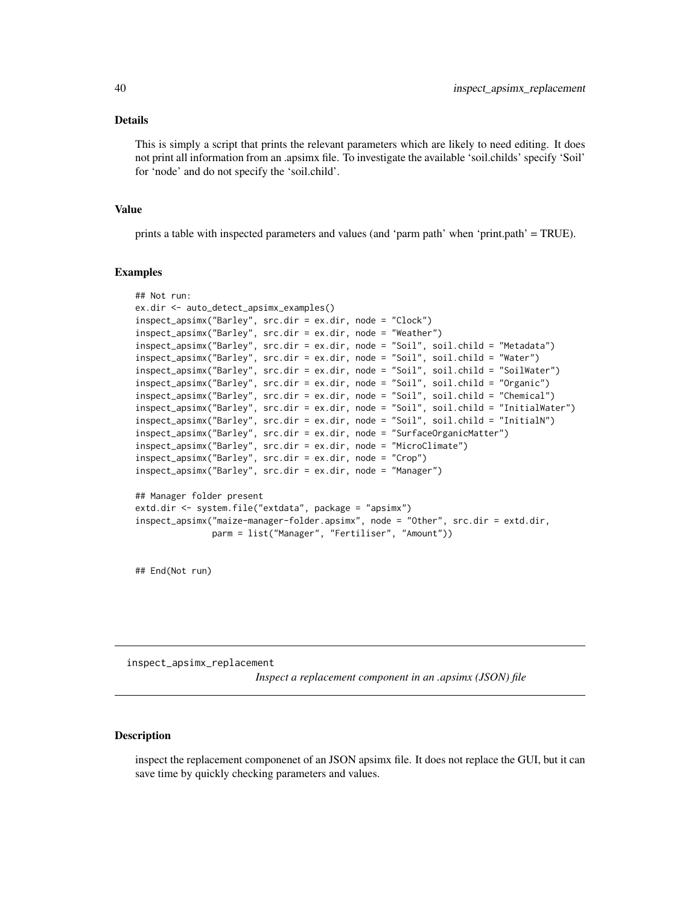## Details

This is simply a script that prints the relevant parameters which are likely to need editing. It does not print all information from an .apsimx file. To investigate the available 'soil.childs' specify 'Soil' for 'node' and do not specify the 'soil.child'.

## Value

prints a table with inspected parameters and values (and 'parm path' when 'print.path' = TRUE).

## Examples

```
## Not run:
ex.dir <- auto_detect_apsimx_examples()
inspect_apsimx("Barley", src.dir = ex.dir, node = "Clock")
inspect_apsimx("Barley", src.dir = ex.dir, node = "Weather")
inspect_apsimx("Barley", src.dir = ex.dir, node = "Soil", soil.child = "Metadata")
inspect_apsimx("Barley", src.dir = ex.dir, node = "Soil", soil.child = "Water")
inspect_apsimx("Barley", src.dir = ex.dir, node = "Soil", soil.child = "SoilWater")
inspect_apsimx("Barley", src.dir = ex.dir, node = "Soil", soil.child = "Organic")
inspect_apsimx("Barley", src.dir = ex.dir, node = "Soil", soil.child = "Chemical")
inspect_apsimx("Barley", src.dir = ex.dir, node = "Soil", soil.child = "InitialWater")
inspect_apsimx("Barley", src.dir = ex.dir, node = "Soil", soil.child = "InitialN")
inspect_apsimx("Barley", src.dir = ex.dir, node = "SurfaceOrganicMatter")
inspect_apsimx("Barley", src.dir = ex.dir, node = "MicroClimate")
inspect_apsimx("Barley", src.dir = ex.dir, node = "Crop")
inspect_apsimx("Barley", src.dir = ex.dir, node = "Manager")

## Manager folder present
extd.dir <- system.file("extdata", package = "apsimx")
inspect_apsimx("maize-manager-folder.apsimx", node = "Other", src.dir = extd.dir,
               parm = list("Manager", "Fertiliser", "Amount"))


## End(Not run)
```

---

`inspect_apsimx_replacement` *Inspect a replacement component in an .apsimx (JSON) file*

---

## Description

inspect the replacement componenet of an JSON apsimx file. It does not replace the GUI, but it can save time by quickly checking parameters and values.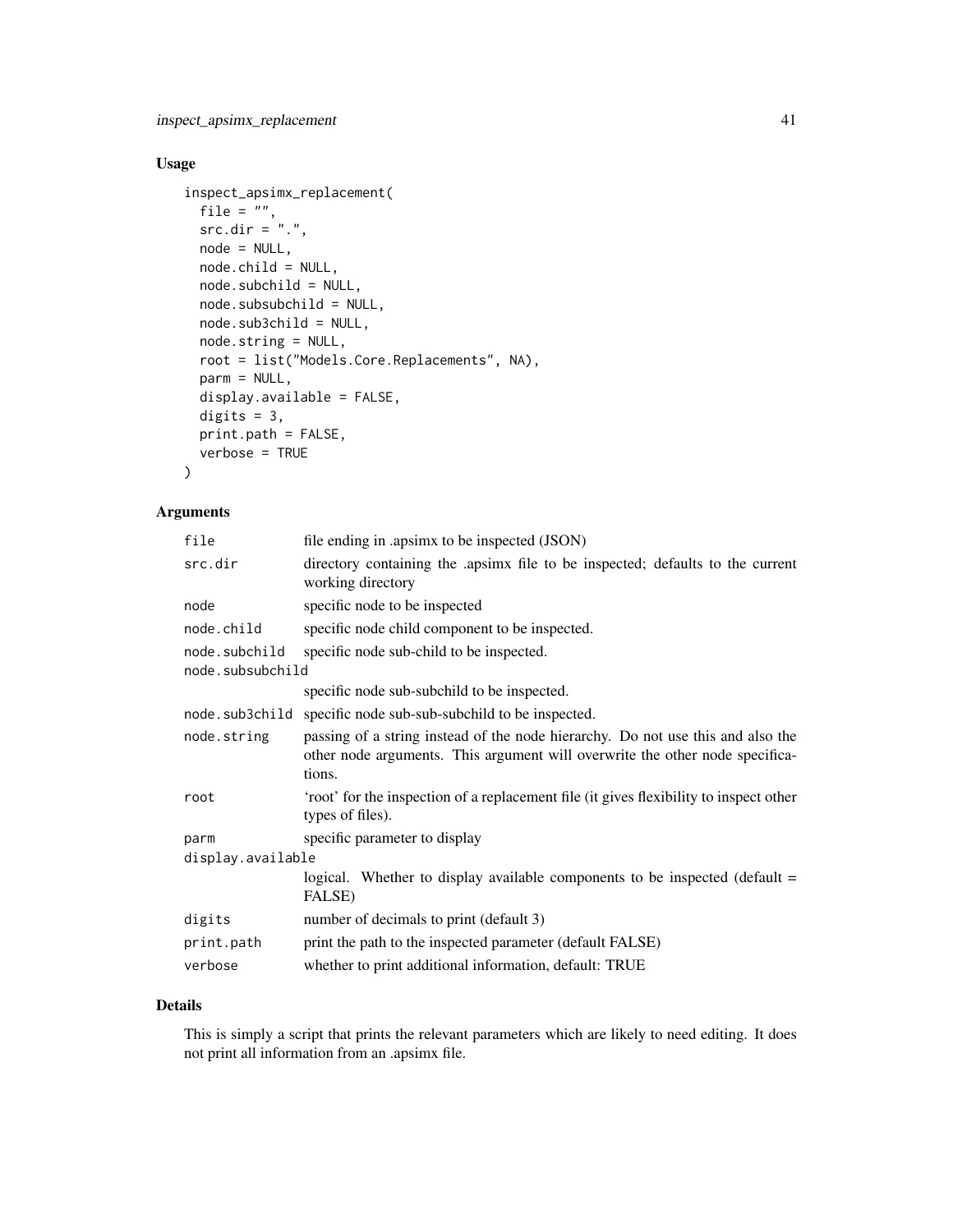## Usage

```
inspect_apsimx_replacement(
  file = "",
  src.dir = ".",
  node = NULL,
  node.child = NULL,
  node.subchild = NULL,
  node.subsubchild = NULL,
  node.sub3child = NULL,
  node.string = NULL,
  root = list("Models.Core.Replacements", NA),
  parm = NULL,
  display.available = FALSE,
  digits = 3,
  print.path = FALSE,
  verbose = TRUE
)
```

## Arguments

| | |
|---|---|
| file | file ending in .apsimx to be inspected (JSON) |
| src.dir | directory containing the .apsimx file to be inspected; defaults to the current working directory |
| node | specific node to be inspected |
| node.child | specific node child component to be inspected. |
| node.subchild | specific node sub-child to be inspected. |
| node.subsubchild | specific node sub-subchild to be inspected. |
| node.sub3child | specific node sub-sub-subchild to be inspected. |
| node.string | passing of a string instead of the node hierarchy. Do not use this and also the other node arguments. This argument will overwrite the other node specifications. |
| root | 'root' for the inspection of a replacement file (it gives flexibility to inspect other types of files). |
| parm | specific parameter to display |
| display.available | logical. Whether to display available components to be inspected (default = FALSE) |
| digits | number of decimals to print (default 3) |
| print.path | print the path to the inspected parameter (default FALSE) |
| verbose | whether to print additional information, default: TRUE |

## Details

This is simply a script that prints the relevant parameters which are likely to need editing. It does not print all information from an .apsimx file.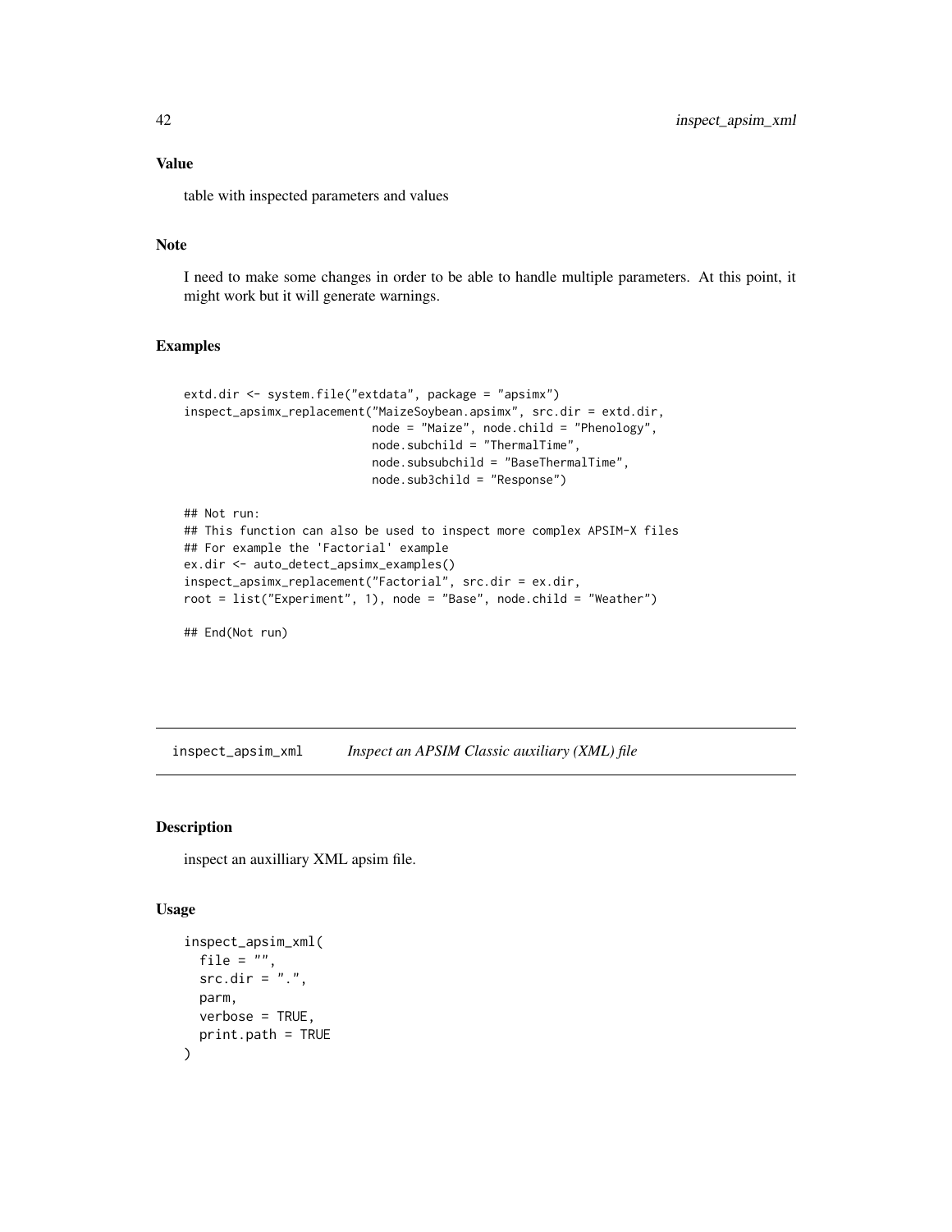### Value

table with inspected parameters and values

### Note

I need to make some changes in order to be able to handle multiple parameters. At this point, it might work but it will generate warnings.

### Examples

```
extd.dir <- system.file("extdata", package = "apsimx")
inspect_apsimx_replacement("MaizeSoybean.apsimx", src.dir = extd.dir,
                           node = "Maize", node.child = "Phenology",
                           node.subchild = "ThermalTime",
                           node.subsubchild = "BaseThermalTime",
                           node.sub3child = "Response")

## Not run:
## This function can also be used to inspect more complex APSIM-X files
## For example the 'Factorial' example
ex.dir <- auto_detect_apsimx_examples()
inspect_apsimx_replacement("Factorial", src.dir = ex.dir,
root = list("Experiment", 1), node = "Base", node.child = "Weather")

## End(Not run)
```

---

## inspect_apsim_xml    *Inspect an APSIM Classic auxiliary (XML) file*

### Description

inspect an auxilliary XML apsim file.

### Usage

```
inspect_apsim_xml(
  file = "",
  src.dir = ".",
  parm,
  verbose = TRUE,
  print.path = TRUE
)
```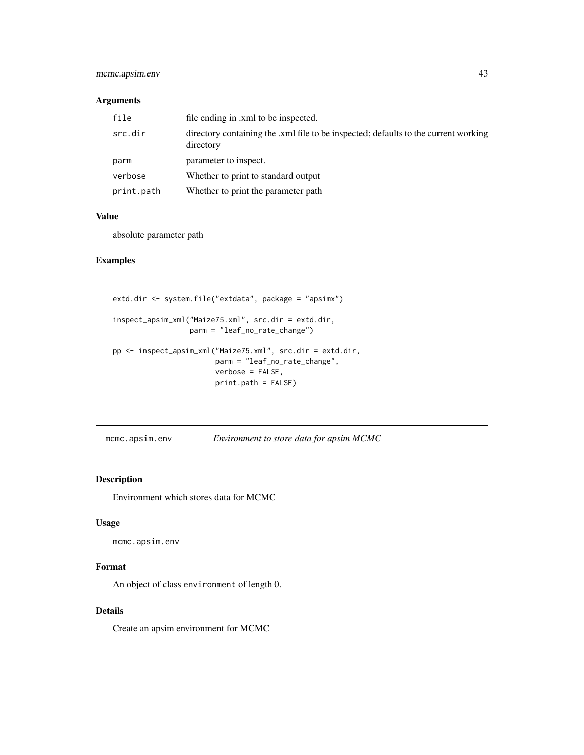## Arguments

| | |
|---|---|
| file | file ending in .xml to be inspected. |
| src.dir | directory containing the .xml file to be inspected; defaults to the current working directory |
| parm | parameter to inspect. |
| verbose | Whether to print to standard output |
| print.path | Whether to print the parameter path |

## Value

absolute parameter path

## Examples

```
extd.dir <- system.file("extdata", package = "apsimx")

inspect_apsim_xml("Maize75.xml", src.dir = extd.dir,
                  parm = "leaf_no_rate_change")

pp <- inspect_apsim_xml("Maize75.xml", src.dir = extd.dir,
                        parm = "leaf_no_rate_change",
                        verbose = FALSE,
                        print.path = FALSE)
```

---

# mcmc.apsim.env    *Environment to store data for apsim MCMC*

## Description

Environment which stores data for MCMC

## Usage

```
mcmc.apsim.env
```

## Format

An object of class `environment` of length 0.

## Details

Create an apsim environment for MCMC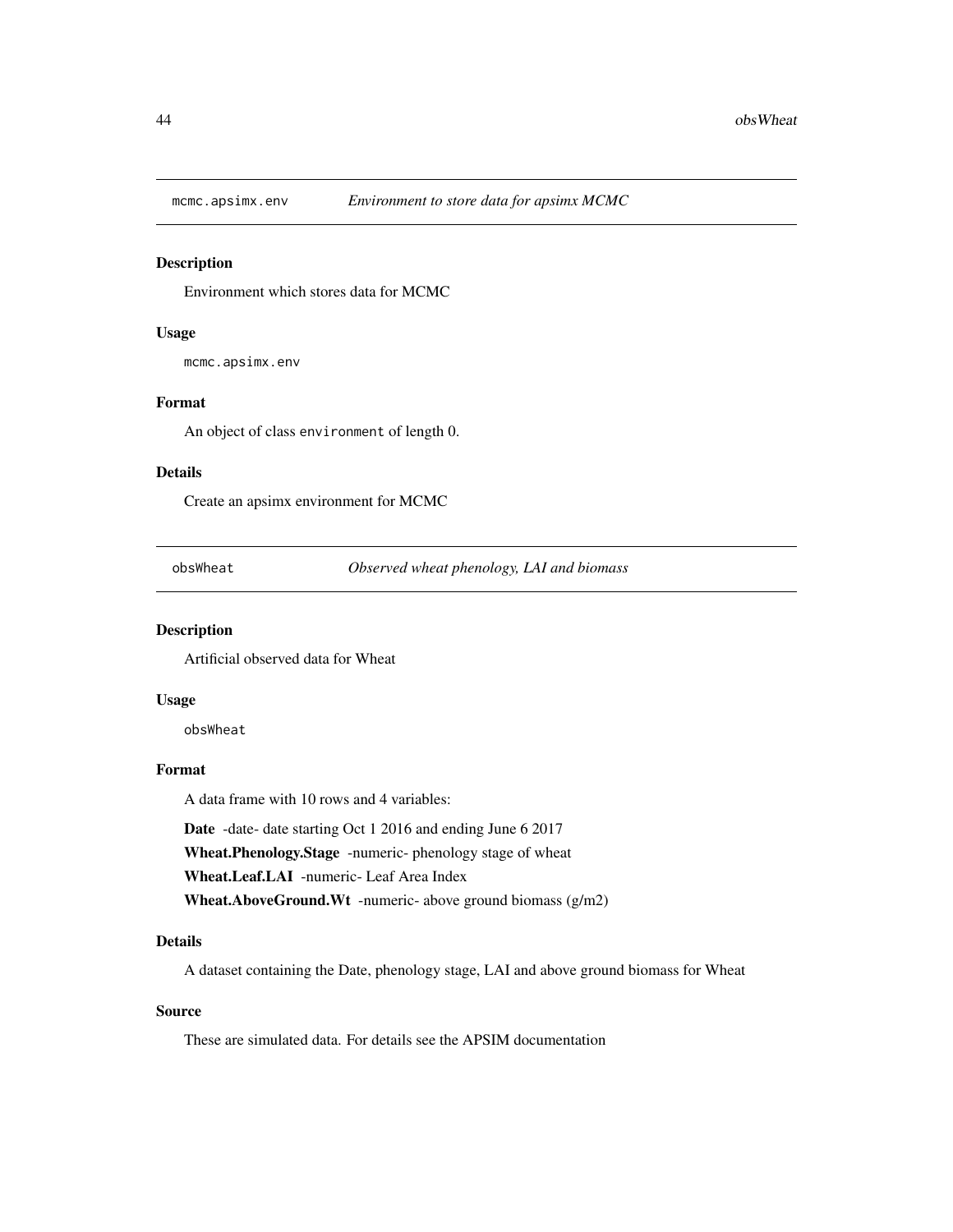## mcmc.apsimx.env — *Environment to store data for apsimx MCMC*

### Description

Environment which stores data for MCMC

### Usage

```
mcmc.apsimx.env
```

### Format

An object of class `environment` of length 0.

### Details

Create an apsimx environment for MCMC

## obsWheat — *Observed wheat phenology, LAI and biomass*

### Description

Artificial observed data for Wheat

### Usage

```
obsWheat
```

### Format

A data frame with 10 rows and 4 variables:

**Date** -date- date starting Oct 1 2016 and ending June 6 2017

**Wheat.Phenology.Stage** -numeric- phenology stage of wheat

**Wheat.Leaf.LAI** -numeric- Leaf Area Index

**Wheat.AboveGround.Wt** -numeric- above ground biomass (g/m2)

### Details

A dataset containing the Date, phenology stage, LAI and above ground biomass for Wheat

### Source

These are simulated data. For details see the APSIM documentation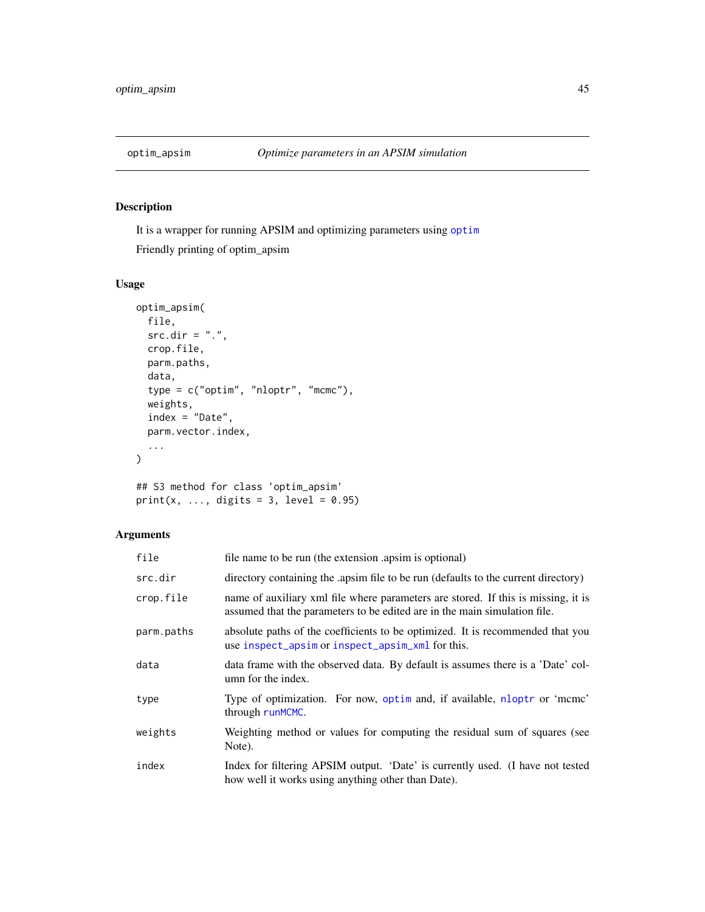## optim_apsim — *Optimize parameters in an APSIM simulation*

### Description

It is a wrapper for running APSIM and optimizing parameters using optim

Friendly printing of optim_apsim

### Usage

```
optim_apsim(
  file,
  src.dir = ".",
  crop.file,
  parm.paths,
  data,
  type = c("optim", "nloptr", "mcmc"),
  weights,
  index = "Date",
  parm.vector.index,
  ...
)

## S3 method for class 'optim_apsim'
print(x, ..., digits = 3, level = 0.95)
```

### Arguments

| | |
|---|---|
| file | file name to be run (the extension .apsim is optional) |
| src.dir | directory containing the .apsim file to be run (defaults to the current directory) |
| crop.file | name of auxiliary xml file where parameters are stored. If this is missing, it is assumed that the parameters to be edited are in the main simulation file. |
| parm.paths | absolute paths of the coefficients to be optimized. It is recommended that you use inspect_apsim or inspect_apsim_xml for this. |
| data | data frame with the observed data. By default is assumes there is a 'Date' column for the index. |
| type | Type of optimization. For now, optim and, if available, nloptr or 'mcmc' through runMCMC. |
| weights | Weighting method or values for computing the residual sum of squares (see Note). |
| index | Index for filtering APSIM output. 'Date' is currently used. (I have not tested how well it works using anything other than Date). |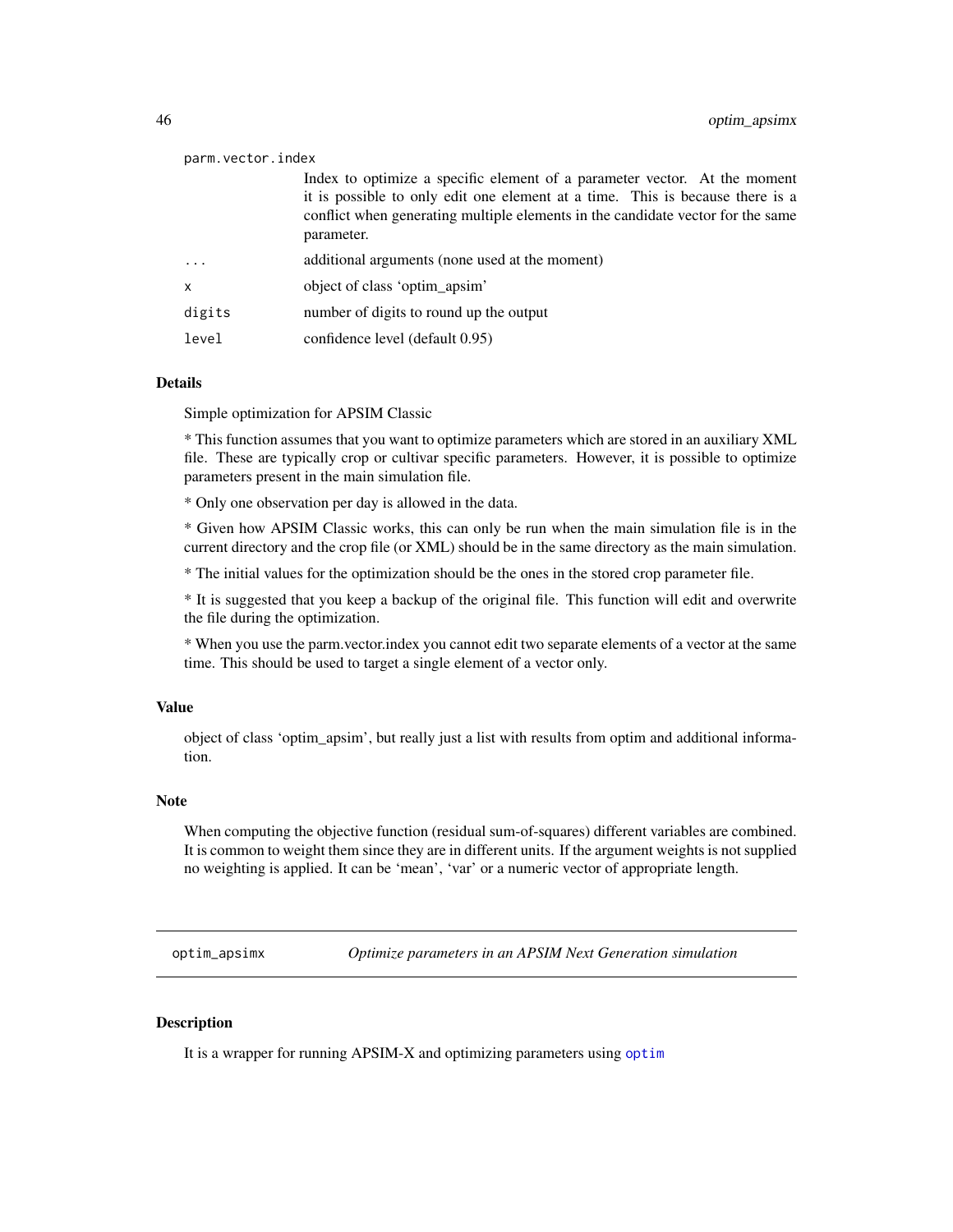`parm.vector.index`
: Index to optimize a specific element of a parameter vector. At the moment it is possible to only edit one element at a time. This is because there is a conflict when generating multiple elements in the candidate vector for the same parameter.

`...`
: additional arguments (none used at the moment)

`x`
: object of class 'optim_apsim'

`digits`
: number of digits to round up the output

`level`
: confidence level (default 0.95)

### Details

Simple optimization for APSIM Classic

* This function assumes that you want to optimize parameters which are stored in an auxiliary XML file. These are typically crop or cultivar specific parameters. However, it is possible to optimize parameters present in the main simulation file.

* Only one observation per day is allowed in the data.

* Given how APSIM Classic works, this can only be run when the main simulation file is in the current directory and the crop file (or XML) should be in the same directory as the main simulation.

* The initial values for the optimization should be the ones in the stored crop parameter file.

* It is suggested that you keep a backup of the original file. This function will edit and overwrite the file during the optimization.

* When you use the parm.vector.index you cannot edit two separate elements of a vector at the same time. This should be used to target a single element of a vector only.

### Value

object of class 'optim_apsim', but really just a list with results from optim and additional information.

### Note

When computing the objective function (residual sum-of-squares) different variables are combined. It is common to weight them since they are in different units. If the argument weights is not supplied no weighting is applied. It can be 'mean', 'var' or a numeric vector of appropriate length.

---

## optim_apsimx — *Optimize parameters in an APSIM Next Generation simulation*

### Description

It is a wrapper for running APSIM-X and optimizing parameters using optim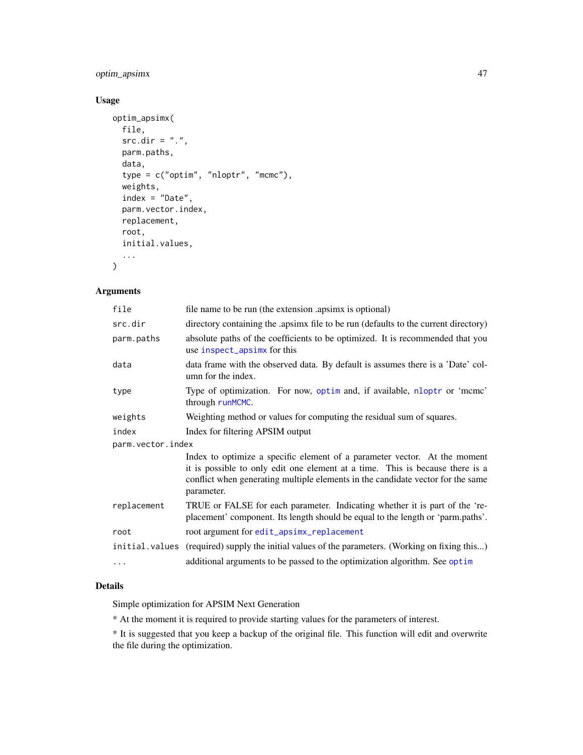## Usage

```
optim_apsimx(
  file,
  src.dir = ".",
  parm.paths,
  data,
  type = c("optim", "nloptr", "mcmc"),
  weights,
  index = "Date",
  parm.vector.index,
  replacement,
  root,
  initial.values,
  ...
)
```

## Arguments

| | |
|---|---|
| `file` | file name to be run (the extension .apsimx is optional) |
| `src.dir` | directory containing the .apsimx file to be run (defaults to the current directory) |
| `parm.paths` | absolute paths of the coefficients to be optimized. It is recommended that you use `inspect_apsimx` for this |
| `data` | data frame with the observed data. By default is assumes there is a 'Date' column for the index. |
| `type` | Type of optimization. For now, `optim` and, if available, `nloptr` or 'mcmc' through `runMCMC`. |
| `weights` | Weighting method or values for computing the residual sum of squares. |
| `index` | Index for filtering APSIM output |
| `parm.vector.index` | Index to optimize a specific element of a parameter vector. At the moment it is possible to only edit one element at a time. This is because there is a conflict when generating multiple elements in the candidate vector for the same parameter. |
| `replacement` | TRUE or FALSE for each parameter. Indicating whether it is part of the 'replacement' component. Its length should be equal to the length or 'parm.paths'. |
| `root` | root argument for `edit_apsimx_replacement` |
| `initial.values` | (required) supply the initial values of the parameters. (Working on fixing this...) |
| `...` | additional arguments to be passed to the optimization algorithm. See `optim` |

## Details

Simple optimization for APSIM Next Generation

* At the moment it is required to provide starting values for the parameters of interest.

* It is suggested that you keep a backup of the original file. This function will edit and overwrite the file during the optimization.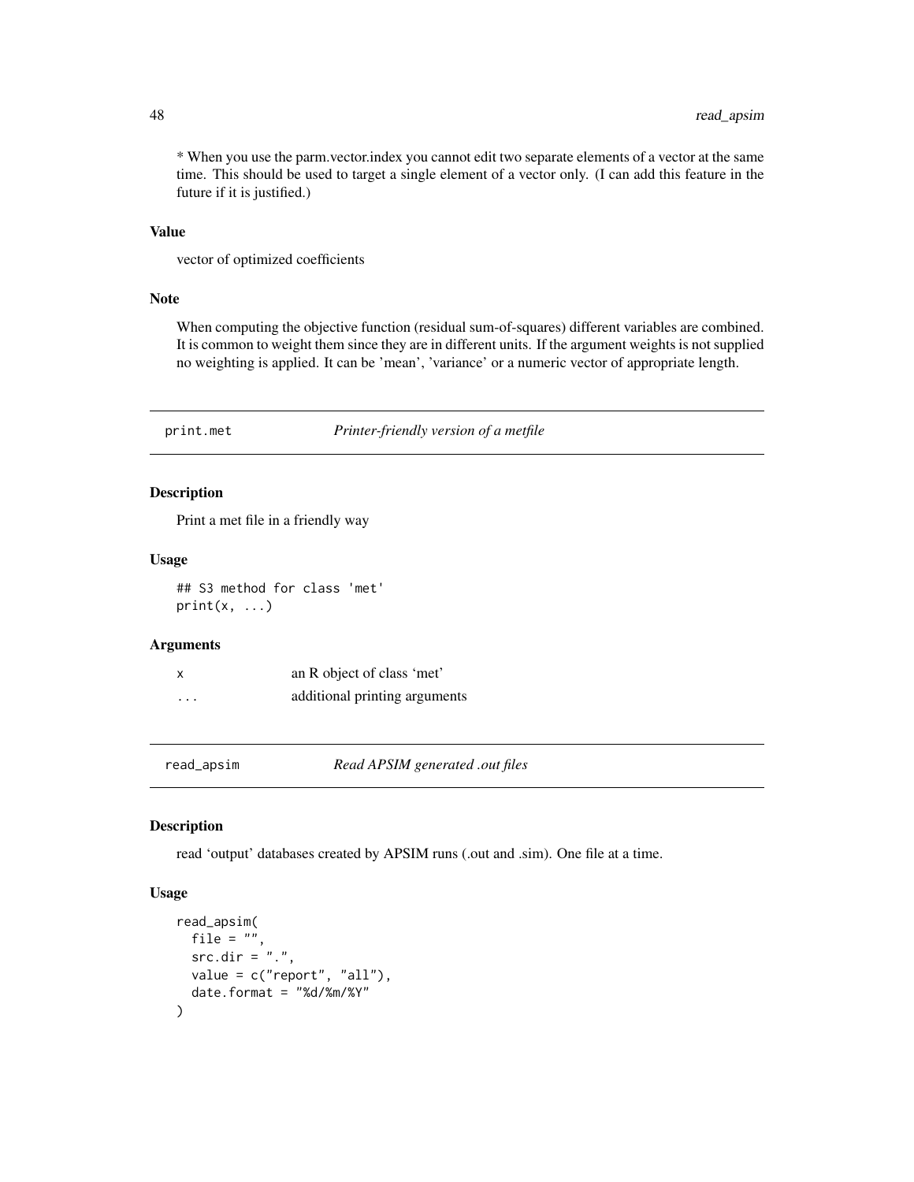* When you use the parm.vector.index you cannot edit two separate elements of a vector at the same time. This should be used to target a single element of a vector only. (I can add this feature in the future if it is justified.)

### Value

vector of optimized coefficients

### Note

When computing the objective function (residual sum-of-squares) different variables are combined. It is common to weight them since they are in different units. If the argument weights is not supplied no weighting is applied. It can be 'mean', 'variance' or a numeric vector of appropriate length.

## print.met — *Printer-friendly version of a metfile*

### Description

Print a met file in a friendly way

### Usage

```
## S3 method for class 'met'
print(x, ...)
```

### Arguments

| | |
|---|---|
| x | an R object of class 'met' |
| ... | additional printing arguments |

## read_apsim — *Read APSIM generated .out files*

### Description

read 'output' databases created by APSIM runs (.out and .sim). One file at a time.

### Usage

```
read_apsim(
  file = "",
  src.dir = ".",
  value = c("report", "all"),
  date.format = "%d/%m/%Y"
)
```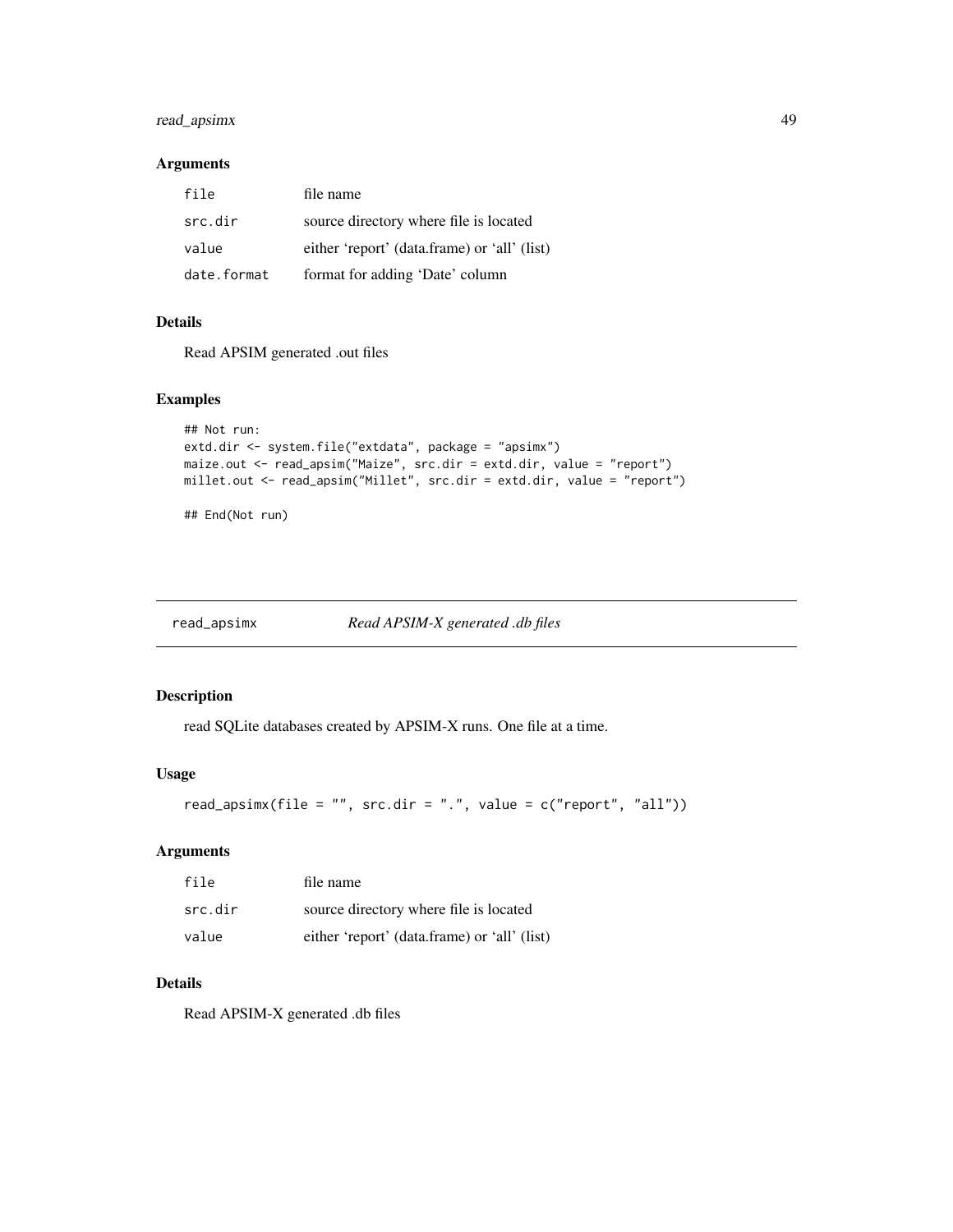## Arguments

| | |
|---|---|
| file | file name |
| src.dir | source directory where file is located |
| value | either 'report' (data.frame) or 'all' (list) |
| date.format | format for adding 'Date' column |

## Details

Read APSIM generated .out files

## Examples

```
## Not run:
extd.dir <- system.file("extdata", package = "apsimx")
maize.out <- read_apsim("Maize", src.dir = extd.dir, value = "report")
millet.out <- read_apsim("Millet", src.dir = extd.dir, value = "report")

## End(Not run)
```

---

# read_apsimx *Read APSIM-X generated .db files*

## Description

read SQLite databases created by APSIM-X runs. One file at a time.

## Usage

```
read_apsimx(file = "", src.dir = ".", value = c("report", "all"))
```

## Arguments

| | |
|---|---|
| file | file name |
| src.dir | source directory where file is located |
| value | either 'report' (data.frame) or 'all' (list) |

## Details

Read APSIM-X generated .db files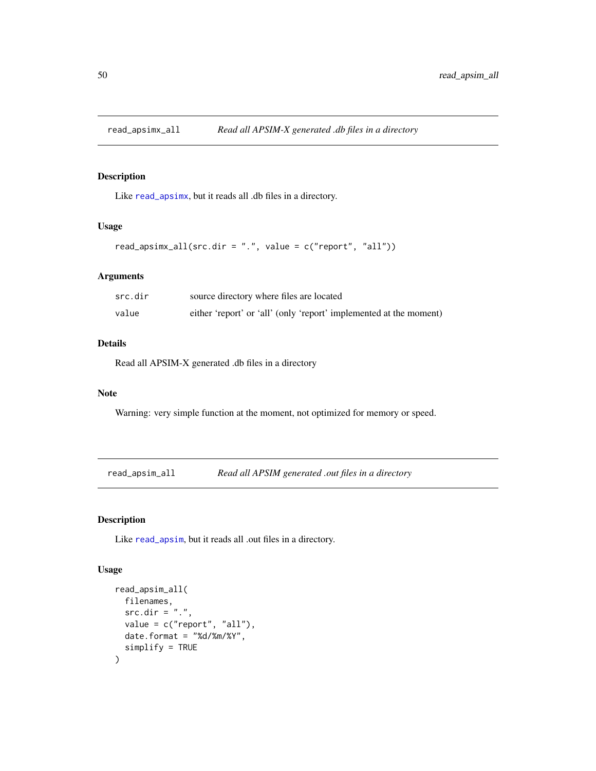## read_apsimx_all — *Read all APSIM-X generated .db files in a directory*

### Description

Like read_apsimx, but it reads all .db files in a directory.

### Usage

```
read_apsimx_all(src.dir = ".", value = c("report", "all"))
```

### Arguments

| | |
|---|---|
| src.dir | source directory where files are located |
| value | either 'report' or 'all' (only 'report' implemented at the moment) |

### Details

Read all APSIM-X generated .db files in a directory

### Note

Warning: very simple function at the moment, not optimized for memory or speed.

## read_apsim_all — *Read all APSIM generated .out files in a directory*

### Description

Like read_apsim, but it reads all .out files in a directory.

### Usage

```
read_apsim_all(
  filenames,
  src.dir = ".",
  value = c("report", "all"),
  date.format = "%d/%m/%Y",
  simplify = TRUE
)
```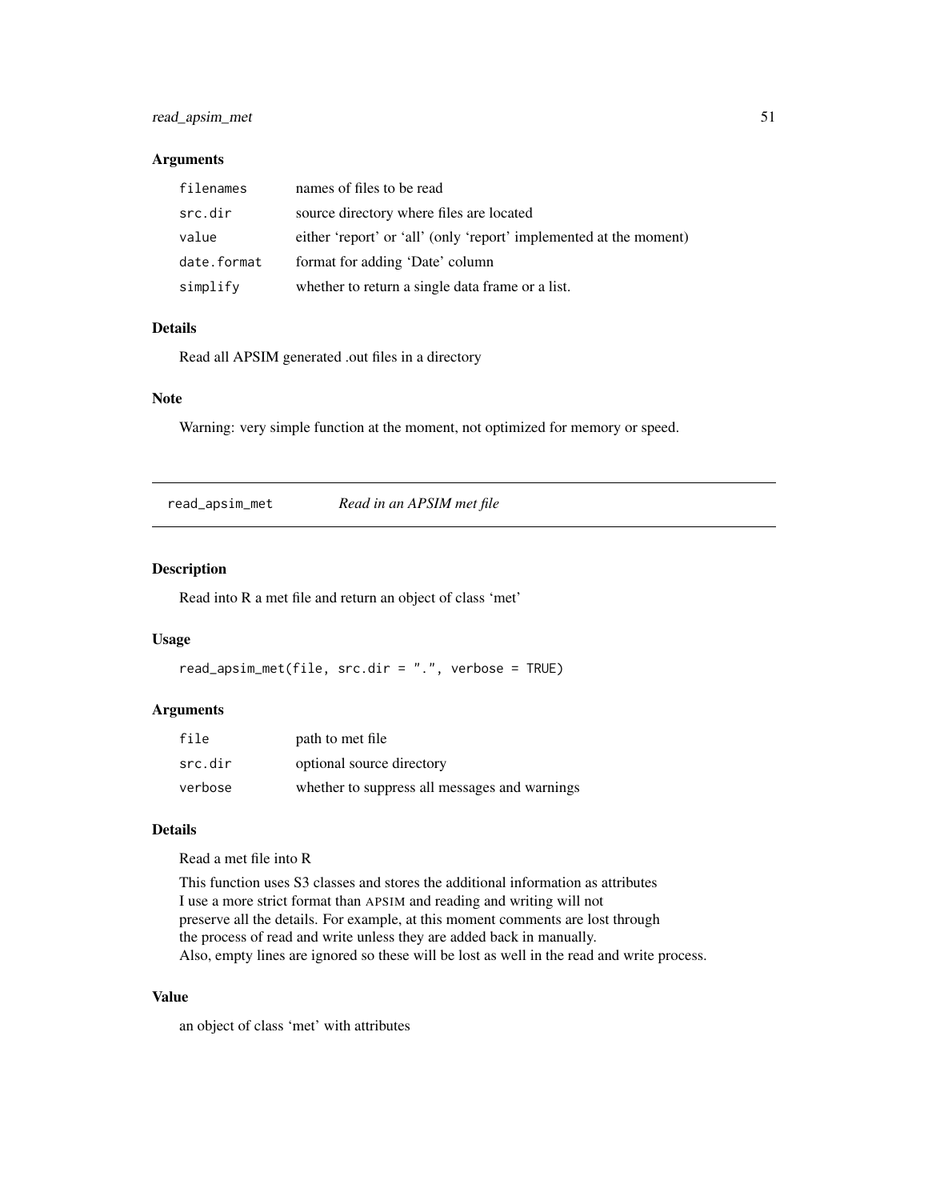### Arguments

| | |
|---|---|
| filenames | names of files to be read |
| src.dir | source directory where files are located |
| value | either 'report' or 'all' (only 'report' implemented at the moment) |
| date.format | format for adding 'Date' column |
| simplify | whether to return a single data frame or a list. |

### Details

Read all APSIM generated .out files in a directory

### Note

Warning: very simple function at the moment, not optimized for memory or speed.

---

## read_apsim_met — *Read in an APSIM met file*

### Description

Read into R a met file and return an object of class 'met'

### Usage

```
read_apsim_met(file, src.dir = ".", verbose = TRUE)
```

### Arguments

| | |
|---|---|
| file | path to met file |
| src.dir | optional source directory |
| verbose | whether to suppress all messages and warnings |

### Details

Read a met file into R

This function uses S3 classes and stores the additional information as attributes
I use a more strict format than APSIM and reading and writing will not
preserve all the details. For example, at this moment comments are lost through
the process of read and write unless they are added back in manually.
Also, empty lines are ignored so these will be lost as well in the read and write process.

### Value

an object of class 'met' with attributes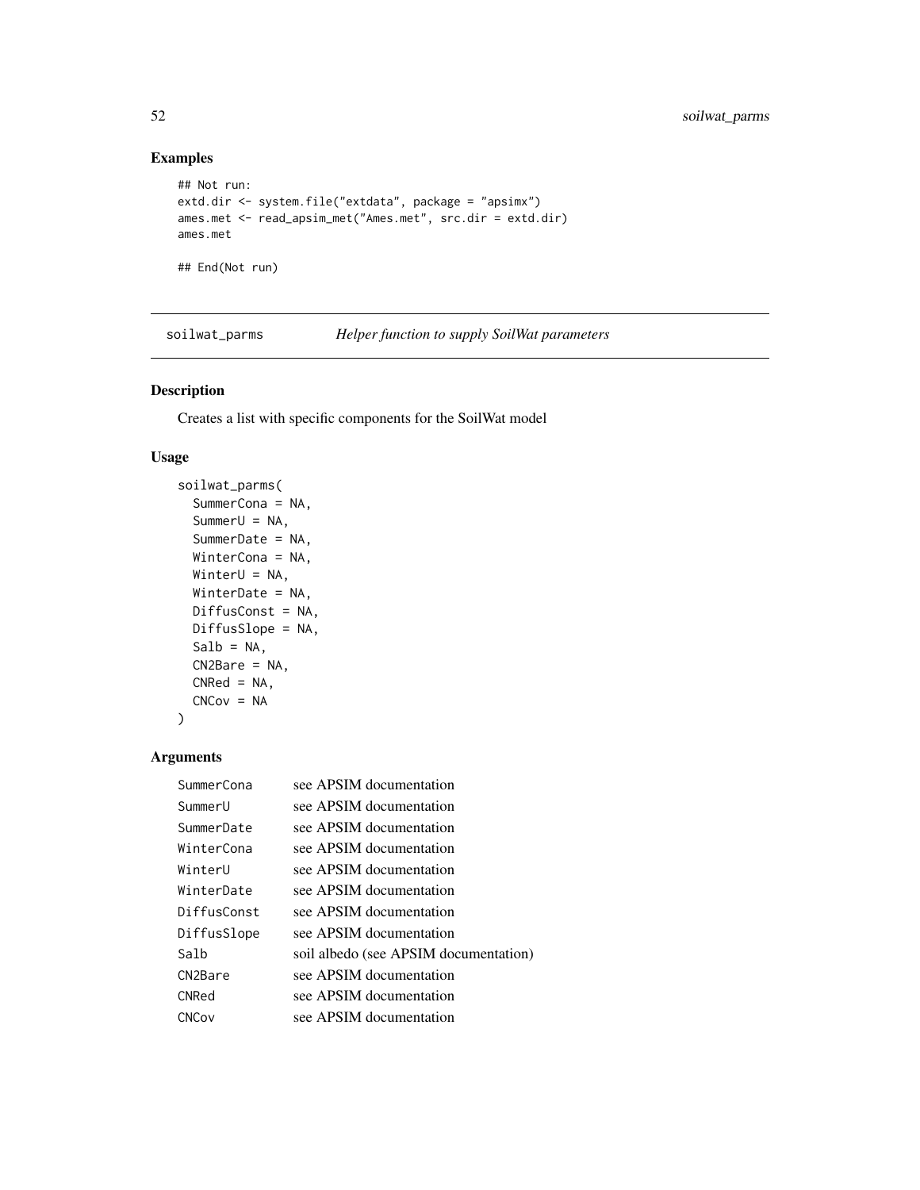## Examples

```
## Not run:
extd.dir <- system.file("extdata", package = "apsimx")
ames.met <- read_apsim_met("Ames.met", src.dir = extd.dir)
ames.met

## End(Not run)
```

---

# soilwat_parms *Helper function to supply SoilWat parameters*

## Description

Creates a list with specific components for the SoilWat model

## Usage

```
soilwat_parms(
  SummerCona = NA,
  SummerU = NA,
  SummerDate = NA,
  WinterCona = NA,
  WinterU = NA,
  WinterDate = NA,
  DiffusConst = NA,
  DiffusSlope = NA,
  Salb = NA,
  CN2Bare = NA,
  CNRed = NA,
  CNCov = NA
)
```

## Arguments

| | |
|---|---|
| SummerCona | see APSIM documentation |
| SummerU | see APSIM documentation |
| SummerDate | see APSIM documentation |
| WinterCona | see APSIM documentation |
| WinterU | see APSIM documentation |
| WinterDate | see APSIM documentation |
| DiffusConst | see APSIM documentation |
| DiffusSlope | see APSIM documentation |
| Salb | soil albedo (see APSIM documentation) |
| CN2Bare | see APSIM documentation |
| CNRed | see APSIM documentation |
| CNCov | see APSIM documentation |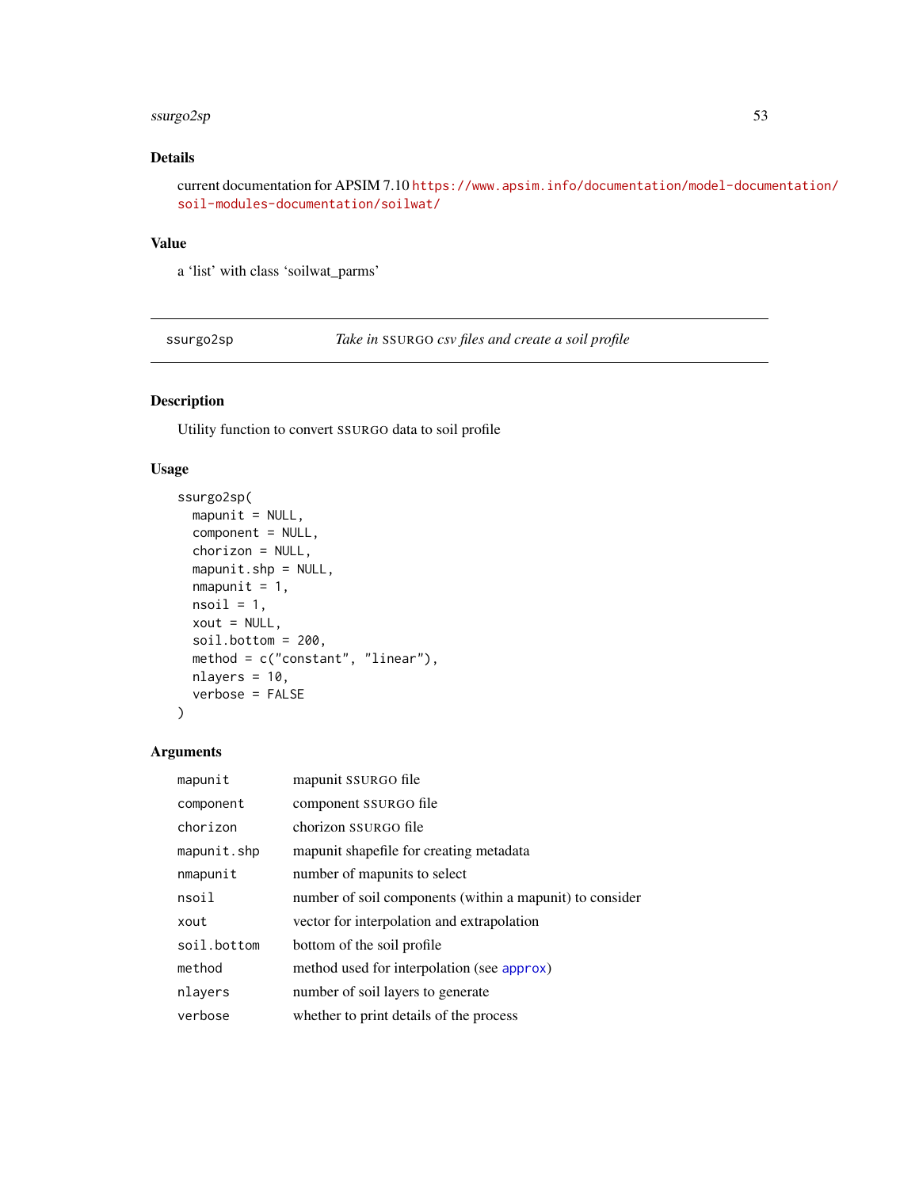## Details

current documentation for APSIM 7.10 https://www.apsim.info/documentation/model-documentation/soil-modules-documentation/soilwat/

## Value

a 'list' with class 'soilwat_parms'

---

# ssurgo2sp *Take in SSURGO csv files and create a soil profile*

## Description

Utility function to convert SSURGO data to soil profile

## Usage

```
ssurgo2sp(
  mapunit = NULL,
  component = NULL,
  chorizon = NULL,
  mapunit.shp = NULL,
  nmapunit = 1,
  nsoil = 1,
  xout = NULL,
  soil.bottom = 200,
  method = c("constant", "linear"),
  nlayers = 10,
  verbose = FALSE
)
```

## Arguments

| | |
|---|---|
| mapunit | mapunit SSURGO file |
| component | component SSURGO file |
| chorizon | chorizon SSURGO file |
| mapunit.shp | mapunit shapefile for creating metadata |
| nmapunit | number of mapunits to select |
| nsoil | number of soil components (within a mapunit) to consider |
| xout | vector for interpolation and extrapolation |
| soil.bottom | bottom of the soil profile |
| method | method used for interpolation (see approx) |
| nlayers | number of soil layers to generate |
| verbose | whether to print details of the process |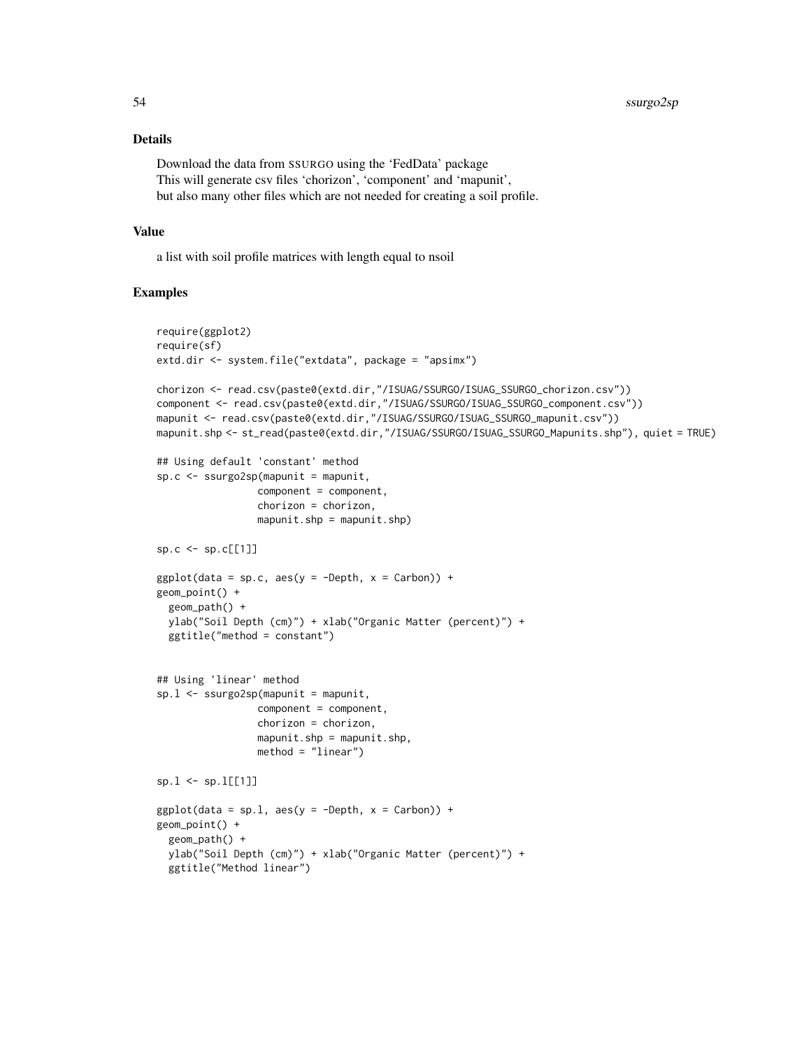## Details

Download the data from SSURGO using the 'FedData' package
This will generate csv files 'chorizon', 'component' and 'mapunit',
but also many other files which are not needed for creating a soil profile.

## Value

a list with soil profile matrices with length equal to nsoil

## Examples

```
require(ggplot2)
require(sf)
extd.dir <- system.file("extdata", package = "apsimx")

chorizon <- read.csv(paste0(extd.dir,"/ISUAG/SSURGO/ISUAG_SSURGO_chorizon.csv"))
component <- read.csv(paste0(extd.dir,"/ISUAG/SSURGO/ISUAG_SSURGO_component.csv"))
mapunit <- read.csv(paste0(extd.dir,"/ISUAG/SSURGO/ISUAG_SSURGO_mapunit.csv"))
mapunit.shp <- st_read(paste0(extd.dir,"/ISUAG/SSURGO/ISUAG_SSURGO_Mapunits.shp"), quiet = TRUE)

## Using default 'constant' method
sp.c <- ssurgo2sp(mapunit = mapunit,
                 component = component,
                 chorizon = chorizon,
                 mapunit.shp = mapunit.shp)

sp.c <- sp.c[[1]]

ggplot(data = sp.c, aes(y = -Depth, x = Carbon)) +
geom_point() +
  geom_path() +
  ylab("Soil Depth (cm)") + xlab("Organic Matter (percent)") +
  ggtitle("method = constant")


## Using 'linear' method
sp.l <- ssurgo2sp(mapunit = mapunit,
                 component = component,
                 chorizon = chorizon,
                 mapunit.shp = mapunit.shp,
                 method = "linear")

sp.l <- sp.l[[1]]

ggplot(data = sp.l, aes(y = -Depth, x = Carbon)) +
geom_point() +
  geom_path() +
  ylab("Soil Depth (cm)") + xlab("Organic Matter (percent)") +
  ggtitle("Method linear")
```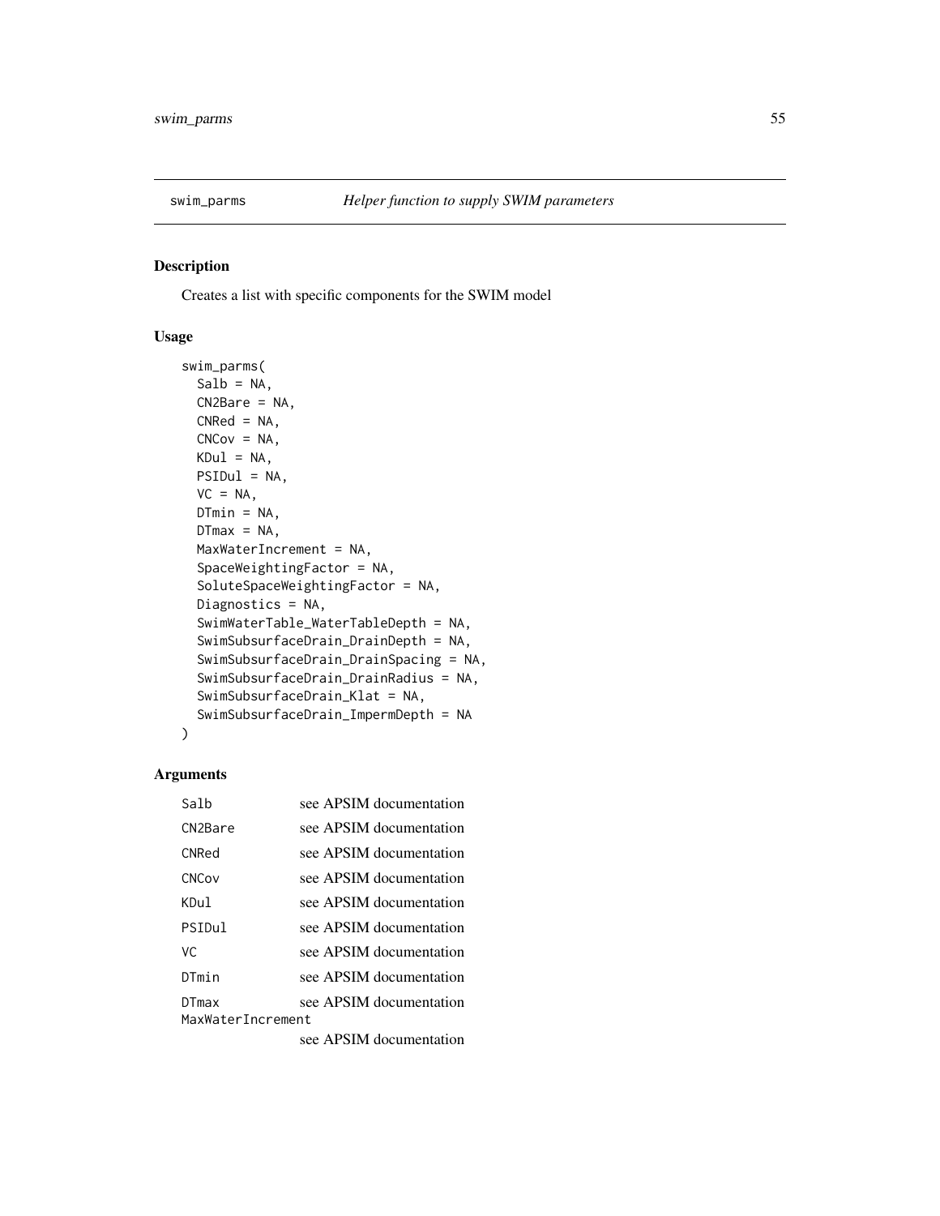## swim_parms — *Helper function to supply SWIM parameters*

### Description

Creates a list with specific components for the SWIM model

### Usage

```
swim_parms(
  Salb = NA,
  CN2Bare = NA,
  CNRed = NA,
  CNCov = NA,
  KDul = NA,
  PSIDul = NA,
  VC = NA,
  DTmin = NA,
  DTmax = NA,
  MaxWaterIncrement = NA,
  SpaceWeightingFactor = NA,
  SoluteSpaceWeightingFactor = NA,
  Diagnostics = NA,
  SwimWaterTable_WaterTableDepth = NA,
  SwimSubsurfaceDrain_DrainDepth = NA,
  SwimSubsurfaceDrain_DrainSpacing = NA,
  SwimSubsurfaceDrain_DrainRadius = NA,
  SwimSubsurfaceDrain_Klat = NA,
  SwimSubsurfaceDrain_ImpermDepth = NA
)
```

### Arguments

| | |
|---|---|
| `Salb` | see APSIM documentation |
| `CN2Bare` | see APSIM documentation |
| `CNRed` | see APSIM documentation |
| `CNCov` | see APSIM documentation |
| `KDul` | see APSIM documentation |
| `PSIDul` | see APSIM documentation |
| `VC` | see APSIM documentation |
| `DTmin` | see APSIM documentation |
| `DTmax` | see APSIM documentation |
| `MaxWaterIncrement` | see APSIM documentation |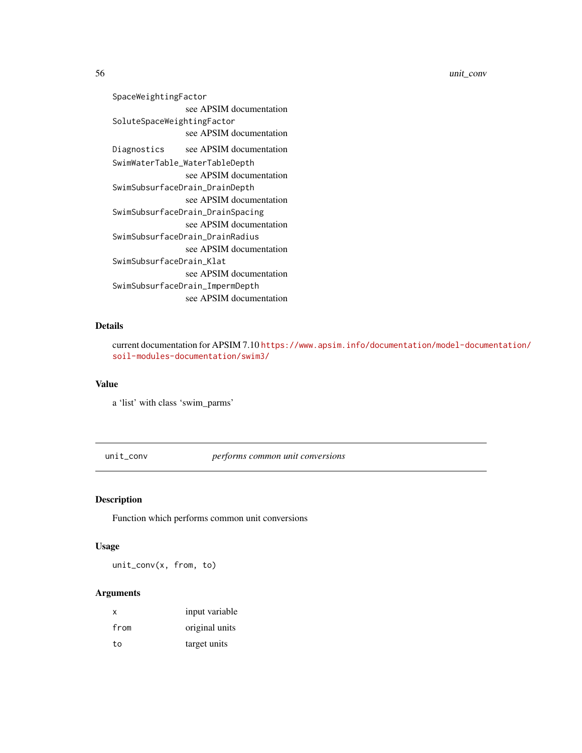SpaceWeightingFactor
: see APSIM documentation

SoluteSpaceWeightingFactor
: see APSIM documentation

Diagnostics
: see APSIM documentation

SwimWaterTable_WaterTableDepth
: see APSIM documentation

SwimSubsurfaceDrain_DrainDepth
: see APSIM documentation

SwimSubsurfaceDrain_DrainSpacing
: see APSIM documentation

SwimSubsurfaceDrain_DrainRadius
: see APSIM documentation

SwimSubsurfaceDrain_Klat
: see APSIM documentation

SwimSubsurfaceDrain_ImpermDepth
: see APSIM documentation

### Details

current documentation for APSIM 7.10 https://www.apsim.info/documentation/model-documentation/soil-modules-documentation/swim3/

### Value

a 'list' with class 'swim_parms'

---

## unit_conv — *performs common unit conversions*

### Description

Function which performs common unit conversions

### Usage

```
unit_conv(x, from, to)
```

### Arguments

| | |
|---|---|
| x | input variable |
| from | original units |
| to | target units |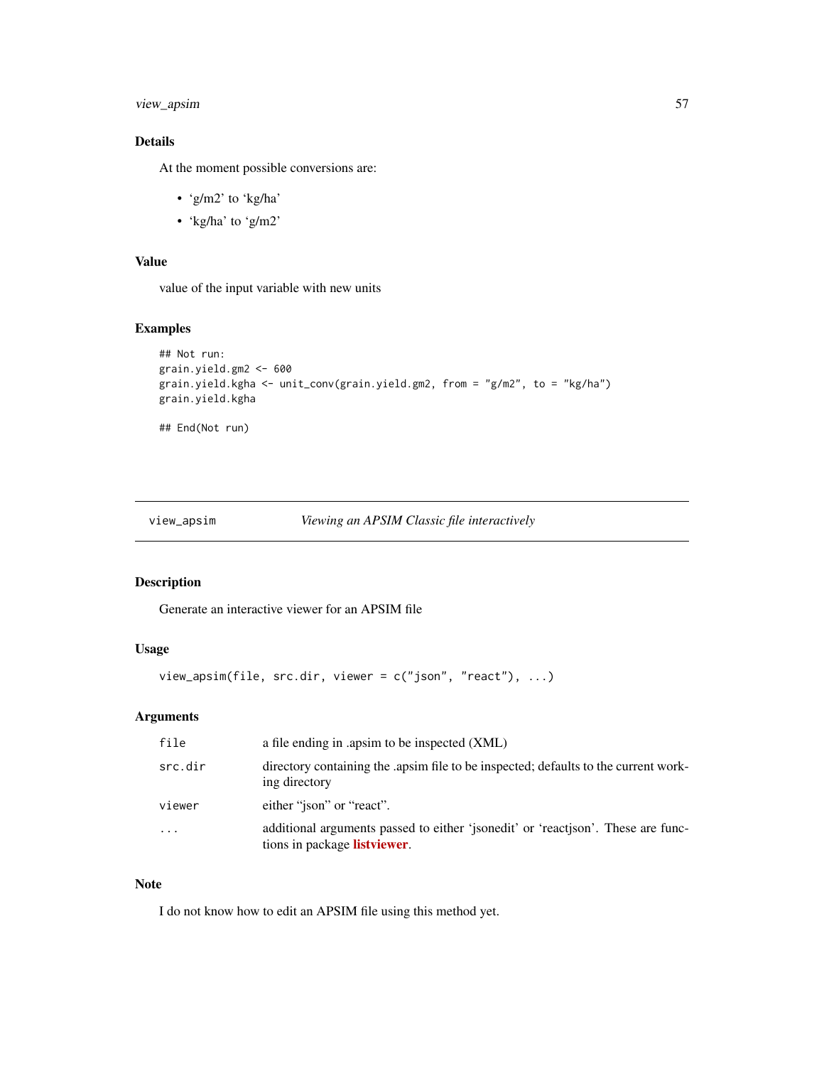### Details

At the moment possible conversions are:

- 'g/m2' to 'kg/ha'
- 'kg/ha' to 'g/m2'

### Value

value of the input variable with new units

### Examples

```
## Not run:
grain.yield.gm2 <- 600
grain.yield.kgha <- unit_conv(grain.yield.gm2, from = "g/m2", to = "kg/ha")
grain.yield.kgha

## End(Not run)
```

---

## view_apsim — *Viewing an APSIM Classic file interactively*

### Description

Generate an interactive viewer for an APSIM file

### Usage

```
view_apsim(file, src.dir, viewer = c("json", "react"), ...)
```

### Arguments

| Argument | Description |
|---|---|
| file | a file ending in .apsim to be inspected (XML) |
| src.dir | directory containing the .apsim file to be inspected; defaults to the current working directory |
| viewer | either "json" or "react". |
| ... | additional arguments passed to either 'jsonedit' or 'reactjson'. These are functions in package **listviewer**. |

### Note

I do not know how to edit an APSIM file using this method yet.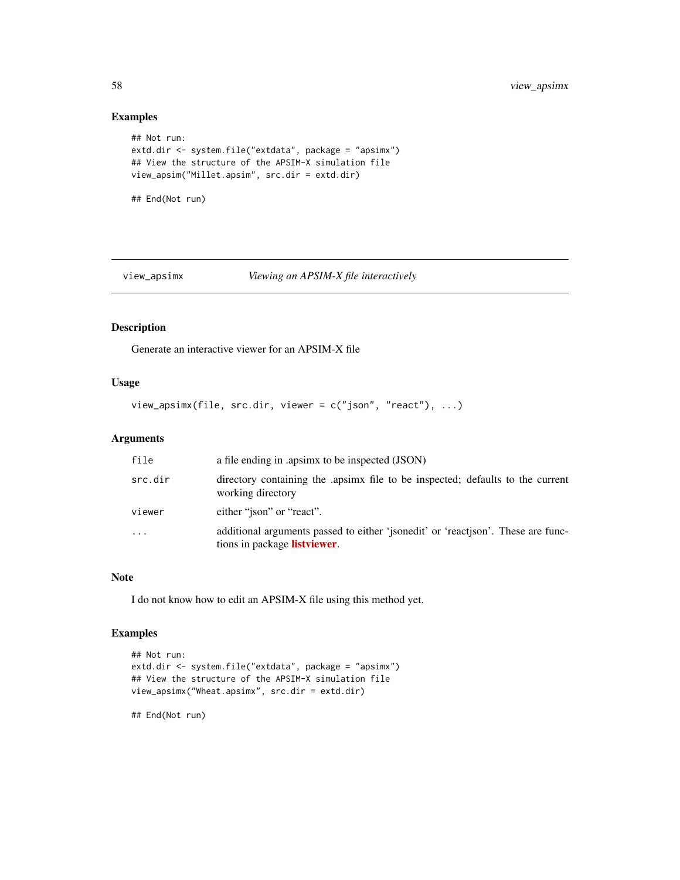## Examples

```
## Not run:
extd.dir <- system.file("extdata", package = "apsimx")
## View the structure of the APSIM-X simulation file
view_apsim("Millet.apsim", src.dir = extd.dir)

## End(Not run)
```

# view_apsimx *Viewing an APSIM-X file interactively*

## Description

Generate an interactive viewer for an APSIM-X file

## Usage

```
view_apsimx(file, src.dir, viewer = c("json", "react"), ...)
```

## Arguments

| | |
|---|---|
| file | a file ending in .apsimx to be inspected (JSON) |
| src.dir | directory containing the .apsimx file to be inspected; defaults to the current working directory |
| viewer | either "json" or "react". |
| ... | additional arguments passed to either 'jsonedit' or 'reactjson'. These are functions in package **listviewer**. |

## Note

I do not know how to edit an APSIM-X file using this method yet.

## Examples

```
## Not run:
extd.dir <- system.file("extdata", package = "apsimx")
## View the structure of the APSIM-X simulation file
view_apsimx("Wheat.apsimx", src.dir = extd.dir)

## End(Not run)
```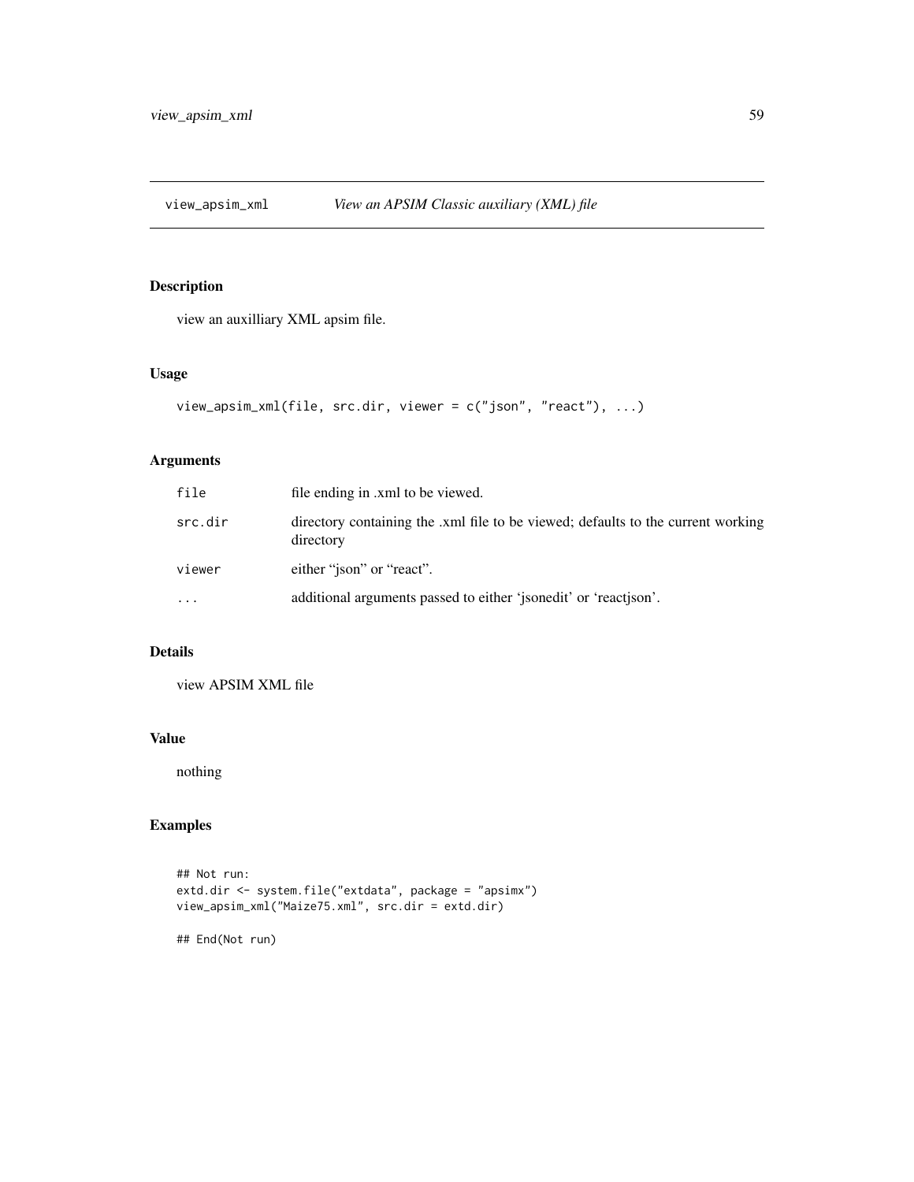## view_apsim_xml *View an APSIM Classic auxiliary (XML) file*

### Description

view an auxilliary XML apsim file.

### Usage

```
view_apsim_xml(file, src.dir, viewer = c("json", "react"), ...)
```

### Arguments

| | |
|---|---|
| file | file ending in .xml to be viewed. |
| src.dir | directory containing the .xml file to be viewed; defaults to the current working directory |
| viewer | either "json" or "react". |
| ... | additional arguments passed to either 'jsonedit' or 'reactjson'. |

### Details

view APSIM XML file

### Value

nothing

### Examples

```
## Not run:
extd.dir <- system.file("extdata", package = "apsimx")
view_apsim_xml("Maize75.xml", src.dir = extd.dir)

## End(Not run)
```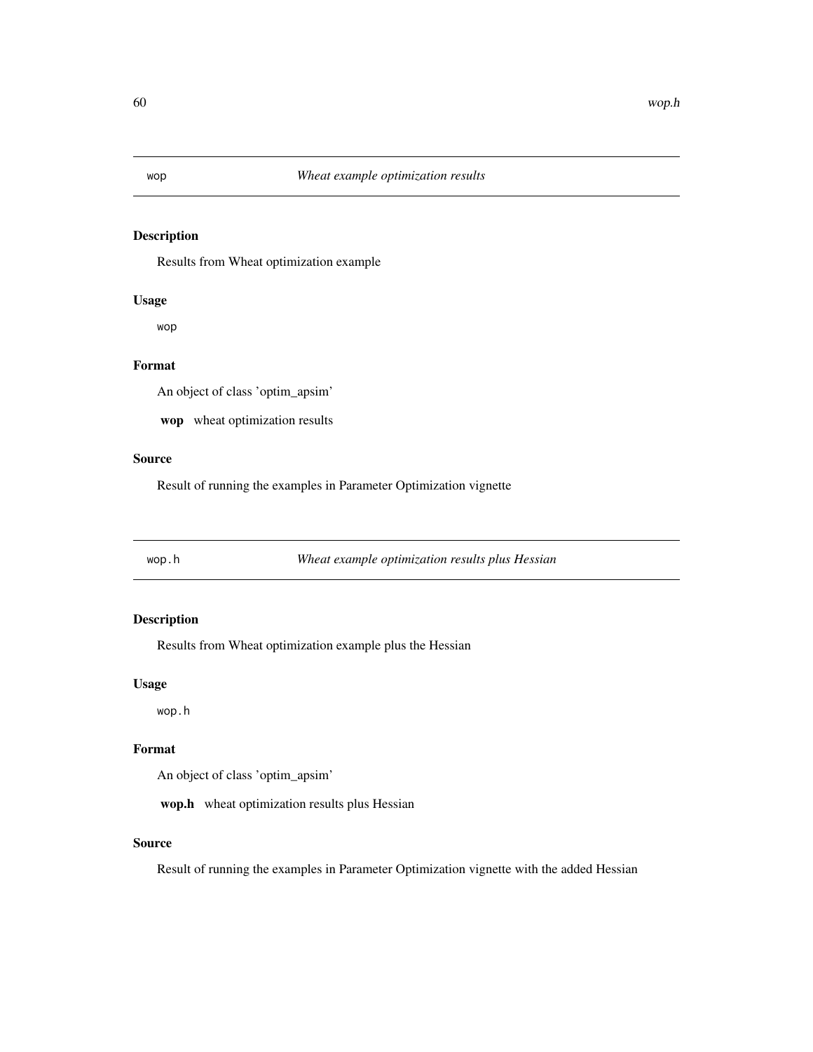## wop *Wheat example optimization results*

### Description

Results from Wheat optimization example

### Usage

```
wop
```

### Format

An object of class 'optim_apsim'

**wop** wheat optimization results

### Source

Result of running the examples in Parameter Optimization vignette

## wop.h *Wheat example optimization results plus Hessian*

### Description

Results from Wheat optimization example plus the Hessian

### Usage

```
wop.h
```

### Format

An object of class 'optim_apsim'

**wop.h** wheat optimization results plus Hessian

### Source

Result of running the examples in Parameter Optimization vignette with the added Hessian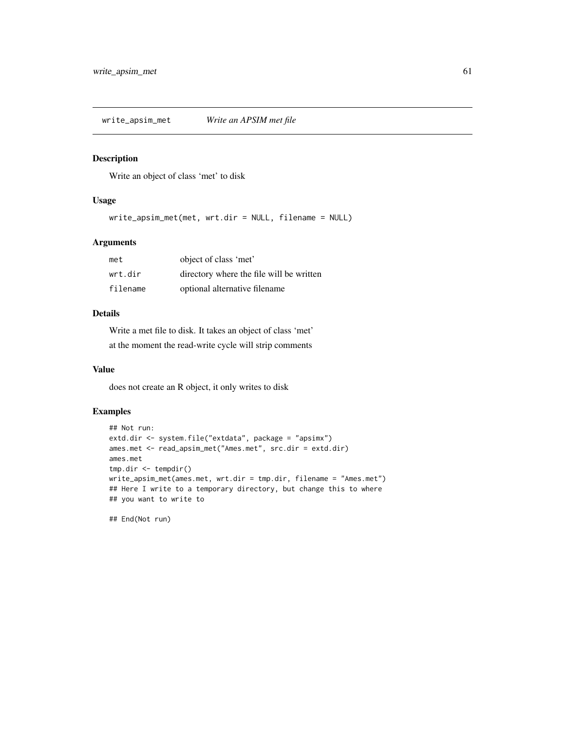## write_apsim_met *Write an APSIM met file*

### Description

Write an object of class 'met' to disk

### Usage

```
write_apsim_met(met, wrt.dir = NULL, filename = NULL)
```

### Arguments

| | |
|---|---|
| met | object of class 'met' |
| wrt.dir | directory where the file will be written |
| filename | optional alternative filename |

### Details

Write a met file to disk. It takes an object of class 'met'

at the moment the read-write cycle will strip comments

### Value

does not create an R object, it only writes to disk

### Examples

```
## Not run:
extd.dir <- system.file("extdata", package = "apsimx")
ames.met <- read_apsim_met("Ames.met", src.dir = extd.dir)
ames.met
tmp.dir <- tempdir()
write_apsim_met(ames.met, wrt.dir = tmp.dir, filename = "Ames.met")
## Here I write to a temporary directory, but change this to where
## you want to write to

## End(Not run)
```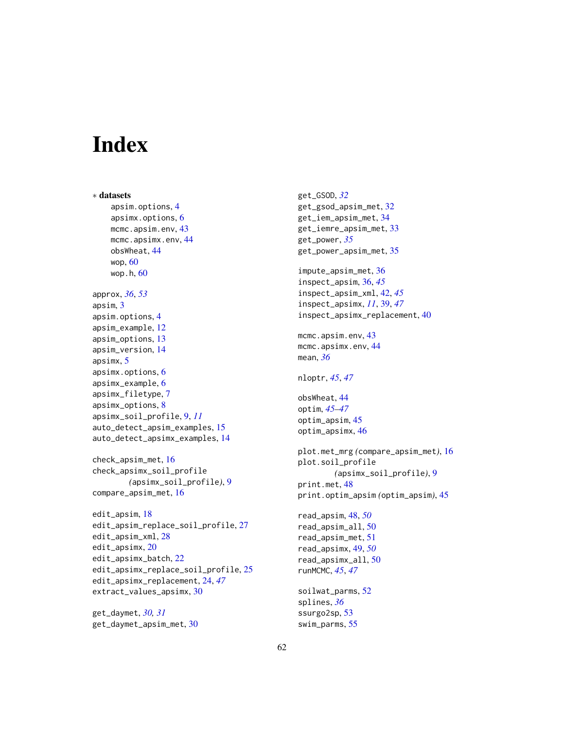# Index

∗ **datasets**

- apsim.options, 4
- apsimx.options, 6
- mcmc.apsim.env, 43
- mcmc.apsimx.env, 44
- obsWheat, 44
- wop, 60
- wop.h, 60

approx, *36*, *53*
apsim, 3
apsim.options, 4
apsim_example, 12
apsim_options, 13
apsim_version, 14
apsimx, 5
apsimx.options, 6
apsimx_example, 6
apsimx_filetype, 7
apsimx_options, 8
apsimx_soil_profile, 9, *11*
auto_detect_apsim_examples, 15
auto_detect_apsimx_examples, 14

check_apsim_met, 16
check_apsimx_soil_profile (apsimx_soil_profile), 9
compare_apsim_met, 16

edit_apsim, 18
edit_apsim_replace_soil_profile, 27
edit_apsim_xml, 28
edit_apsimx, 20
edit_apsimx_batch, 22
edit_apsimx_replace_soil_profile, 25
edit_apsimx_replacement, 24, *47*
extract_values_apsimx, 30

get_daymet, *30*, *31*
get_daymet_apsim_met, 30
get_GSOD, *32*
get_gsod_apsim_met, 32
get_iem_apsim_met, 34
get_iemre_apsim_met, 33
get_power, *35*
get_power_apsim_met, 35

impute_apsim_met, 36
inspect_apsim, 36, *45*
inspect_apsim_xml, 42, *45*
inspect_apsimx, *11*, 39, *47*
inspect_apsimx_replacement, 40

mcmc.apsim.env, 43
mcmc.apsimx.env, 44
mean, *36*

nloptr, *45*, *47*

obsWheat, 44
optim, *45–47*
optim_apsim, 45
optim_apsimx, 46

plot.met_mrg (compare_apsim_met), 16
plot.soil_profile (apsimx_soil_profile), 9
print.met, 48
print.optim_apsim (optim_apsim), 45

read_apsim, 48, *50*
read_apsim_all, 50
read_apsim_met, 51
read_apsimx, 49, *50*
read_apsimx_all, 50
runMCMC, *45*, *47*

soilwat_parms, 52
splines, *36*
ssurgo2sp, 53
swim_parms, 55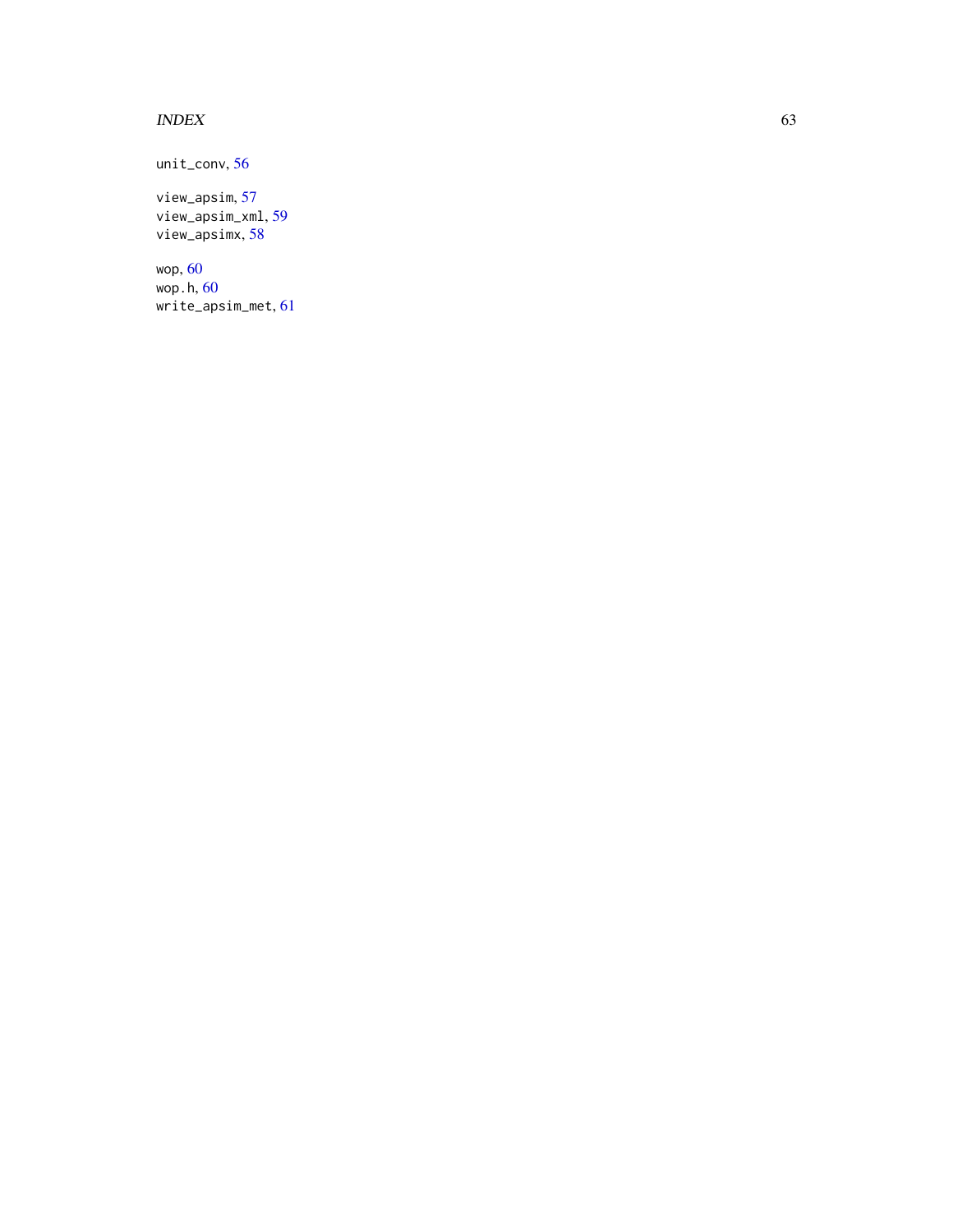unit_conv, 56

view_apsim, 57
view_apsim_xml, 59
view_apsimx, 58

wop, 60
wop.h, 60
write_apsim_met, 61